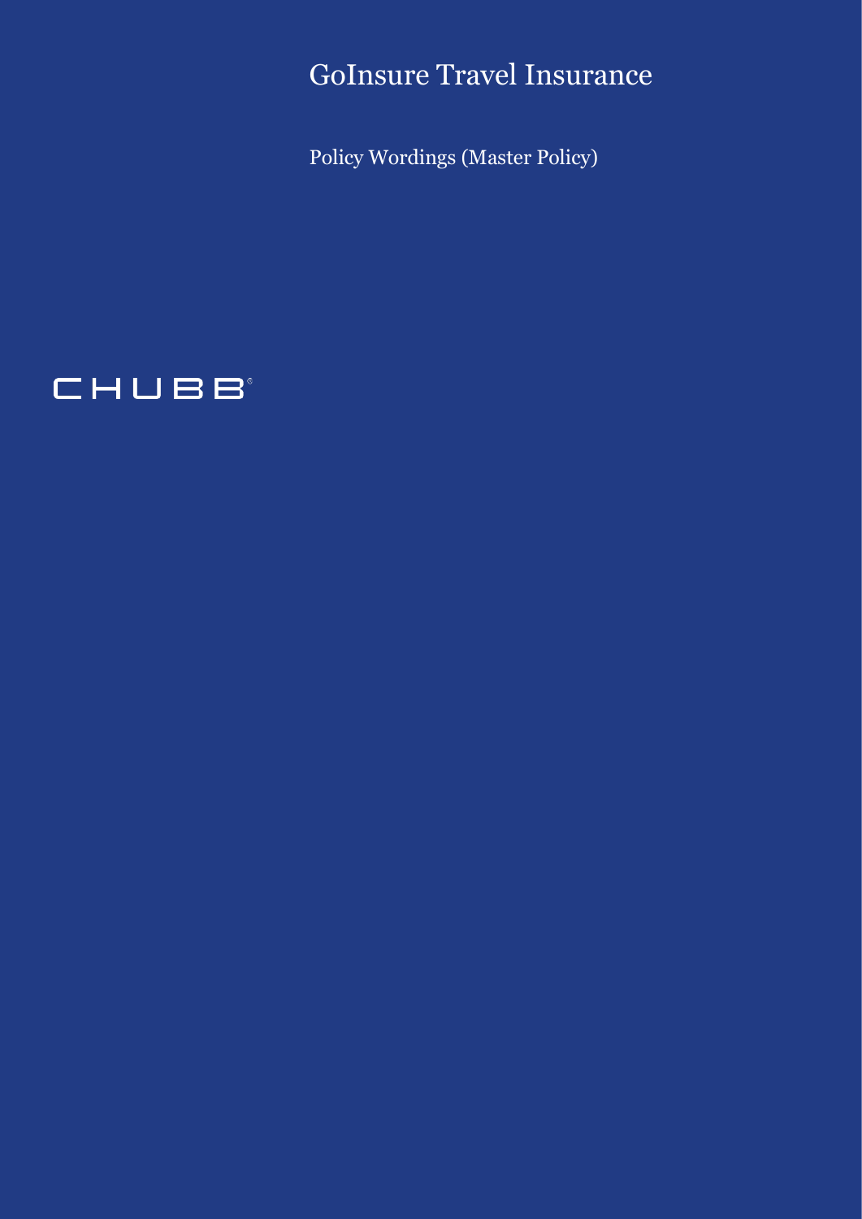# GoInsure Travel Insurance

Policy Wordings (Master Policy)

CHUBB®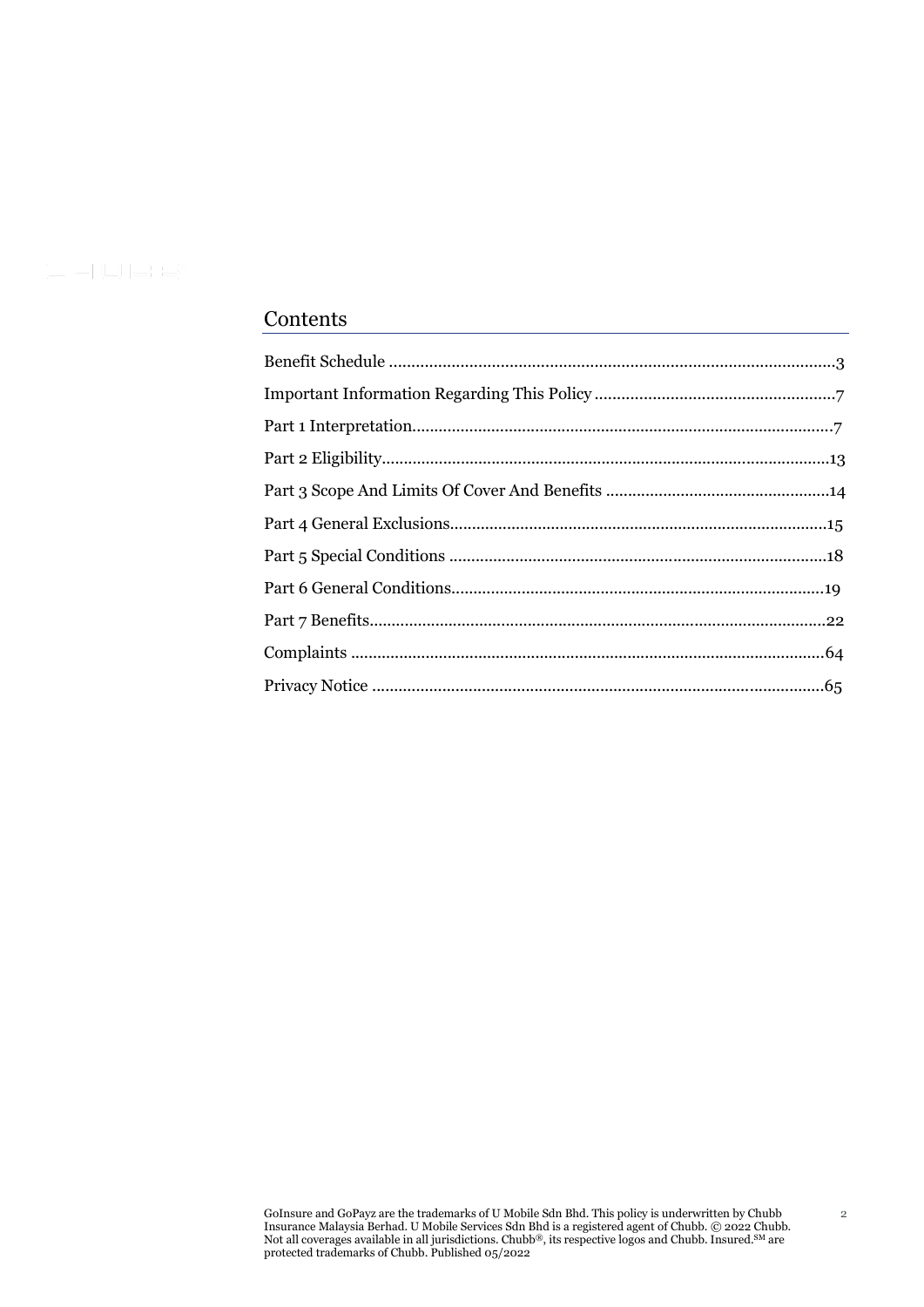## Contents

Benefit Schedule ....................................................................................................3

Important Information Regarding This Policy ......................................................7

Part 1 Interpretation..............................................................................................7

Part 2 Eligibility.....................................................................................................13

Part 3 Scope And Limits Of Cover And Benefits ..................................................14

Part 4 General Exclusions.....................................................................................15

Part 5 Special Conditions .....................................................................................18

Part 6 General Conditions....................................................................................19

Part 7 Benefits.......................................................................................................22

Complaints ...........................................................................................................64

Privacy Notice ......................................................................................................65

GoInsure and GoPayz are the trademarks of U Mobile Sdn Bhd. This policy is underwritten by Chubb Insurance Malaysia Berhad. U Mobile Services Sdn Bhd is a registered agent of Chubb. © 2022 Chubb. Not all coverages available in all jurisdictions. Chubb®, its respective logos and Chubb. Insured.SM are protected trademarks of Chubb. Published 05/2022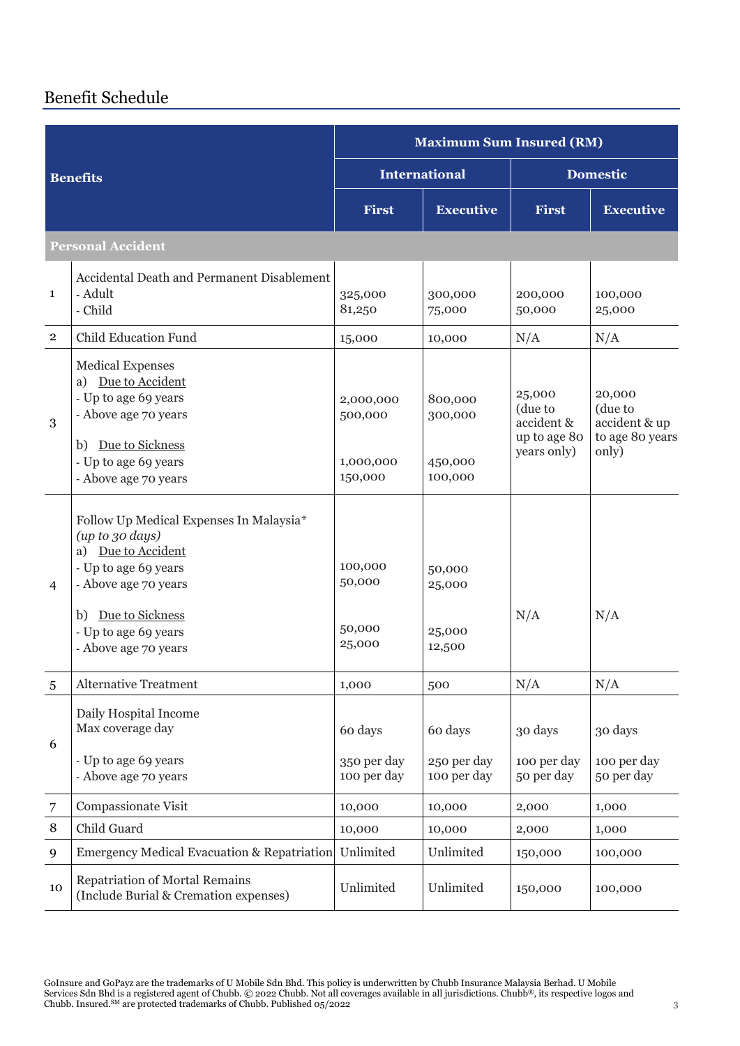## Benefit Schedule

| | Benefits | Maximum Sum Insured (RM) | | | |
|---|---|---|---|---|---|
| | | International | | Domestic | |
| | | First | Executive | First | Executive |
| **Personal Accident** | | | | | |
| 1 | Accidental Death and Permanent Disablement<br>- Adult<br>- Child | <br>325,000<br>81,250 | <br>300,000<br>75,000 | <br>200,000<br>50,000 | <br>100,000<br>25,000 |
| 2 | Child Education Fund | 15,000 | 10,000 | N/A | N/A |
| 3 | Medical Expenses<br>a) Due to Accident<br>- Up to age 69 years<br>- Above age 70 years<br><br>b) Due to Sickness<br>- Up to age 69 years<br>- Above age 70 years | <br><br>2,000,000<br>500,000<br><br><br>1,000,000<br>150,000 | <br><br>800,000<br>300,000<br><br><br>450,000<br>100,000 | 25,000 (due to accident & up to age 80 years only) | 20,000 (due to accident & up to age 80 years only) |
| 4 | Follow Up Medical Expenses In Malaysia*<br>*(up to 30 days)*<br>a) Due to Accident<br>- Up to age 69 years<br>- Above age 70 years<br><br>b) Due to Sickness<br>- Up to age 69 years<br>- Above age 70 years | <br><br><br>100,000<br>50,000<br><br><br>50,000<br>25,000 | <br><br><br>50,000<br>25,000<br><br><br>25,000<br>12,500 | N/A | N/A |
| 5 | Alternative Treatment | 1,000 | 500 | N/A | N/A |
| 6 | Daily Hospital Income<br>Max coverage day<br><br>- Up to age 69 years<br>- Above age 70 years | <br>60 days<br><br>350 per day<br>100 per day | <br>60 days<br><br>250 per day<br>100 per day | <br>30 days<br><br>100 per day<br>50 per day | <br>30 days<br><br>100 per day<br>50 per day |
| 7 | Compassionate Visit | 10,000 | 10,000 | 2,000 | 1,000 |
| 8 | Child Guard | 10,000 | 10,000 | 2,000 | 1,000 |
| 9 | Emergency Medical Evacuation & Repatriation | Unlimited | Unlimited | 150,000 | 100,000 |
| 10 | Repatriation of Mortal Remains (Include Burial & Cremation expenses) | Unlimited | Unlimited | 150,000 | 100,000 |

GoInsure and GoPayz are the trademarks of U Mobile Sdn Bhd. This policy is underwritten by Chubb Insurance Malaysia Berhad. U Mobile Services Sdn Bhd is a registered agent of Chubb. © 2022 Chubb. Not all coverages available in all jurisdictions. Chubb®, its respective logos and Chubb. Insured.SM are protected trademarks of Chubb. Published 05/2022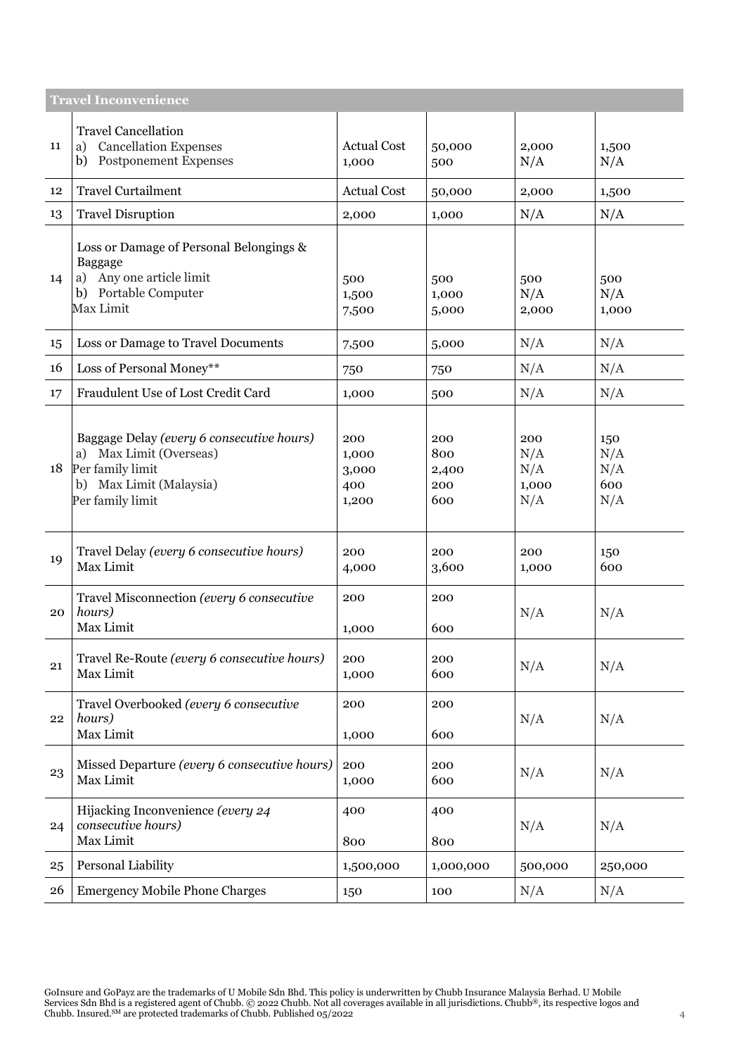| Travel Inconvenience | | | | | |
|---|---|---|---|---|---|
| 11 | Travel Cancellation<br>a) Cancellation Expenses<br>b) Postponement Expenses | Actual Cost<br>1,000 | 50,000<br>500 | 2,000<br>N/A | 1,500<br>N/A |
| 12 | Travel Curtailment | Actual Cost | 50,000 | 2,000 | 1,500 |
| 13 | Travel Disruption | 2,000 | 1,000 | N/A | N/A |
| 14 | Loss or Damage of Personal Belongings & Baggage<br>a) Any one article limit<br>b) Portable Computer<br>Max Limit | 500<br>1,500<br>7,500 | 500<br>1,000<br>5,000 | 500<br>N/A<br>2,000 | 500<br>N/A<br>1,000 |
| 15 | Loss or Damage to Travel Documents | 7,500 | 5,000 | N/A | N/A |
| 16 | Loss of Personal Money** | 750 | 750 | N/A | N/A |
| 17 | Fraudulent Use of Lost Credit Card | 1,000 | 500 | N/A | N/A |
| 18 | Baggage Delay *(every 6 consecutive hours)*<br>a) Max Limit (Overseas)<br>Per family limit<br>b) Max Limit (Malaysia)<br>Per family limit | 200<br>1,000<br>3,000<br>400<br>1,200 | 200<br>800<br>2,400<br>200<br>600 | 200<br>N/A<br>N/A<br>1,000<br>N/A | 150<br>N/A<br>N/A<br>600<br>N/A |
| 19 | Travel Delay *(every 6 consecutive hours)*<br>Max Limit | 200<br>4,000 | 200<br>3,600 | 200<br>1,000 | 150<br>600 |
| 20 | Travel Misconnection *(every 6 consecutive hours)*<br>Max Limit | 200<br>1,000 | 200<br>600 | N/A | N/A |
| 21 | Travel Re-Route *(every 6 consecutive hours)*<br>Max Limit | 200<br>1,000 | 200<br>600 | N/A | N/A |
| 22 | Travel Overbooked *(every 6 consecutive hours)*<br>Max Limit | 200<br>1,000 | 200<br>600 | N/A | N/A |
| 23 | Missed Departure *(every 6 consecutive hours)*<br>Max Limit | 200<br>1,000 | 200<br>600 | N/A | N/A |
| 24 | Hijacking Inconvenience *(every 24 consecutive hours)*<br>Max Limit | 400<br>800 | 400<br>800 | N/A | N/A |
| 25 | Personal Liability | 1,500,000 | 1,000,000 | 500,000 | 250,000 |
| 26 | Emergency Mobile Phone Charges | 150 | 100 | N/A | N/A |

GoInsure and GoPayz are the trademarks of U Mobile Sdn Bhd. This policy is underwritten by Chubb Insurance Malaysia Berhad. U Mobile Services Sdn Bhd is a registered agent of Chubb. © 2022 Chubb. Not all coverages available in all jurisdictions. Chubb®, its respective logos and Chubb. Insured.℠ are protected trademarks of Chubb. Published 05/2022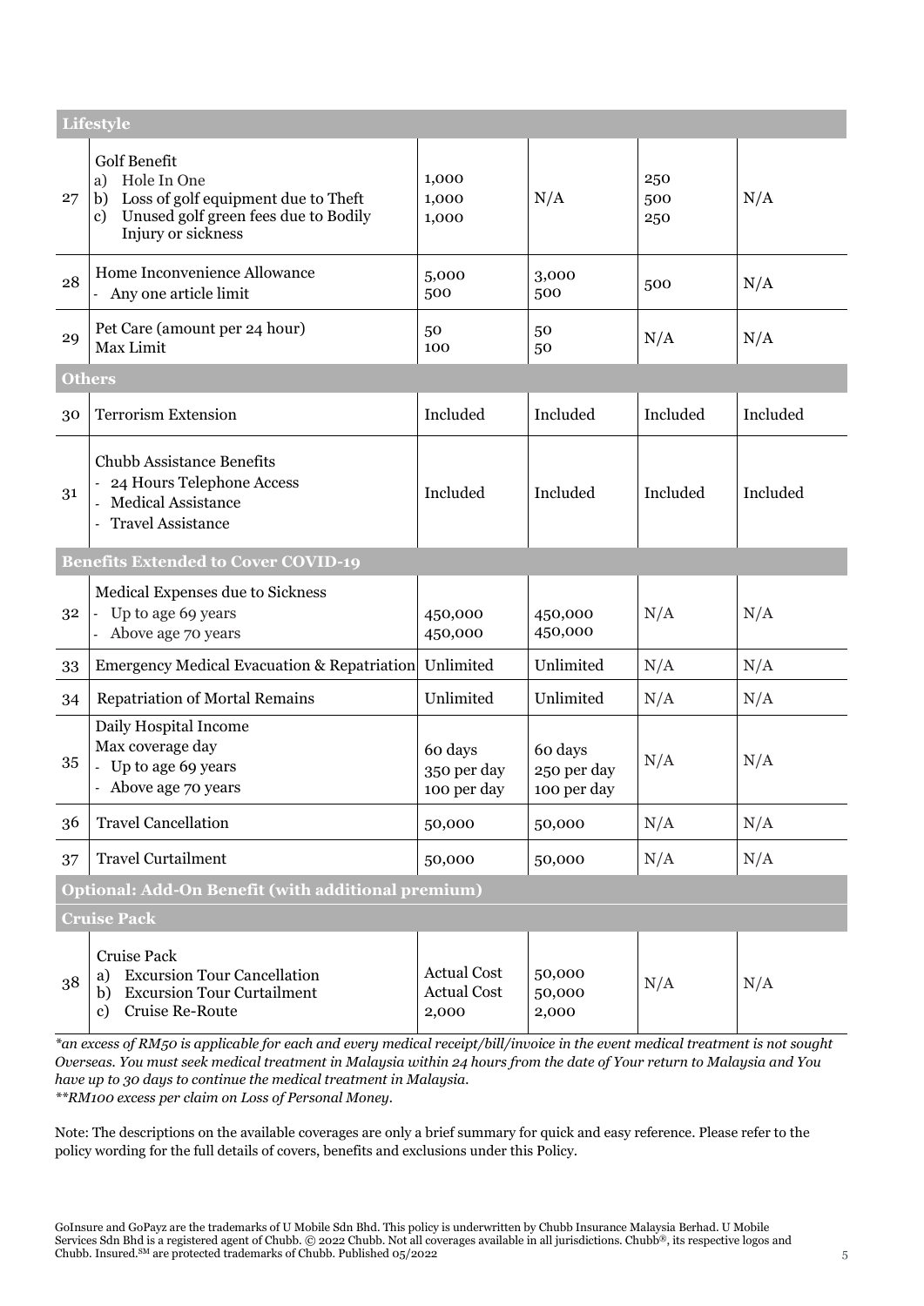| | | | | | |
|---|---|---|---|---|---|
| **Lifestyle** | | | | | |
| 27 | Golf Benefit<br>a) Hole In One<br>b) Loss of golf equipment due to Theft<br>c) Unused golf green fees due to Bodily Injury or sickness | 1,000<br>1,000<br>1,000 | N/A | 250<br>500<br>250 | N/A |
| 28 | Home Inconvenience Allowance<br>- Any one article limit | 5,000<br>500 | 3,000<br>500 | 500 | N/A |
| 29 | Pet Care (amount per 24 hour)<br>Max Limit | 50<br>100 | 50<br>50 | N/A | N/A |
| **Others** | | | | | |
| 30 | Terrorism Extension | Included | Included | Included | Included |
| 31 | Chubb Assistance Benefits<br>- 24 Hours Telephone Access<br>- Medical Assistance<br>- Travel Assistance | Included | Included | Included | Included |
| **Benefits Extended to Cover COVID-19** | | | | | |
| 32 | Medical Expenses due to Sickness<br>- Up to age 69 years<br>- Above age 70 years | 450,000<br>450,000 | 450,000<br>450,000 | N/A | N/A |
| 33 | Emergency Medical Evacuation & Repatriation | Unlimited | Unlimited | N/A | N/A |
| 34 | Repatriation of Mortal Remains | Unlimited | Unlimited | N/A | N/A |
| 35 | Daily Hospital Income<br>Max coverage day<br>- Up to age 69 years<br>- Above age 70 years | 60 days<br>350 per day<br>100 per day | 60 days<br>250 per day<br>100 per day | N/A | N/A |
| 36 | Travel Cancellation | 50,000 | 50,000 | N/A | N/A |
| 37 | Travel Curtailment | 50,000 | 50,000 | N/A | N/A |
| **Optional: Add-On Benefit (with additional premium)** | | | | | |
| **Cruise Pack** | | | | | |
| 38 | Cruise Pack<br>a) Excursion Tour Cancellation<br>b) Excursion Tour Curtailment<br>c) Cruise Re-Route | Actual Cost<br>Actual Cost<br>2,000 | 50,000<br>50,000<br>2,000 | N/A | N/A |

*\*an excess of RM50 is applicable for each and every medical receipt/bill/invoice in the event medical treatment is not sought Overseas. You must seek medical treatment in Malaysia within 24 hours from the date of Your return to Malaysia and You have up to 30 days to continue the medical treatment in Malaysia.*
*\*\*RM100 excess per claim on Loss of Personal Money.*

Note: The descriptions on the available coverages are only a brief summary for quick and easy reference. Please refer to the policy wording for the full details of covers, benefits and exclusions under this Policy.

GoInsure and GoPayz are the trademarks of U Mobile Sdn Bhd. This policy is underwritten by Chubb Insurance Malaysia Berhad. U Mobile Services Sdn Bhd is a registered agent of Chubb. © 2022 Chubb. Not all coverages available in all jurisdictions. Chubb®, its respective logos and Chubb. Insured.SM are protected trademarks of Chubb. Published 05/2022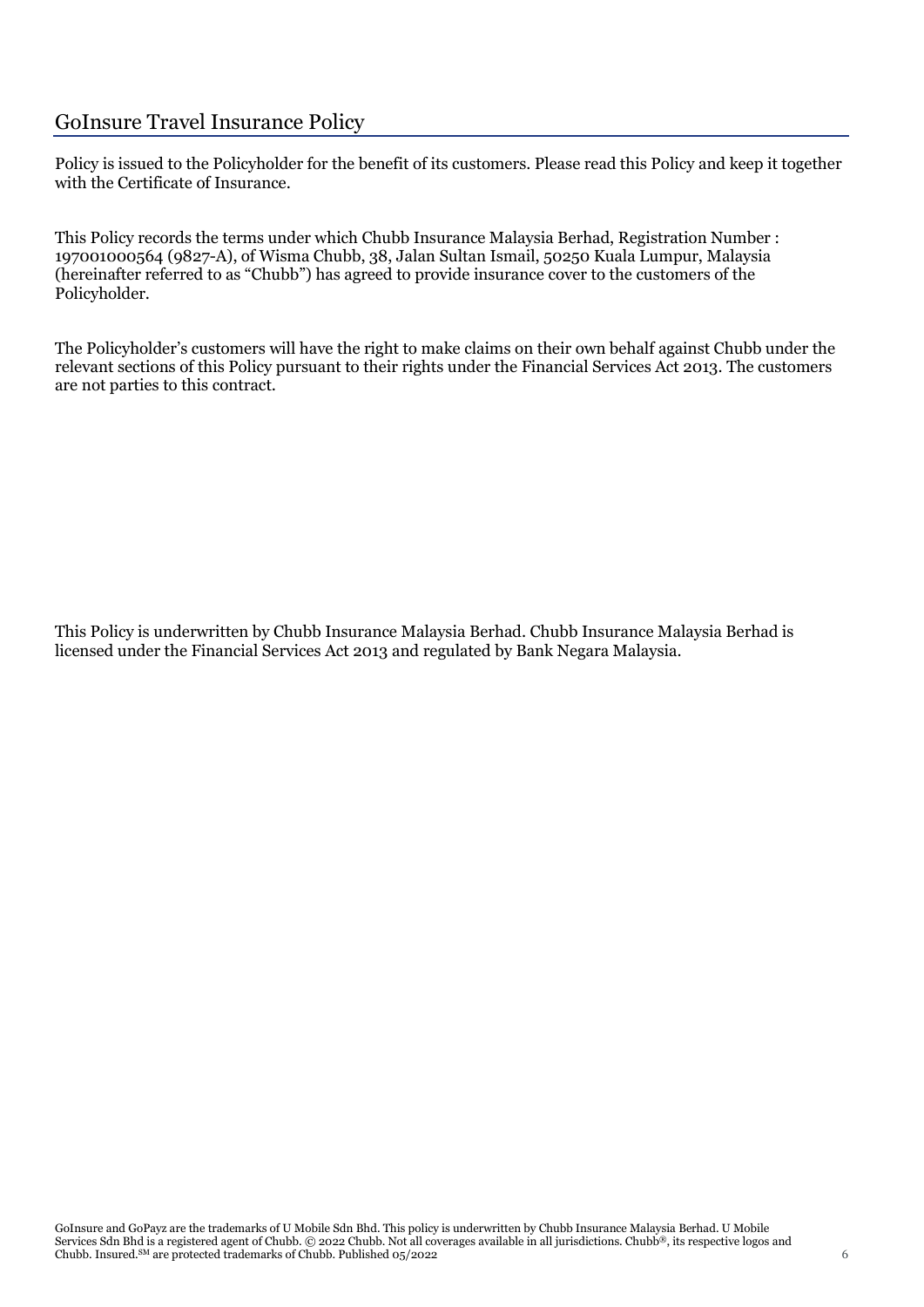# GoInsure Travel Insurance Policy

Policy is issued to the Policyholder for the benefit of its customers. Please read this Policy and keep it together with the Certificate of Insurance.

This Policy records the terms under which Chubb Insurance Malaysia Berhad, Registration Number : 197001000564 (9827-A), of Wisma Chubb, 38, Jalan Sultan Ismail, 50250 Kuala Lumpur, Malaysia (hereinafter referred to as "Chubb") has agreed to provide insurance cover to the customers of the Policyholder.

The Policyholder's customers will have the right to make claims on their own behalf against Chubb under the relevant sections of this Policy pursuant to their rights under the Financial Services Act 2013. The customers are not parties to this contract.

This Policy is underwritten by Chubb Insurance Malaysia Berhad. Chubb Insurance Malaysia Berhad is licensed under the Financial Services Act 2013 and regulated by Bank Negara Malaysia.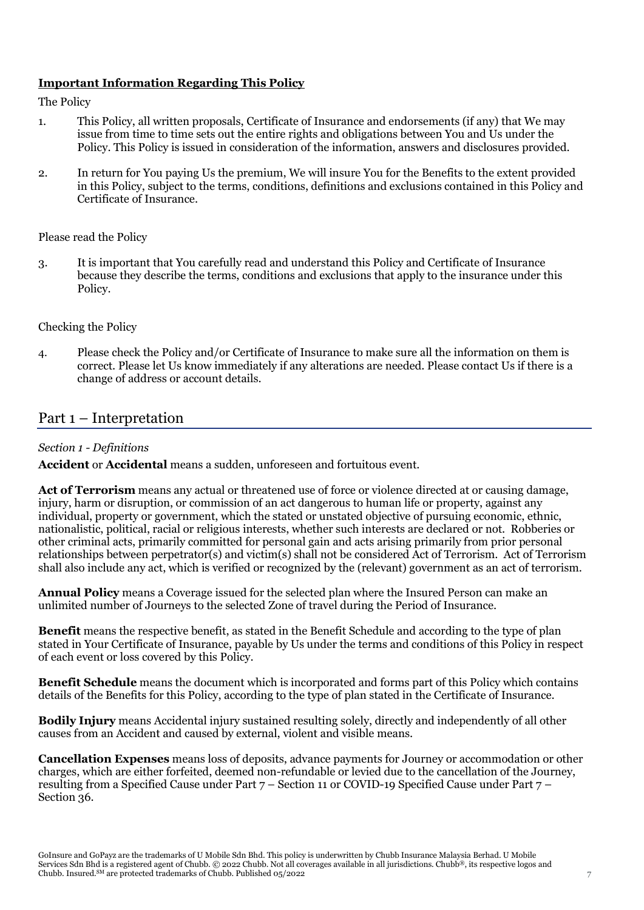**Important Information Regarding This Policy**

The Policy

1. This Policy, all written proposals, Certificate of Insurance and endorsements (if any) that We may issue from time to time sets out the entire rights and obligations between You and Us under the Policy. This Policy is issued in consideration of the information, answers and disclosures provided.

2. In return for You paying Us the premium, We will insure You for the Benefits to the extent provided in this Policy, subject to the terms, conditions, definitions and exclusions contained in this Policy and Certificate of Insurance.

Please read the Policy

3. It is important that You carefully read and understand this Policy and Certificate of Insurance because they describe the terms, conditions and exclusions that apply to the insurance under this Policy.

Checking the Policy

4. Please check the Policy and/or Certificate of Insurance to make sure all the information on them is correct. Please let Us know immediately if any alterations are needed. Please contact Us if there is a change of address or account details.

## Part 1 – Interpretation

*Section 1 - Definitions*

**Accident** or **Accidental** means a sudden, unforeseen and fortuitous event.

**Act of Terrorism** means any actual or threatened use of force or violence directed at or causing damage, injury, harm or disruption, or commission of an act dangerous to human life or property, against any individual, property or government, which the stated or unstated objective of pursuing economic, ethnic, nationalistic, political, racial or religious interests, whether such interests are declared or not. Robberies or other criminal acts, primarily committed for personal gain and acts arising primarily from prior personal relationships between perpetrator(s) and victim(s) shall not be considered Act of Terrorism. Act of Terrorism shall also include any act, which is verified or recognized by the (relevant) government as an act of terrorism.

**Annual Policy** means a Coverage issued for the selected plan where the Insured Person can make an unlimited number of Journeys to the selected Zone of travel during the Period of Insurance.

**Benefit** means the respective benefit, as stated in the Benefit Schedule and according to the type of plan stated in Your Certificate of Insurance, payable by Us under the terms and conditions of this Policy in respect of each event or loss covered by this Policy.

**Benefit Schedule** means the document which is incorporated and forms part of this Policy which contains details of the Benefits for this Policy, according to the type of plan stated in the Certificate of Insurance.

**Bodily Injury** means Accidental injury sustained resulting solely, directly and independently of all other causes from an Accident and caused by external, violent and visible means.

**Cancellation Expenses** means loss of deposits, advance payments for Journey or accommodation or other charges, which are either forfeited, deemed non-refundable or levied due to the cancellation of the Journey, resulting from a Specified Cause under Part 7 – Section 11 or COVID-19 Specified Cause under Part 7 – Section 36.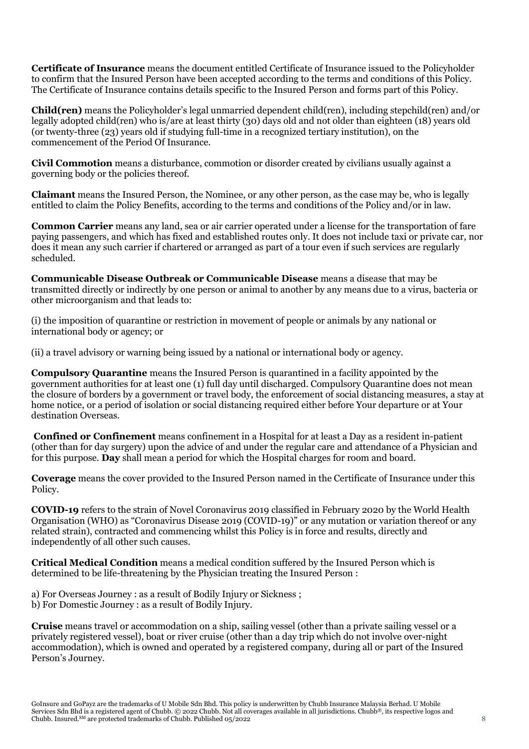**Certificate of Insurance** means the document entitled Certificate of Insurance issued to the Policyholder to confirm that the Insured Person have been accepted according to the terms and conditions of this Policy. The Certificate of Insurance contains details specific to the Insured Person and forms part of this Policy.

**Child(ren)** means the Policyholder's legal unmarried dependent child(ren), including stepchild(ren) and/or legally adopted child(ren) who is/are at least thirty (30) days old and not older than eighteen (18) years old (or twenty-three (23) years old if studying full-time in a recognized tertiary institution), on the commencement of the Period Of Insurance.

**Civil Commotion** means a disturbance, commotion or disorder created by civilians usually against a governing body or the policies thereof.

**Claimant** means the Insured Person, the Nominee, or any other person, as the case may be, who is legally entitled to claim the Policy Benefits, according to the terms and conditions of the Policy and/or in law.

**Common Carrier** means any land, sea or air carrier operated under a license for the transportation of fare paying passengers, and which has fixed and established routes only. It does not include taxi or private car, nor does it mean any such carrier if chartered or arranged as part of a tour even if such services are regularly scheduled.

**Communicable Disease Outbreak or Communicable Disease** means a disease that may be transmitted directly or indirectly by one person or animal to another by any means due to a virus, bacteria or other microorganism and that leads to:

(i) the imposition of quarantine or restriction in movement of people or animals by any national or international body or agency; or

(ii) a travel advisory or warning being issued by a national or international body or agency.

**Compulsory Quarantine** means the Insured Person is quarantined in a facility appointed by the government authorities for at least one (1) full day until discharged. Compulsory Quarantine does not mean the closure of borders by a government or travel body, the enforcement of social distancing measures, a stay at home notice, or a period of isolation or social distancing required either before Your departure or at Your destination Overseas.

**Confined or Confinement** means confinement in a Hospital for at least a Day as a resident in-patient (other than for day surgery) upon the advice of and under the regular care and attendance of a Physician and for this purpose. **Day** shall mean a period for which the Hospital charges for room and board.

**Coverage** means the cover provided to the Insured Person named in the Certificate of Insurance under this Policy.

**COVID-19** refers to the strain of Novel Coronavirus 2019 classified in February 2020 by the World Health Organisation (WHO) as "Coronavirus Disease 2019 (COVID-19)" or any mutation or variation thereof or any related strain), contracted and commencing whilst this Policy is in force and results, directly and independently of all other such causes.

**Critical Medical Condition** means a medical condition suffered by the Insured Person which is determined to be life-threatening by the Physician treating the Insured Person :

a) For Overseas Journey : as a result of Bodily Injury or Sickness ;
b) For Domestic Journey : as a result of Bodily Injury.

**Cruise** means travel or accommodation on a ship, sailing vessel (other than a private sailing vessel or a privately registered vessel), boat or river cruise (other than a day trip which do not involve over-night accommodation), which is owned and operated by a registered company, during all or part of the Insured Person's Journey.

GoInsure and GoPayz are the trademarks of U Mobile Sdn Bhd. This policy is underwritten by Chubb Insurance Malaysia Berhad. U Mobile Services Sdn Bhd is a registered agent of Chubb. © 2022 Chubb. Not all coverages available in all jurisdictions. Chubb®, its respective logos and Chubb. Insured.SM are protected trademarks of Chubb. Published 05/2022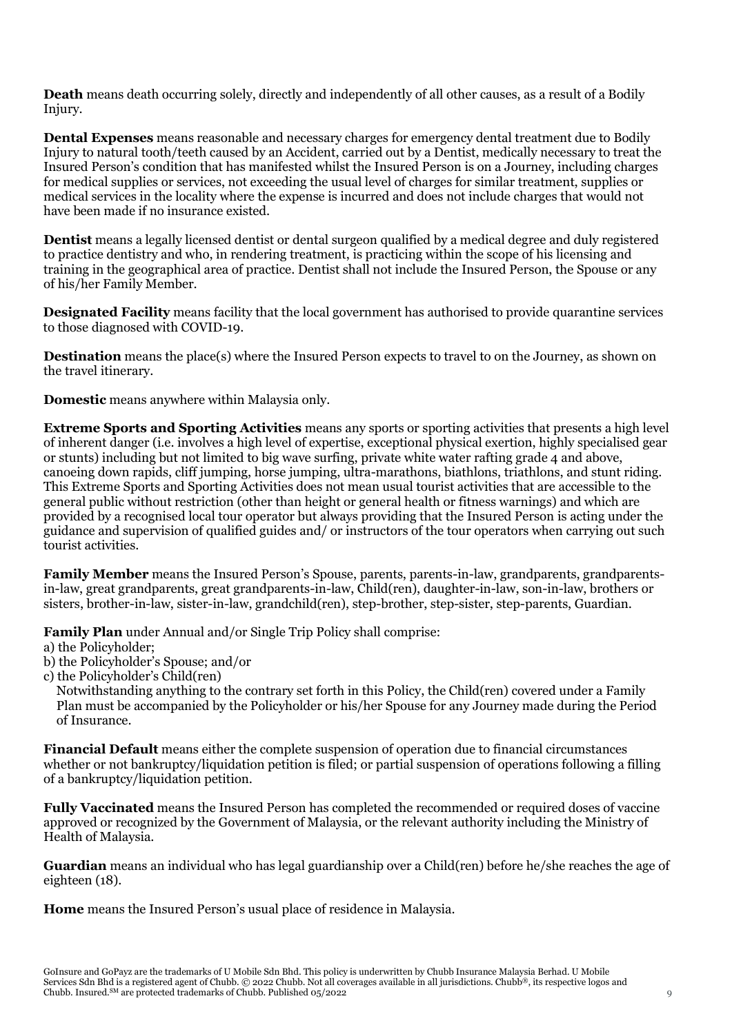**Death** means death occurring solely, directly and independently of all other causes, as a result of a Bodily Injury.

**Dental Expenses** means reasonable and necessary charges for emergency dental treatment due to Bodily Injury to natural tooth/teeth caused by an Accident, carried out by a Dentist, medically necessary to treat the Insured Person's condition that has manifested whilst the Insured Person is on a Journey, including charges for medical supplies or services, not exceeding the usual level of charges for similar treatment, supplies or medical services in the locality where the expense is incurred and does not include charges that would not have been made if no insurance existed.

**Dentist** means a legally licensed dentist or dental surgeon qualified by a medical degree and duly registered to practice dentistry and who, in rendering treatment, is practicing within the scope of his licensing and training in the geographical area of practice. Dentist shall not include the Insured Person, the Spouse or any of his/her Family Member.

**Designated Facility** means facility that the local government has authorised to provide quarantine services to those diagnosed with COVID-19.

**Destination** means the place(s) where the Insured Person expects to travel to on the Journey, as shown on the travel itinerary.

**Domestic** means anywhere within Malaysia only.

**Extreme Sports and Sporting Activities** means any sports or sporting activities that presents a high level of inherent danger (i.e. involves a high level of expertise, exceptional physical exertion, highly specialised gear or stunts) including but not limited to big wave surfing, private white water rafting grade 4 and above, canoeing down rapids, cliff jumping, horse jumping, ultra-marathons, biathlons, triathlons, and stunt riding. This Extreme Sports and Sporting Activities does not mean usual tourist activities that are accessible to the general public without restriction (other than height or general health or fitness warnings) and which are provided by a recognised local tour operator but always providing that the Insured Person is acting under the guidance and supervision of qualified guides and/ or instructors of the tour operators when carrying out such tourist activities.

**Family Member** means the Insured Person's Spouse, parents, parents-in-law, grandparents, grandparents-in-law, great grandparents, great grandparents-in-law, Child(ren), daughter-in-law, son-in-law, brothers or sisters, brother-in-law, sister-in-law, grandchild(ren), step-brother, step-sister, step-parents, Guardian.

**Family Plan** under Annual and/or Single Trip Policy shall comprise:

a) the Policyholder;
b) the Policyholder's Spouse; and/or
c) the Policyholder's Child(ren)

Notwithstanding anything to the contrary set forth in this Policy, the Child(ren) covered under a Family Plan must be accompanied by the Policyholder or his/her Spouse for any Journey made during the Period of Insurance.

**Financial Default** means either the complete suspension of operation due to financial circumstances whether or not bankruptcy/liquidation petition is filed; or partial suspension of operations following a filling of a bankruptcy/liquidation petition.

**Fully Vaccinated** means the Insured Person has completed the recommended or required doses of vaccine approved or recognized by the Government of Malaysia, or the relevant authority including the Ministry of Health of Malaysia.

**Guardian** means an individual who has legal guardianship over a Child(ren) before he/she reaches the age of eighteen (18).

**Home** means the Insured Person's usual place of residence in Malaysia.

GoInsure and GoPayz are the trademarks of U Mobile Sdn Bhd. This policy is underwritten by Chubb Insurance Malaysia Berhad. U Mobile Services Sdn Bhd is a registered agent of Chubb. © 2022 Chubb. Not all coverages available in all jurisdictions. Chubb®, its respective logos and Chubb. Insured.℠ are protected trademarks of Chubb. Published 05/2022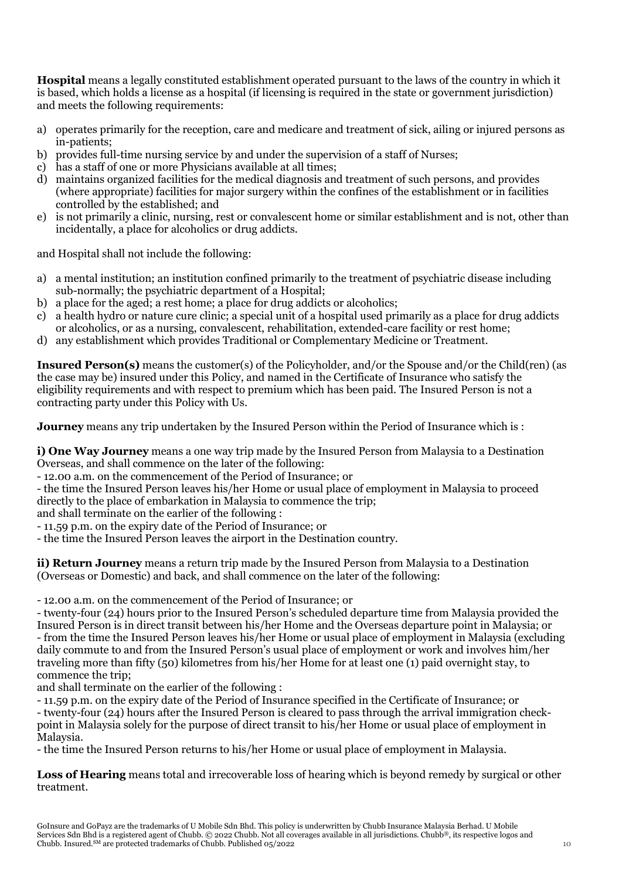**Hospital** means a legally constituted establishment operated pursuant to the laws of the country in which it is based, which holds a license as a hospital (if licensing is required in the state or government jurisdiction) and meets the following requirements:

a) operates primarily for the reception, care and medicare and treatment of sick, ailing or injured persons as in-patients;
b) provides full-time nursing service by and under the supervision of a staff of Nurses;
c) has a staff of one or more Physicians available at all times;
d) maintains organized facilities for the medical diagnosis and treatment of such persons, and provides (where appropriate) facilities for major surgery within the confines of the establishment or in facilities controlled by the established; and
e) is not primarily a clinic, nursing, rest or convalescent home or similar establishment and is not, other than incidentally, a place for alcoholics or drug addicts.

and Hospital shall not include the following:

a) a mental institution; an institution confined primarily to the treatment of psychiatric disease including sub-normally; the psychiatric department of a Hospital;
b) a place for the aged; a rest home; a place for drug addicts or alcoholics;
c) a health hydro or nature cure clinic; a special unit of a hospital used primarily as a place for drug addicts or alcoholics, or as a nursing, convalescent, rehabilitation, extended-care facility or rest home;
d) any establishment which provides Traditional or Complementary Medicine or Treatment.

**Insured Person(s)** means the customer(s) of the Policyholder, and/or the Spouse and/or the Child(ren) (as the case may be) insured under this Policy, and named in the Certificate of Insurance who satisfy the eligibility requirements and with respect to premium which has been paid. The Insured Person is not a contracting party under this Policy with Us.

**Journey** means any trip undertaken by the Insured Person within the Period of Insurance which is :

**i) One Way Journey** means a one way trip made by the Insured Person from Malaysia to a Destination Overseas, and shall commence on the later of the following:
- 12.00 a.m. on the commencement of the Period of Insurance; or
- the time the Insured Person leaves his/her Home or usual place of employment in Malaysia to proceed directly to the place of embarkation in Malaysia to commence the trip;

and shall terminate on the earlier of the following :
- 11.59 p.m. on the expiry date of the Period of Insurance; or
- the time the Insured Person leaves the airport in the Destination country.

**ii) Return Journey** means a return trip made by the Insured Person from Malaysia to a Destination (Overseas or Domestic) and back, and shall commence on the later of the following:

- 12.00 a.m. on the commencement of the Period of Insurance; or
- twenty-four (24) hours prior to the Insured Person's scheduled departure time from Malaysia provided the Insured Person is in direct transit between his/her Home and the Overseas departure point in Malaysia; or
- from the time the Insured Person leaves his/her Home or usual place of employment in Malaysia (excluding daily commute to and from the Insured Person's usual place of employment or work and involves him/her traveling more than fifty (50) kilometres from his/her Home for at least one (1) paid overnight stay, to commence the trip;

and shall terminate on the earlier of the following :
- 11.59 p.m. on the expiry date of the Period of Insurance specified in the Certificate of Insurance; or
- twenty-four (24) hours after the Insured Person is cleared to pass through the arrival immigration check-point in Malaysia solely for the purpose of direct transit to his/her Home or usual place of employment in Malaysia.
- the time the Insured Person returns to his/her Home or usual place of employment in Malaysia.

**Loss of Hearing** means total and irrecoverable loss of hearing which is beyond remedy by surgical or other treatment.

GoInsure and GoPayz are the trademarks of U Mobile Sdn Bhd. This policy is underwritten by Chubb Insurance Malaysia Berhad. U Mobile Services Sdn Bhd is a registered agent of Chubb. © 2022 Chubb. Not all coverages available in all jurisdictions. Chubb®, its respective logos and Chubb. Insured.SM are protected trademarks of Chubb. Published 05/2022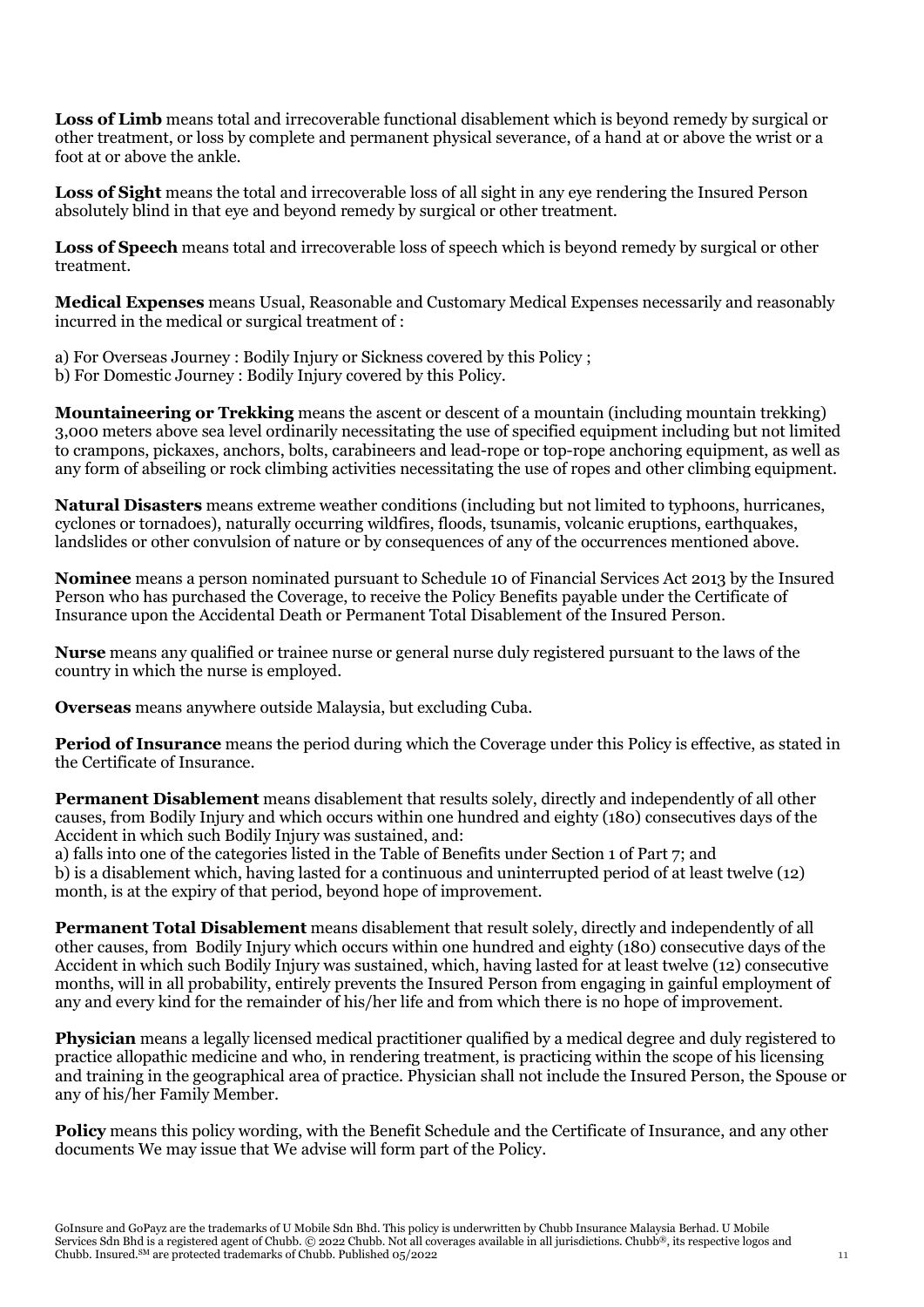**Loss of Limb** means total and irrecoverable functional disablement which is beyond remedy by surgical or other treatment, or loss by complete and permanent physical severance, of a hand at or above the wrist or a foot at or above the ankle.

**Loss of Sight** means the total and irrecoverable loss of all sight in any eye rendering the Insured Person absolutely blind in that eye and beyond remedy by surgical or other treatment.

**Loss of Speech** means total and irrecoverable loss of speech which is beyond remedy by surgical or other treatment.

**Medical Expenses** means Usual, Reasonable and Customary Medical Expenses necessarily and reasonably incurred in the medical or surgical treatment of :

a) For Overseas Journey : Bodily Injury or Sickness covered by this Policy ;
b) For Domestic Journey : Bodily Injury covered by this Policy.

**Mountaineering or Trekking** means the ascent or descent of a mountain (including mountain trekking) 3,000 meters above sea level ordinarily necessitating the use of specified equipment including but not limited to crampons, pickaxes, anchors, bolts, carabineers and lead-rope or top-rope anchoring equipment, as well as any form of abseiling or rock climbing activities necessitating the use of ropes and other climbing equipment.

**Natural Disasters** means extreme weather conditions (including but not limited to typhoons, hurricanes, cyclones or tornadoes), naturally occurring wildfires, floods, tsunamis, volcanic eruptions, earthquakes, landslides or other convulsion of nature or by consequences of any of the occurrences mentioned above.

**Nominee** means a person nominated pursuant to Schedule 10 of Financial Services Act 2013 by the Insured Person who has purchased the Coverage, to receive the Policy Benefits payable under the Certificate of Insurance upon the Accidental Death or Permanent Total Disablement of the Insured Person.

**Nurse** means any qualified or trainee nurse or general nurse duly registered pursuant to the laws of the country in which the nurse is employed.

**Overseas** means anywhere outside Malaysia, but excluding Cuba.

**Period of Insurance** means the period during which the Coverage under this Policy is effective, as stated in the Certificate of Insurance.

**Permanent Disablement** means disablement that results solely, directly and independently of all other causes, from Bodily Injury and which occurs within one hundred and eighty (180) consecutives days of the Accident in which such Bodily Injury was sustained, and:
a) falls into one of the categories listed in the Table of Benefits under Section 1 of Part 7; and
b) is a disablement which, having lasted for a continuous and uninterrupted period of at least twelve (12) month, is at the expiry of that period, beyond hope of improvement.

**Permanent Total Disablement** means disablement that result solely, directly and independently of all other causes, from Bodily Injury which occurs within one hundred and eighty (180) consecutive days of the Accident in which such Bodily Injury was sustained, which, having lasted for at least twelve (12) consecutive months, will in all probability, entirely prevents the Insured Person from engaging in gainful employment of any and every kind for the remainder of his/her life and from which there is no hope of improvement.

**Physician** means a legally licensed medical practitioner qualified by a medical degree and duly registered to practice allopathic medicine and who, in rendering treatment, is practicing within the scope of his licensing and training in the geographical area of practice. Physician shall not include the Insured Person, the Spouse or any of his/her Family Member.

**Policy** means this policy wording, with the Benefit Schedule and the Certificate of Insurance, and any other documents We may issue that We advise will form part of the Policy.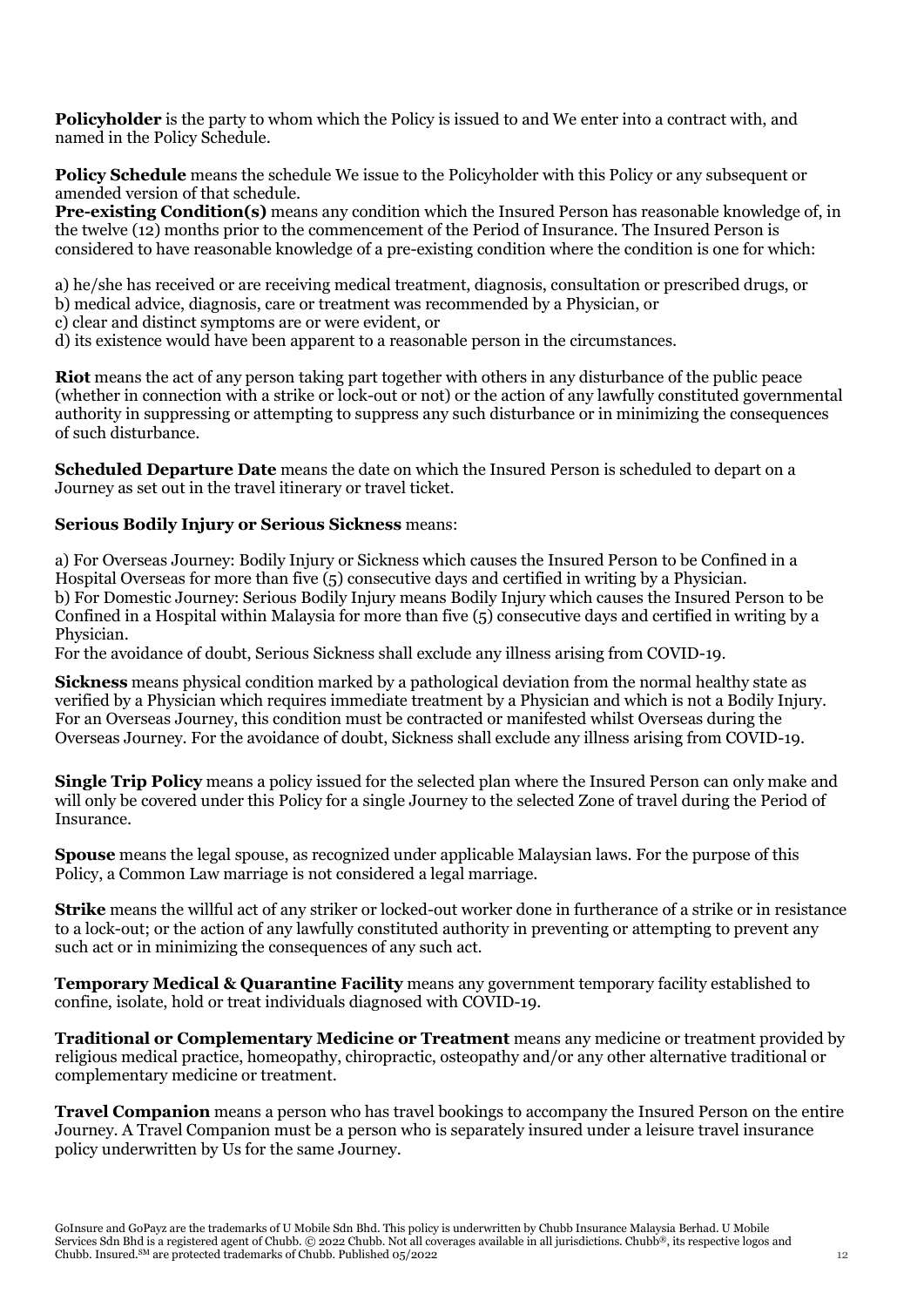**Policyholder** is the party to whom which the Policy is issued to and We enter into a contract with, and named in the Policy Schedule.

**Policy Schedule** means the schedule We issue to the Policyholder with this Policy or any subsequent or amended version of that schedule.

**Pre-existing Condition(s)** means any condition which the Insured Person has reasonable knowledge of, in the twelve (12) months prior to the commencement of the Period of Insurance. The Insured Person is considered to have reasonable knowledge of a pre-existing condition where the condition is one for which:

a) he/she has received or are receiving medical treatment, diagnosis, consultation or prescribed drugs, or
b) medical advice, diagnosis, care or treatment was recommended by a Physician, or
c) clear and distinct symptoms are or were evident, or
d) its existence would have been apparent to a reasonable person in the circumstances.

**Riot** means the act of any person taking part together with others in any disturbance of the public peace (whether in connection with a strike or lock-out or not) or the action of any lawfully constituted governmental authority in suppressing or attempting to suppress any such disturbance or in minimizing the consequences of such disturbance.

**Scheduled Departure Date** means the date on which the Insured Person is scheduled to depart on a Journey as set out in the travel itinerary or travel ticket.

**Serious Bodily Injury or Serious Sickness** means:

a) For Overseas Journey: Bodily Injury or Sickness which causes the Insured Person to be Confined in a Hospital Overseas for more than five (5) consecutive days and certified in writing by a Physician.
b) For Domestic Journey: Serious Bodily Injury means Bodily Injury which causes the Insured Person to be Confined in a Hospital within Malaysia for more than five (5) consecutive days and certified in writing by a Physician.
For the avoidance of doubt, Serious Sickness shall exclude any illness arising from COVID-19.

**Sickness** means physical condition marked by a pathological deviation from the normal healthy state as verified by a Physician which requires immediate treatment by a Physician and which is not a Bodily Injury. For an Overseas Journey, this condition must be contracted or manifested whilst Overseas during the Overseas Journey. For the avoidance of doubt, Sickness shall exclude any illness arising from COVID-19.

**Single Trip Policy** means a policy issued for the selected plan where the Insured Person can only make and will only be covered under this Policy for a single Journey to the selected Zone of travel during the Period of Insurance.

**Spouse** means the legal spouse, as recognized under applicable Malaysian laws. For the purpose of this Policy, a Common Law marriage is not considered a legal marriage.

**Strike** means the willful act of any striker or locked-out worker done in furtherance of a strike or in resistance to a lock-out; or the action of any lawfully constituted authority in preventing or attempting to prevent any such act or in minimizing the consequences of any such act.

**Temporary Medical & Quarantine Facility** means any government temporary facility established to confine, isolate, hold or treat individuals diagnosed with COVID-19.

**Traditional or Complementary Medicine or Treatment** means any medicine or treatment provided by religious medical practice, homeopathy, chiropractic, osteopathy and/or any other alternative traditional or complementary medicine or treatment.

**Travel Companion** means a person who has travel bookings to accompany the Insured Person on the entire Journey. A Travel Companion must be a person who is separately insured under a leisure travel insurance policy underwritten by Us for the same Journey.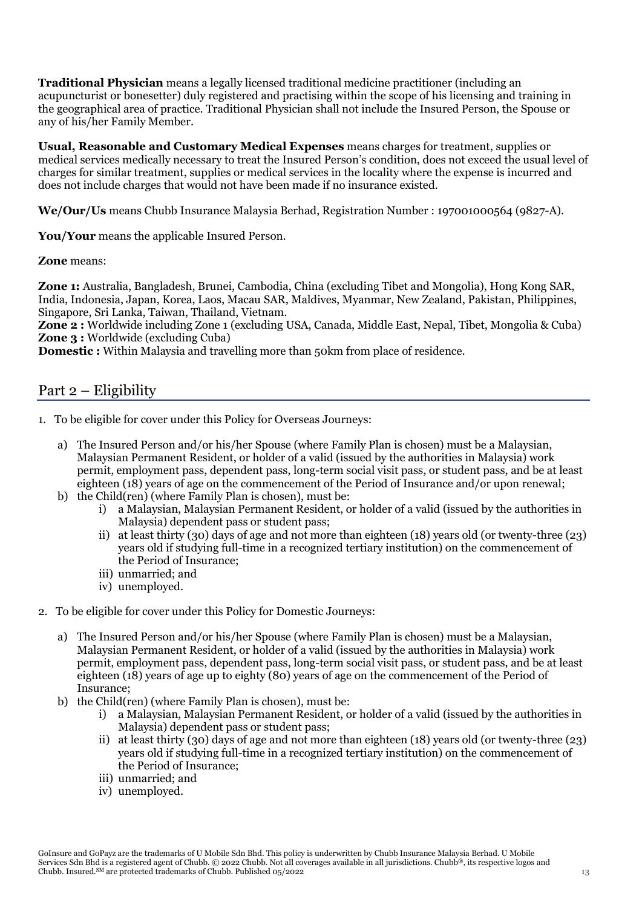**Traditional Physician** means a legally licensed traditional medicine practitioner (including an acupuncturist or bonesetter) duly registered and practising within the scope of his licensing and training in the geographical area of practice. Traditional Physician shall not include the Insured Person, the Spouse or any of his/her Family Member.

**Usual, Reasonable and Customary Medical Expenses** means charges for treatment, supplies or medical services medically necessary to treat the Insured Person's condition, does not exceed the usual level of charges for similar treatment, supplies or medical services in the locality where the expense is incurred and does not include charges that would not have been made if no insurance existed.

**We/Our/Us** means Chubb Insurance Malaysia Berhad, Registration Number : 197001000564 (9827-A).

**You/Your** means the applicable Insured Person.

**Zone** means:

**Zone 1:** Australia, Bangladesh, Brunei, Cambodia, China (excluding Tibet and Mongolia), Hong Kong SAR, India, Indonesia, Japan, Korea, Laos, Macau SAR, Maldives, Myanmar, New Zealand, Pakistan, Philippines, Singapore, Sri Lanka, Taiwan, Thailand, Vietnam.
**Zone 2 :** Worldwide including Zone 1 (excluding USA, Canada, Middle East, Nepal, Tibet, Mongolia & Cuba)
**Zone 3 :** Worldwide (excluding Cuba)
**Domestic :** Within Malaysia and travelling more than 50km from place of residence.

## Part 2 – Eligibility

1. To be eligible for cover under this Policy for Overseas Journeys:

   a) The Insured Person and/or his/her Spouse (where Family Plan is chosen) must be a Malaysian, Malaysian Permanent Resident, or holder of a valid (issued by the authorities in Malaysia) work permit, employment pass, dependent pass, long-term social visit pass, or student pass, and be at least eighteen (18) years of age on the commencement of the Period of Insurance and/or upon renewal;
   b) the Child(ren) (where Family Plan is chosen), must be:
      i) a Malaysian, Malaysian Permanent Resident, or holder of a valid (issued by the authorities in Malaysia) dependent pass or student pass;
      ii) at least thirty (30) days of age and not more than eighteen (18) years old (or twenty-three (23) years old if studying full-time in a recognized tertiary institution) on the commencement of the Period of Insurance;
      iii) unmarried; and
      iv) unemployed.

2. To be eligible for cover under this Policy for Domestic Journeys:

   a) The Insured Person and/or his/her Spouse (where Family Plan is chosen) must be a Malaysian, Malaysian Permanent Resident, or holder of a valid (issued by the authorities in Malaysia) work permit, employment pass, dependent pass, long-term social visit pass, or student pass, and be at least eighteen (18) years of age up to eighty (80) years of age on the commencement of the Period of Insurance;
   b) the Child(ren) (where Family Plan is chosen), must be:
      i) a Malaysian, Malaysian Permanent Resident, or holder of a valid (issued by the authorities in Malaysia) dependent pass or student pass;
      ii) at least thirty (30) days of age and not more than eighteen (18) years old (or twenty-three (23) years old if studying full-time in a recognized tertiary institution) on the commencement of the Period of Insurance;
      iii) unmarried; and
      iv) unemployed.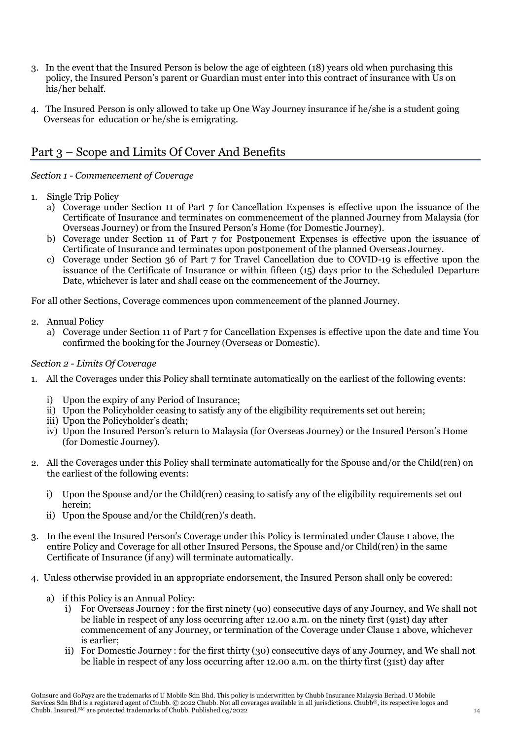3. In the event that the Insured Person is below the age of eighteen (18) years old when purchasing this policy, the Insured Person's parent or Guardian must enter into this contract of insurance with Us on his/her behalf.

4. The Insured Person is only allowed to take up One Way Journey insurance if he/she is a student going Overseas for education or he/she is emigrating.

## Part 3 – Scope and Limits Of Cover And Benefits

*Section 1 - Commencement of Coverage*

1. Single Trip Policy
   a) Coverage under Section 11 of Part 7 for Cancellation Expenses is effective upon the issuance of the Certificate of Insurance and terminates on commencement of the planned Journey from Malaysia (for Overseas Journey) or from the Insured Person's Home (for Domestic Journey).
   b) Coverage under Section 11 of Part 7 for Postponement Expenses is effective upon the issuance of Certificate of Insurance and terminates upon postponement of the planned Overseas Journey.
   c) Coverage under Section 36 of Part 7 for Travel Cancellation due to COVID-19 is effective upon the issuance of the Certificate of Insurance or within fifteen (15) days prior to the Scheduled Departure Date, whichever is later and shall cease on the commencement of the Journey.

For all other Sections, Coverage commences upon commencement of the planned Journey.

2. Annual Policy
   a) Coverage under Section 11 of Part 7 for Cancellation Expenses is effective upon the date and time You confirmed the booking for the Journey (Overseas or Domestic).

*Section 2 - Limits Of Coverage*

1. All the Coverages under this Policy shall terminate automatically on the earliest of the following events:

   i) Upon the expiry of any Period of Insurance;
   ii) Upon the Policyholder ceasing to satisfy any of the eligibility requirements set out herein;
   iii) Upon the Policyholder's death;
   iv) Upon the Insured Person's return to Malaysia (for Overseas Journey) or the Insured Person's Home (for Domestic Journey).

2. All the Coverages under this Policy shall terminate automatically for the Spouse and/or the Child(ren) on the earliest of the following events:

   i) Upon the Spouse and/or the Child(ren) ceasing to satisfy any of the eligibility requirements set out herein;
   ii) Upon the Spouse and/or the Child(ren)'s death.

3. In the event the Insured Person's Coverage under this Policy is terminated under Clause 1 above, the entire Policy and Coverage for all other Insured Persons, the Spouse and/or Child(ren) in the same Certificate of Insurance (if any) will terminate automatically.

4. Unless otherwise provided in an appropriate endorsement, the Insured Person shall only be covered:

   a) if this Policy is an Annual Policy:
      i) For Overseas Journey : for the first ninety (90) consecutive days of any Journey, and We shall not be liable in respect of any loss occurring after 12.00 a.m. on the ninety first (91st) day after commencement of any Journey, or termination of the Coverage under Clause 1 above, whichever is earlier;
      ii) For Domestic Journey : for the first thirty (30) consecutive days of any Journey, and We shall not be liable in respect of any loss occurring after 12.00 a.m. on the thirty first (31st) day after

GoInsure and GoPayz are the trademarks of U Mobile Sdn Bhd. This policy is underwritten by Chubb Insurance Malaysia Berhad. U Mobile Services Sdn Bhd is a registered agent of Chubb. © 2022 Chubb. Not all coverages available in all jurisdictions. Chubb®, its respective logos and Chubb. Insured.℠ are protected trademarks of Chubb. Published 05/2022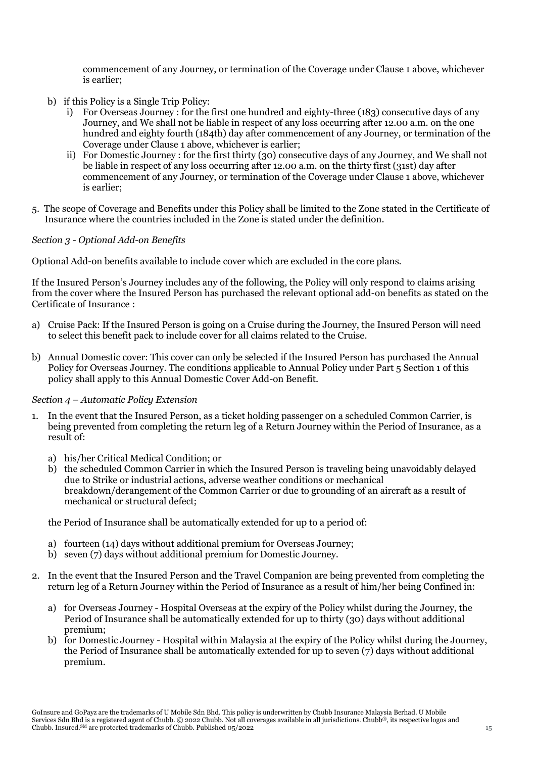commencement of any Journey, or termination of the Coverage under Clause 1 above, whichever is earlier;

b) if this Policy is a Single Trip Policy:
   i) For Overseas Journey : for the first one hundred and eighty-three (183) consecutive days of any Journey, and We shall not be liable in respect of any loss occurring after 12.00 a.m. on the one hundred and eighty fourth (184th) day after commencement of any Journey, or termination of the Coverage under Clause 1 above, whichever is earlier;
   ii) For Domestic Journey : for the first thirty (30) consecutive days of any Journey, and We shall not be liable in respect of any loss occurring after 12.00 a.m. on the thirty first (31st) day after commencement of any Journey, or termination of the Coverage under Clause 1 above, whichever is earlier;

5. The scope of Coverage and Benefits under this Policy shall be limited to the Zone stated in the Certificate of Insurance where the countries included in the Zone is stated under the definition.

*Section 3 - Optional Add-on Benefits*

Optional Add-on benefits available to include cover which are excluded in the core plans.

If the Insured Person's Journey includes any of the following, the Policy will only respond to claims arising from the cover where the Insured Person has purchased the relevant optional add-on benefits as stated on the Certificate of Insurance :

a) Cruise Pack: If the Insured Person is going on a Cruise during the Journey, the Insured Person will need to select this benefit pack to include cover for all claims related to the Cruise.

b) Annual Domestic cover: This cover can only be selected if the Insured Person has purchased the Annual Policy for Overseas Journey. The conditions applicable to Annual Policy under Part 5 Section 1 of this policy shall apply to this Annual Domestic Cover Add-on Benefit.

*Section 4 – Automatic Policy Extension*

1. In the event that the Insured Person, as a ticket holding passenger on a scheduled Common Carrier, is being prevented from completing the return leg of a Return Journey within the Period of Insurance, as a result of:

   a) his/her Critical Medical Condition; or
   b) the scheduled Common Carrier in which the Insured Person is traveling being unavoidably delayed due to Strike or industrial actions, adverse weather conditions or mechanical breakdown/derangement of the Common Carrier or due to grounding of an aircraft as a result of mechanical or structural defect;

   the Period of Insurance shall be automatically extended for up to a period of:

   a) fourteen (14) days without additional premium for Overseas Journey;
   b) seven (7) days without additional premium for Domestic Journey.

2. In the event that the Insured Person and the Travel Companion are being prevented from completing the return leg of a Return Journey within the Period of Insurance as a result of him/her being Confined in:

   a) for Overseas Journey - Hospital Overseas at the expiry of the Policy whilst during the Journey, the Period of Insurance shall be automatically extended for up to thirty (30) days without additional premium;
   b) for Domestic Journey - Hospital within Malaysia at the expiry of the Policy whilst during the Journey, the Period of Insurance shall be automatically extended for up to seven (7) days without additional premium.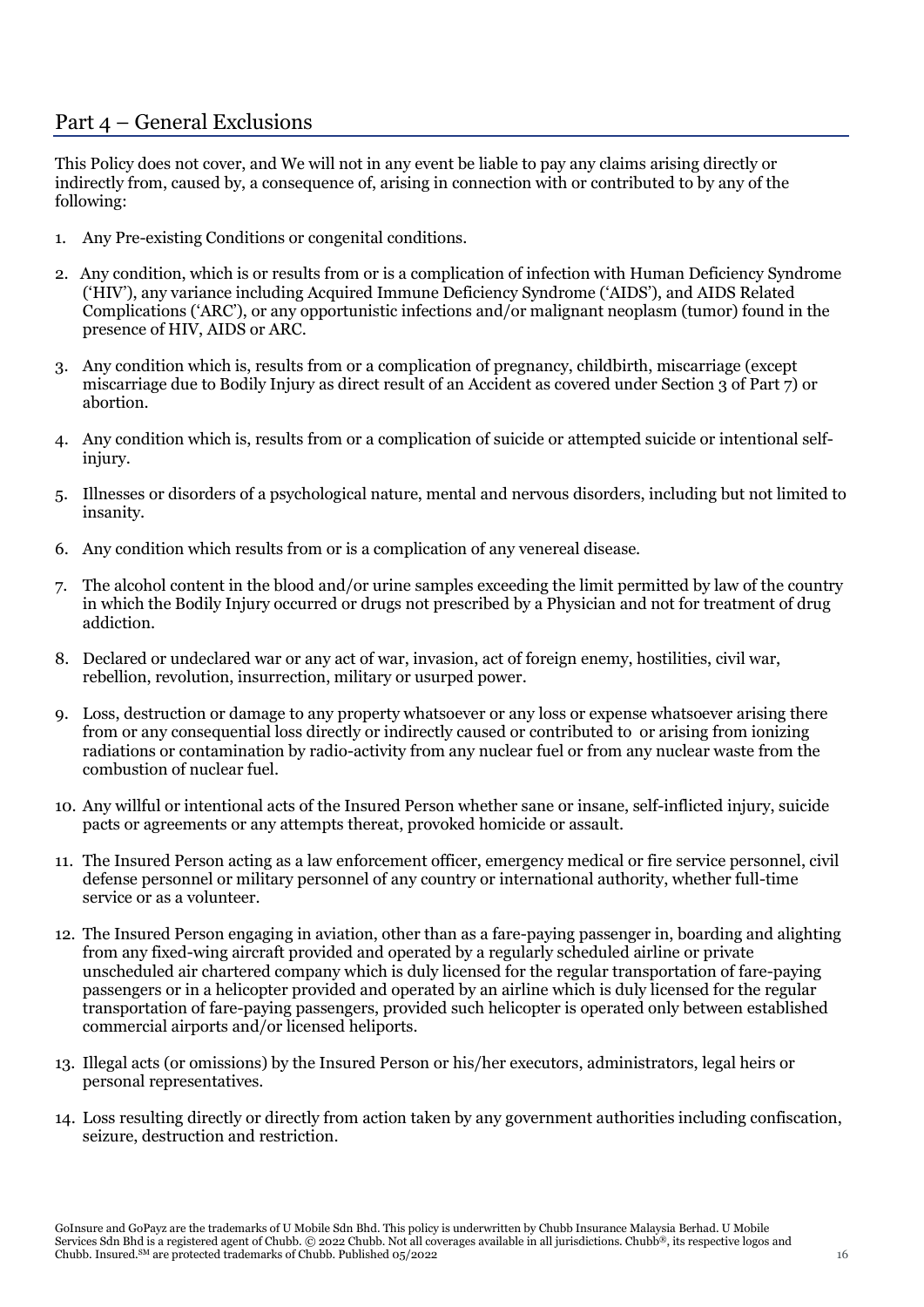## Part 4 – General Exclusions

This Policy does not cover, and We will not in any event be liable to pay any claims arising directly or indirectly from, caused by, a consequence of, arising in connection with or contributed to by any of the following:

1. Any Pre-existing Conditions or congenital conditions.
2. Any condition, which is or results from or is a complication of infection with Human Deficiency Syndrome ('HIV'), any variance including Acquired Immune Deficiency Syndrome ('AIDS'), and AIDS Related Complications ('ARC'), or any opportunistic infections and/or malignant neoplasm (tumor) found in the presence of HIV, AIDS or ARC.
3. Any condition which is, results from or a complication of pregnancy, childbirth, miscarriage (except miscarriage due to Bodily Injury as direct result of an Accident as covered under Section 3 of Part 7) or abortion.
4. Any condition which is, results from or a complication of suicide or attempted suicide or intentional self-injury.
5. Illnesses or disorders of a psychological nature, mental and nervous disorders, including but not limited to insanity.
6. Any condition which results from or is a complication of any venereal disease.
7. The alcohol content in the blood and/or urine samples exceeding the limit permitted by law of the country in which the Bodily Injury occurred or drugs not prescribed by a Physician and not for treatment of drug addiction.
8. Declared or undeclared war or any act of war, invasion, act of foreign enemy, hostilities, civil war, rebellion, revolution, insurrection, military or usurped power.
9. Loss, destruction or damage to any property whatsoever or any loss or expense whatsoever arising there from or any consequential loss directly or indirectly caused or contributed to or arising from ionizing radiations or contamination by radio-activity from any nuclear fuel or from any nuclear waste from the combustion of nuclear fuel.
10. Any willful or intentional acts of the Insured Person whether sane or insane, self-inflicted injury, suicide pacts or agreements or any attempts thereat, provoked homicide or assault.
11. The Insured Person acting as a law enforcement officer, emergency medical or fire service personnel, civil defense personnel or military personnel of any country or international authority, whether full-time service or as a volunteer.
12. The Insured Person engaging in aviation, other than as a fare-paying passenger in, boarding and alighting from any fixed-wing aircraft provided and operated by a regularly scheduled airline or private unscheduled air chartered company which is duly licensed for the regular transportation of fare-paying passengers or in a helicopter provided and operated by an airline which is duly licensed for the regular transportation of fare-paying passengers, provided such helicopter is operated only between established commercial airports and/or licensed heliports.
13. Illegal acts (or omissions) by the Insured Person or his/her executors, administrators, legal heirs or personal representatives.
14. Loss resulting directly or directly from action taken by any government authorities including confiscation, seizure, destruction and restriction.

GoInsure and GoPayz are the trademarks of U Mobile Sdn Bhd. This policy is underwritten by Chubb Insurance Malaysia Berhad. U Mobile Services Sdn Bhd is a registered agent of Chubb. © 2022 Chubb. Not all coverages available in all jurisdictions. Chubb®, its respective logos and Chubb. Insured.℠ are protected trademarks of Chubb. Published 05/2022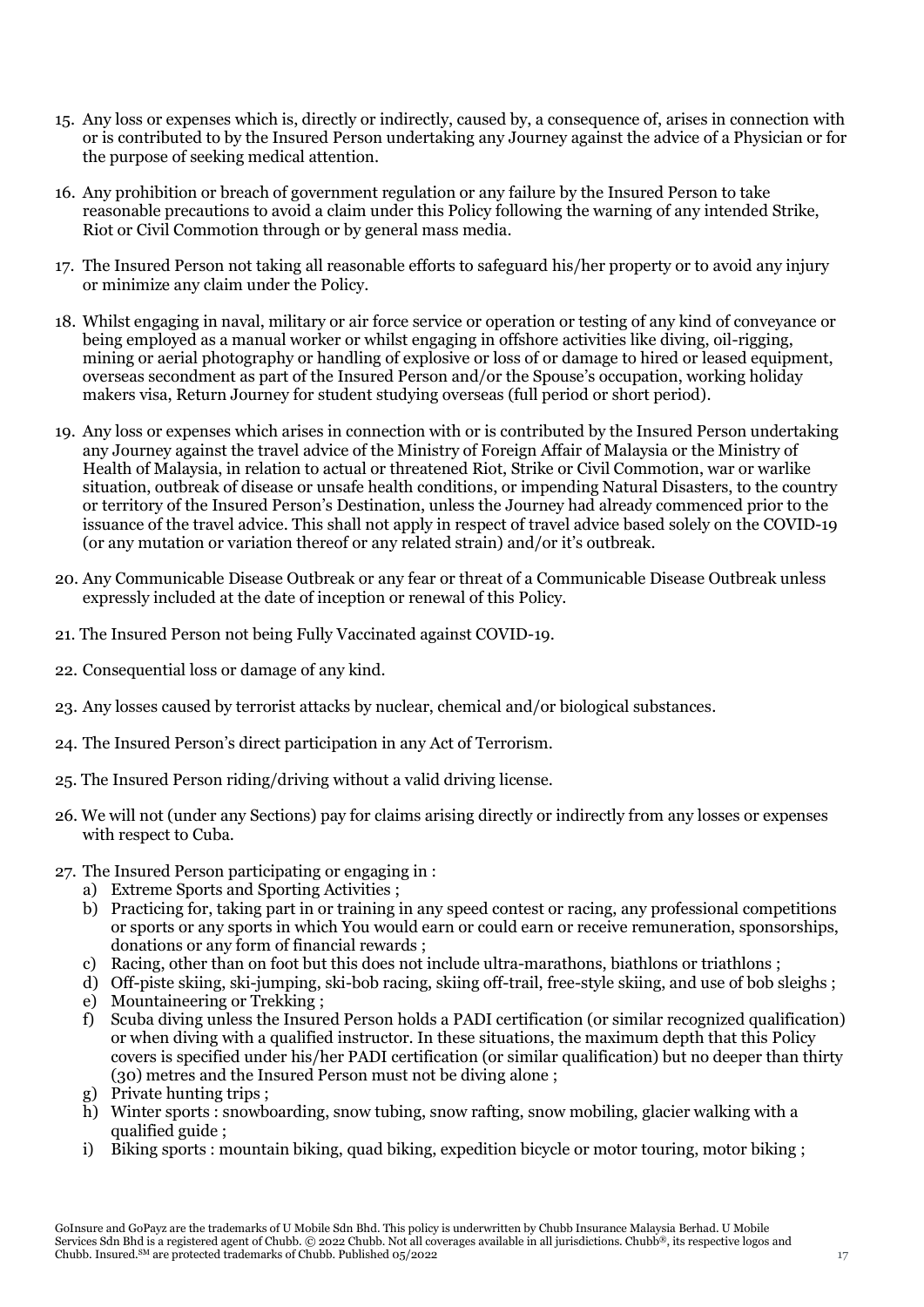15. Any loss or expenses which is, directly or indirectly, caused by, a consequence of, arises in connection with or is contributed to by the Insured Person undertaking any Journey against the advice of a Physician or for the purpose of seeking medical attention.

16. Any prohibition or breach of government regulation or any failure by the Insured Person to take reasonable precautions to avoid a claim under this Policy following the warning of any intended Strike, Riot or Civil Commotion through or by general mass media.

17. The Insured Person not taking all reasonable efforts to safeguard his/her property or to avoid any injury or minimize any claim under the Policy.

18. Whilst engaging in naval, military or air force service or operation or testing of any kind of conveyance or being employed as a manual worker or whilst engaging in offshore activities like diving, oil-rigging, mining or aerial photography or handling of explosive or loss of or damage to hired or leased equipment, overseas secondment as part of the Insured Person and/or the Spouse's occupation, working holiday makers visa, Return Journey for student studying overseas (full period or short period).

19. Any loss or expenses which arises in connection with or is contributed by the Insured Person undertaking any Journey against the travel advice of the Ministry of Foreign Affair of Malaysia or the Ministry of Health of Malaysia, in relation to actual or threatened Riot, Strike or Civil Commotion, war or warlike situation, outbreak of disease or unsafe health conditions, or impending Natural Disasters, to the country or territory of the Insured Person's Destination, unless the Journey had already commenced prior to the issuance of the travel advice. This shall not apply in respect of travel advice based solely on the COVID-19 (or any mutation or variation thereof or any related strain) and/or it's outbreak.

20. Any Communicable Disease Outbreak or any fear or threat of a Communicable Disease Outbreak unless expressly included at the date of inception or renewal of this Policy.

21. The Insured Person not being Fully Vaccinated against COVID-19.

22. Consequential loss or damage of any kind.

23. Any losses caused by terrorist attacks by nuclear, chemical and/or biological substances.

24. The Insured Person's direct participation in any Act of Terrorism.

25. The Insured Person riding/driving without a valid driving license.

26. We will not (under any Sections) pay for claims arising directly or indirectly from any losses or expenses with respect to Cuba.

27. The Insured Person participating or engaging in :
    a) Extreme Sports and Sporting Activities ;
    b) Practicing for, taking part in or training in any speed contest or racing, any professional competitions or sports or any sports in which You would earn or could earn or receive remuneration, sponsorships, donations or any form of financial rewards ;
    c) Racing, other than on foot but this does not include ultra-marathons, biathlons or triathlons ;
    d) Off-piste skiing, ski-jumping, ski-bob racing, skiing off-trail, free-style skiing, and use of bob sleighs ;
    e) Mountaineering or Trekking ;
    f) Scuba diving unless the Insured Person holds a PADI certification (or similar recognized qualification) or when diving with a qualified instructor. In these situations, the maximum depth that this Policy covers is specified under his/her PADI certification (or similar qualification) but no deeper than thirty (30) metres and the Insured Person must not be diving alone ;
    g) Private hunting trips ;
    h) Winter sports : snowboarding, snow tubing, snow rafting, snow mobiling, glacier walking with a qualified guide ;
    i) Biking sports : mountain biking, quad biking, expedition bicycle or motor touring, motor biking ;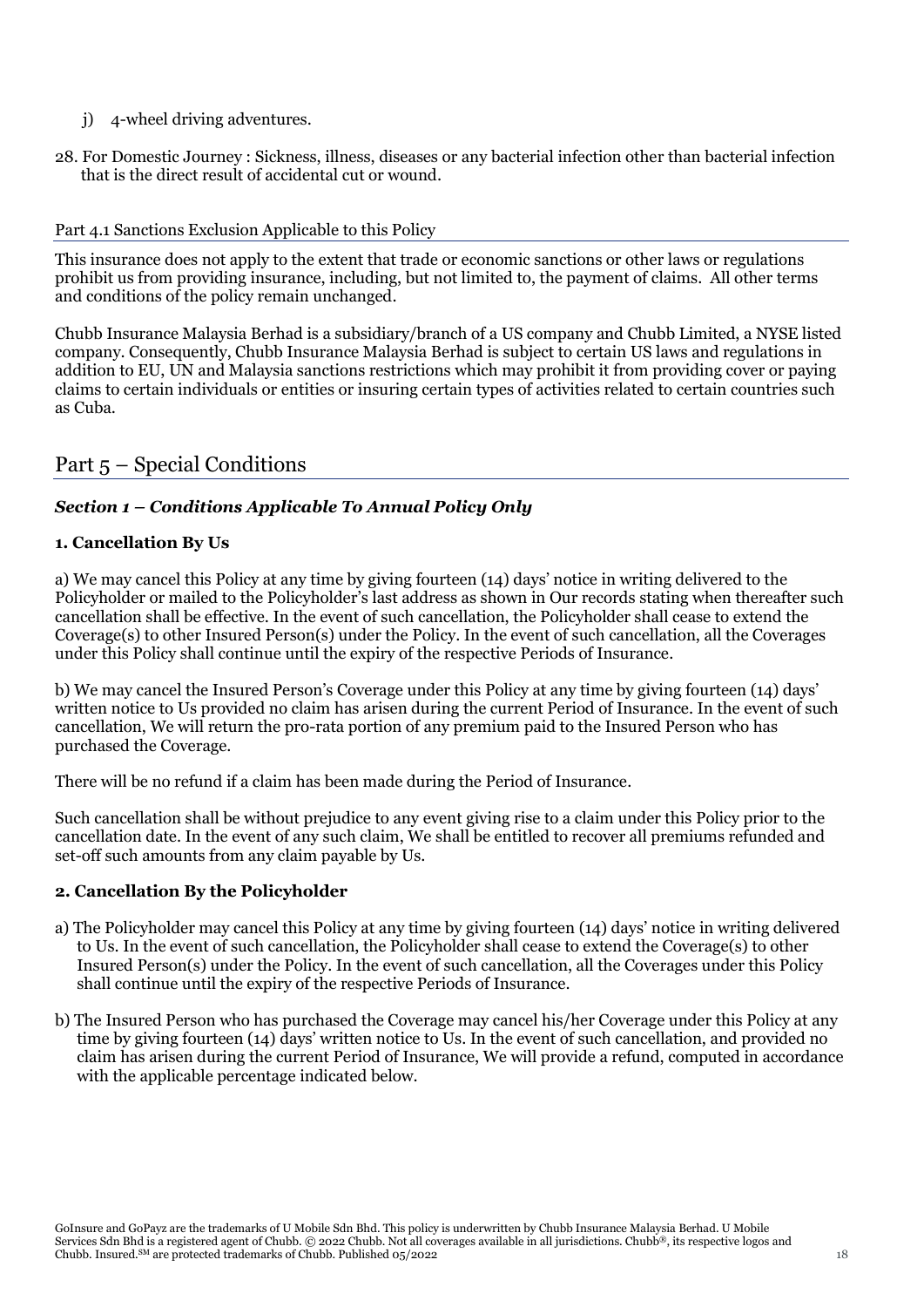j) 4-wheel driving adventures.

28. For Domestic Journey : Sickness, illness, diseases or any bacterial infection other than bacterial infection that is the direct result of accidental cut or wound.

### Part 4.1 Sanctions Exclusion Applicable to this Policy

This insurance does not apply to the extent that trade or economic sanctions or other laws or regulations prohibit us from providing insurance, including, but not limited to, the payment of claims. All other terms and conditions of the policy remain unchanged.

Chubb Insurance Malaysia Berhad is a subsidiary/branch of a US company and Chubb Limited, a NYSE listed company. Consequently, Chubb Insurance Malaysia Berhad is subject to certain US laws and regulations in addition to EU, UN and Malaysia sanctions restrictions which may prohibit it from providing cover or paying claims to certain individuals or entities or insuring certain types of activities related to certain countries such as Cuba.

## Part 5 – Special Conditions

### *Section 1 – Conditions Applicable To Annual Policy Only*

#### 1. Cancellation By Us

a) We may cancel this Policy at any time by giving fourteen (14) days' notice in writing delivered to the Policyholder or mailed to the Policyholder's last address as shown in Our records stating when thereafter such cancellation shall be effective. In the event of such cancellation, the Policyholder shall cease to extend the Coverage(s) to other Insured Person(s) under the Policy. In the event of such cancellation, all the Coverages under this Policy shall continue until the expiry of the respective Periods of Insurance.

b) We may cancel the Insured Person's Coverage under this Policy at any time by giving fourteen (14) days' written notice to Us provided no claim has arisen during the current Period of Insurance. In the event of such cancellation, We will return the pro-rata portion of any premium paid to the Insured Person who has purchased the Coverage.

There will be no refund if a claim has been made during the Period of Insurance.

Such cancellation shall be without prejudice to any event giving rise to a claim under this Policy prior to the cancellation date. In the event of any such claim, We shall be entitled to recover all premiums refunded and set-off such amounts from any claim payable by Us.

#### 2. Cancellation By the Policyholder

a) The Policyholder may cancel this Policy at any time by giving fourteen (14) days' notice in writing delivered to Us. In the event of such cancellation, the Policyholder shall cease to extend the Coverage(s) to other Insured Person(s) under the Policy. In the event of such cancellation, all the Coverages under this Policy shall continue until the expiry of the respective Periods of Insurance.

b) The Insured Person who has purchased the Coverage may cancel his/her Coverage under this Policy at any time by giving fourteen (14) days' written notice to Us. In the event of such cancellation, and provided no claim has arisen during the current Period of Insurance, We will provide a refund, computed in accordance with the applicable percentage indicated below.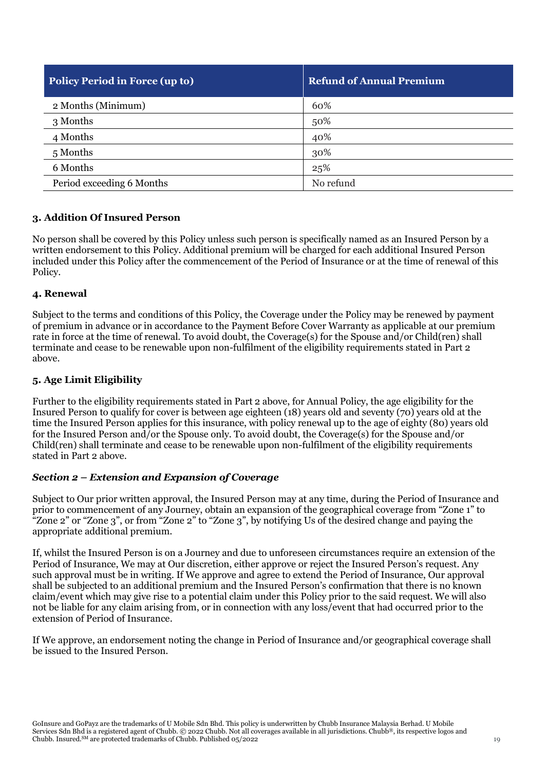| Policy Period in Force (up to) | Refund of Annual Premium |
| --- | --- |
| 2 Months (Minimum) | 60% |
| 3 Months | 50% |
| 4 Months | 40% |
| 5 Months | 30% |
| 6 Months | 25% |
| Period exceeding 6 Months | No refund |

### 3. Addition Of Insured Person

No person shall be covered by this Policy unless such person is specifically named as an Insured Person by a written endorsement to this Policy. Additional premium will be charged for each additional Insured Person included under this Policy after the commencement of the Period of Insurance or at the time of renewal of this Policy.

### 4. Renewal

Subject to the terms and conditions of this Policy, the Coverage under the Policy may be renewed by payment of premium in advance or in accordance to the Payment Before Cover Warranty as applicable at our premium rate in force at the time of renewal. To avoid doubt, the Coverage(s) for the Spouse and/or Child(ren) shall terminate and cease to be renewable upon non-fulfilment of the eligibility requirements stated in Part 2 above.

### 5. Age Limit Eligibility

Further to the eligibility requirements stated in Part 2 above, for Annual Policy, the age eligibility for the Insured Person to qualify for cover is between age eighteen (18) years old and seventy (70) years old at the time the Insured Person applies for this insurance, with policy renewal up to the age of eighty (80) years old for the Insured Person and/or the Spouse only. To avoid doubt, the Coverage(s) for the Spouse and/or Child(ren) shall terminate and cease to be renewable upon non-fulfilment of the eligibility requirements stated in Part 2 above.

### *Section 2 – Extension and Expansion of Coverage*

Subject to Our prior written approval, the Insured Person may at any time, during the Period of Insurance and prior to commencement of any Journey, obtain an expansion of the geographical coverage from "Zone 1" to "Zone 2" or "Zone 3", or from "Zone 2" to "Zone 3", by notifying Us of the desired change and paying the appropriate additional premium.

If, whilst the Insured Person is on a Journey and due to unforeseen circumstances require an extension of the Period of Insurance, We may at Our discretion, either approve or reject the Insured Person's request. Any such approval must be in writing. If We approve and agree to extend the Period of Insurance, Our approval shall be subjected to an additional premium and the Insured Person's confirmation that there is no known claim/event which may give rise to a potential claim under this Policy prior to the said request. We will also not be liable for any claim arising from, or in connection with any loss/event that had occurred prior to the extension of Period of Insurance.

If We approve, an endorsement noting the change in Period of Insurance and/or geographical coverage shall be issued to the Insured Person.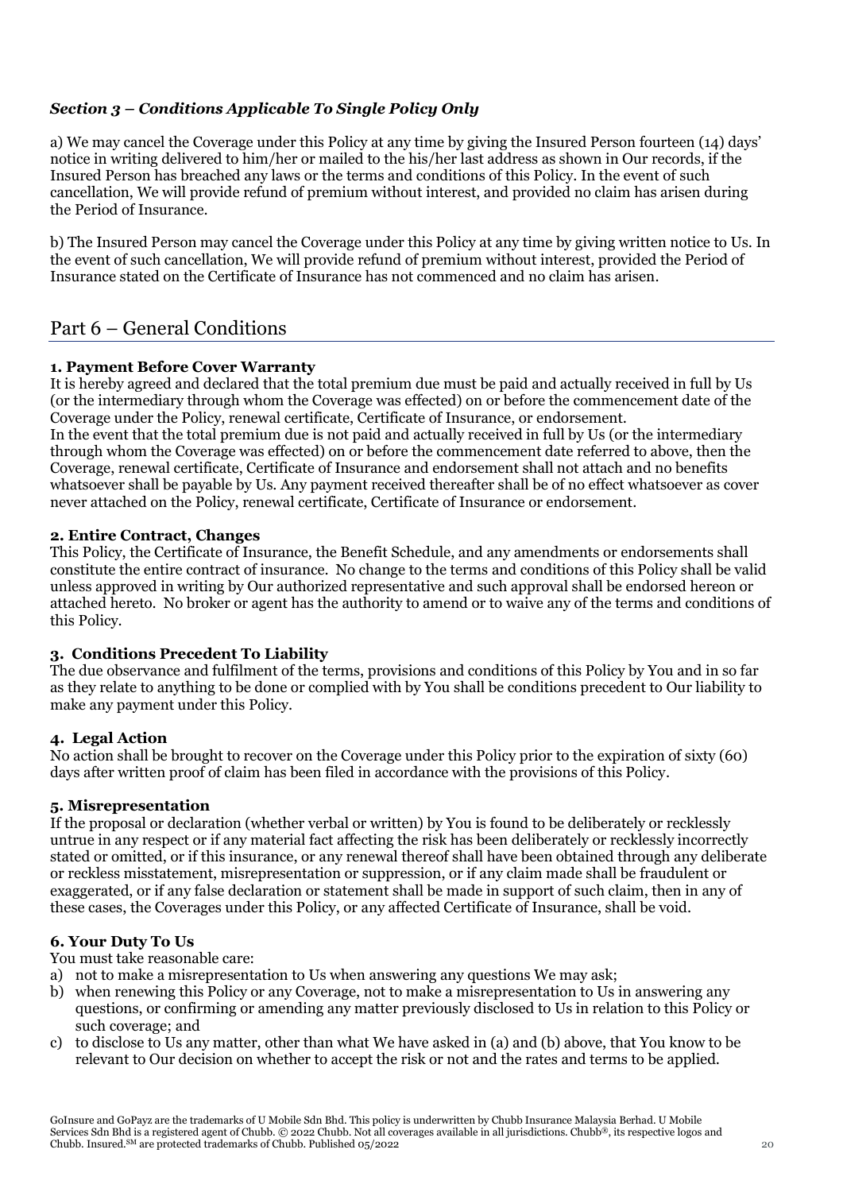### *Section 3 – Conditions Applicable To Single Policy Only*

a) We may cancel the Coverage under this Policy at any time by giving the Insured Person fourteen (14) days' notice in writing delivered to him/her or mailed to the his/her last address as shown in Our records, if the Insured Person has breached any laws or the terms and conditions of this Policy. In the event of such cancellation, We will provide refund of premium without interest, and provided no claim has arisen during the Period of Insurance.

b) The Insured Person may cancel the Coverage under this Policy at any time by giving written notice to Us. In the event of such cancellation, We will provide refund of premium without interest, provided the Period of Insurance stated on the Certificate of Insurance has not commenced and no claim has arisen.

## Part 6 – General Conditions

**1. Payment Before Cover Warranty**

It is hereby agreed and declared that the total premium due must be paid and actually received in full by Us (or the intermediary through whom the Coverage was effected) on or before the commencement date of the Coverage under the Policy, renewal certificate, Certificate of Insurance, or endorsement.

In the event that the total premium due is not paid and actually received in full by Us (or the intermediary through whom the Coverage was effected) on or before the commencement date referred to above, then the Coverage, renewal certificate, Certificate of Insurance and endorsement shall not attach and no benefits whatsoever shall be payable by Us. Any payment received thereafter shall be of no effect whatsoever as cover never attached on the Policy, renewal certificate, Certificate of Insurance or endorsement.

**2. Entire Contract, Changes**

This Policy, the Certificate of Insurance, the Benefit Schedule, and any amendments or endorsements shall constitute the entire contract of insurance. No change to the terms and conditions of this Policy shall be valid unless approved in writing by Our authorized representative and such approval shall be endorsed hereon or attached hereto. No broker or agent has the authority to amend or to waive any of the terms and conditions of this Policy.

**3. Conditions Precedent To Liability**

The due observance and fulfilment of the terms, provisions and conditions of this Policy by You and in so far as they relate to anything to be done or complied with by You shall be conditions precedent to Our liability to make any payment under this Policy.

**4. Legal Action**

No action shall be brought to recover on the Coverage under this Policy prior to the expiration of sixty (60) days after written proof of claim has been filed in accordance with the provisions of this Policy.

**5. Misrepresentation**

If the proposal or declaration (whether verbal or written) by You is found to be deliberately or recklessly untrue in any respect or if any material fact affecting the risk has been deliberately or recklessly incorrectly stated or omitted, or if this insurance, or any renewal thereof shall have been obtained through any deliberate or reckless misstatement, misrepresentation or suppression, or if any claim made shall be fraudulent or exaggerated, or if any false declaration or statement shall be made in support of such claim, then in any of these cases, the Coverages under this Policy, or any affected Certificate of Insurance, shall be void.

**6. Your Duty To Us**

You must take reasonable care:

a) not to make a misrepresentation to Us when answering any questions We may ask;
b) when renewing this Policy or any Coverage, not to make a misrepresentation to Us in answering any questions, or confirming or amending any matter previously disclosed to Us in relation to this Policy or such coverage; and
c) to disclose to Us any matter, other than what We have asked in (a) and (b) above, that You know to be relevant to Our decision on whether to accept the risk or not and the rates and terms to be applied.

GoInsure and GoPayz are the trademarks of U Mobile Sdn Bhd. This policy is underwritten by Chubb Insurance Malaysia Berhad. U Mobile Services Sdn Bhd is a registered agent of Chubb. © 2022 Chubb. Not all coverages available in all jurisdictions. Chubb®, its respective logos and Chubb. Insured.℠ are protected trademarks of Chubb. Published 05/2022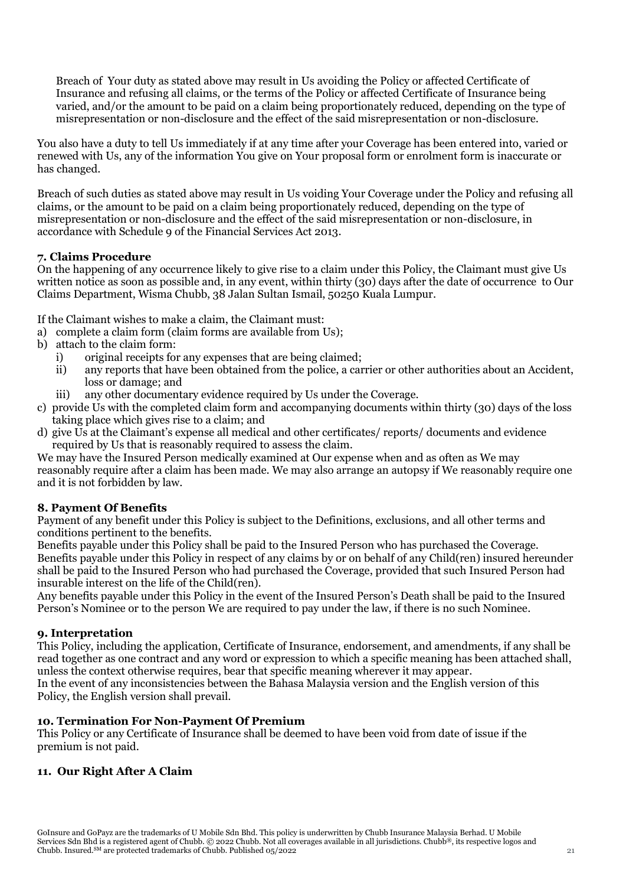Breach of Your duty as stated above may result in Us avoiding the Policy or affected Certificate of Insurance and refusing all claims, or the terms of the Policy or affected Certificate of Insurance being varied, and/or the amount to be paid on a claim being proportionately reduced, depending on the type of misrepresentation or non-disclosure and the effect of the said misrepresentation or non-disclosure.

You also have a duty to tell Us immediately if at any time after your Coverage has been entered into, varied or renewed with Us, any of the information You give on Your proposal form or enrolment form is inaccurate or has changed.

Breach of such duties as stated above may result in Us voiding Your Coverage under the Policy and refusing all claims, or the amount to be paid on a claim being proportionately reduced, depending on the type of misrepresentation or non-disclosure and the effect of the said misrepresentation or non-disclosure, in accordance with Schedule 9 of the Financial Services Act 2013.

### 7. Claims Procedure

On the happening of any occurrence likely to give rise to a claim under this Policy, the Claimant must give Us written notice as soon as possible and, in any event, within thirty (30) days after the date of occurrence to Our Claims Department, Wisma Chubb, 38 Jalan Sultan Ismail, 50250 Kuala Lumpur.

If the Claimant wishes to make a claim, the Claimant must:

a) complete a claim form (claim forms are available from Us);
b) attach to the claim form:
   i) original receipts for any expenses that are being claimed;
   ii) any reports that have been obtained from the police, a carrier or other authorities about an Accident, loss or damage; and
   iii) any other documentary evidence required by Us under the Coverage.
c) provide Us with the completed claim form and accompanying documents within thirty (30) days of the loss taking place which gives rise to a claim; and
d) give Us at the Claimant's expense all medical and other certificates/ reports/ documents and evidence required by Us that is reasonably required to assess the claim.

We may have the Insured Person medically examined at Our expense when and as often as We may reasonably require after a claim has been made. We may also arrange an autopsy if We reasonably require one and it is not forbidden by law.

### 8. Payment Of Benefits

Payment of any benefit under this Policy is subject to the Definitions, exclusions, and all other terms and conditions pertinent to the benefits.

Benefits payable under this Policy shall be paid to the Insured Person who has purchased the Coverage.

Benefits payable under this Policy in respect of any claims by or on behalf of any Child(ren) insured hereunder shall be paid to the Insured Person who had purchased the Coverage, provided that such Insured Person had insurable interest on the life of the Child(ren).

Any benefits payable under this Policy in the event of the Insured Person's Death shall be paid to the Insured Person's Nominee or to the person We are required to pay under the law, if there is no such Nominee.

### 9. Interpretation

This Policy, including the application, Certificate of Insurance, endorsement, and amendments, if any shall be read together as one contract and any word or expression to which a specific meaning has been attached shall, unless the context otherwise requires, bear that specific meaning wherever it may appear.

In the event of any inconsistencies between the Bahasa Malaysia version and the English version of this Policy, the English version shall prevail.

### 10. Termination For Non-Payment Of Premium

This Policy or any Certificate of Insurance shall be deemed to have been void from date of issue if the premium is not paid.

### 11. Our Right After A Claim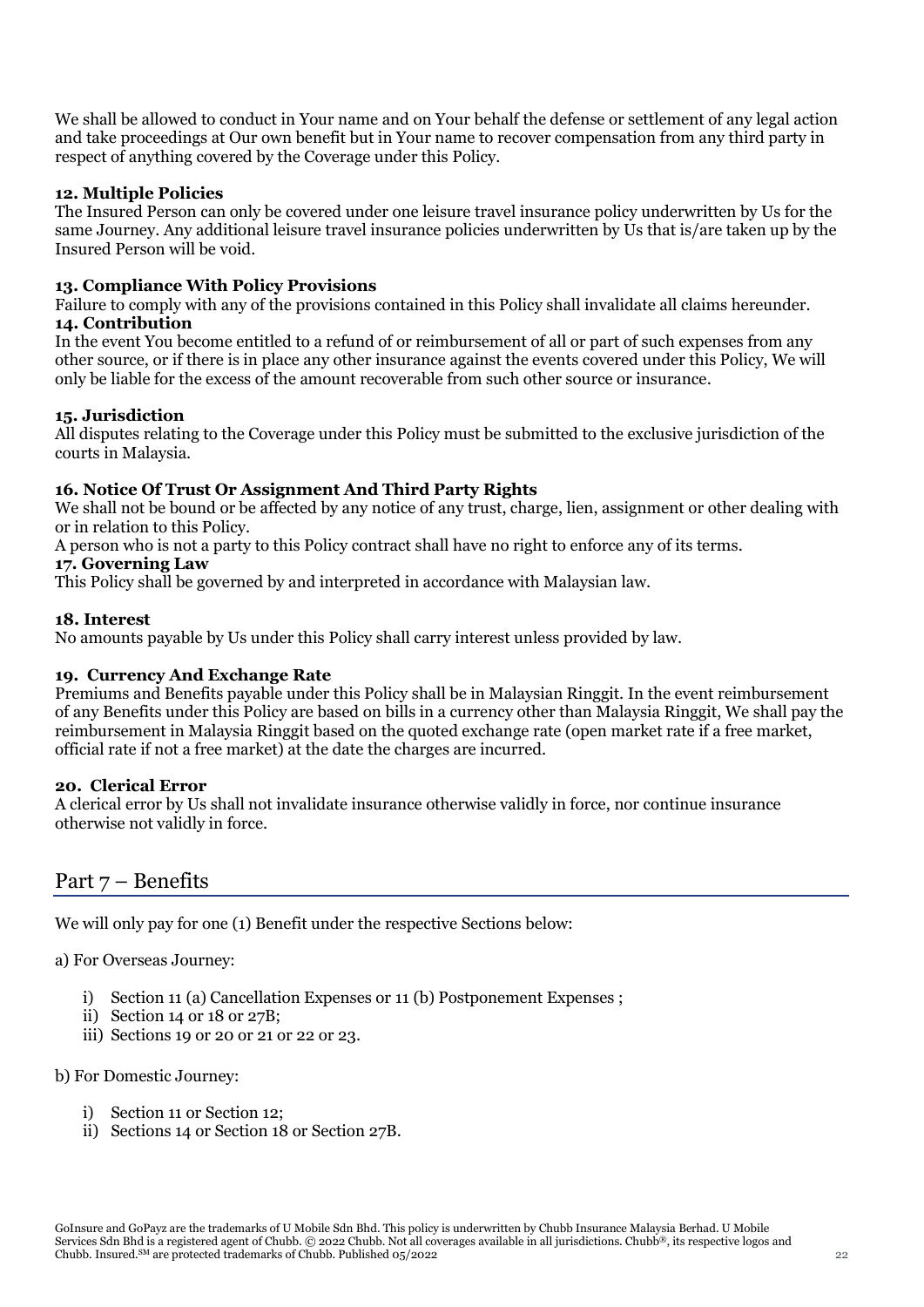We shall be allowed to conduct in Your name and on Your behalf the defense or settlement of any legal action and take proceedings at Our own benefit but in Your name to recover compensation from any third party in respect of anything covered by the Coverage under this Policy.

**12. Multiple Policies**

The Insured Person can only be covered under one leisure travel insurance policy underwritten by Us for the same Journey. Any additional leisure travel insurance policies underwritten by Us that is/are taken up by the Insured Person will be void.

**13. Compliance With Policy Provisions**

Failure to comply with any of the provisions contained in this Policy shall invalidate all claims hereunder.

**14. Contribution**

In the event You become entitled to a refund of or reimbursement of all or part of such expenses from any other source, or if there is in place any other insurance against the events covered under this Policy, We will only be liable for the excess of the amount recoverable from such other source or insurance.

**15. Jurisdiction**

All disputes relating to the Coverage under this Policy must be submitted to the exclusive jurisdiction of the courts in Malaysia.

**16. Notice Of Trust Or Assignment And Third Party Rights**

We shall not be bound or be affected by any notice of any trust, charge, lien, assignment or other dealing with or in relation to this Policy.

A person who is not a party to this Policy contract shall have no right to enforce any of its terms.

**17. Governing Law**

This Policy shall be governed by and interpreted in accordance with Malaysian law.

**18. Interest**

No amounts payable by Us under this Policy shall carry interest unless provided by law.

**19. Currency And Exchange Rate**

Premiums and Benefits payable under this Policy shall be in Malaysian Ringgit. In the event reimbursement of any Benefits under this Policy are based on bills in a currency other than Malaysia Ringgit, We shall pay the reimbursement in Malaysia Ringgit based on the quoted exchange rate (open market rate if a free market, official rate if not a free market) at the date the charges are incurred.

**20. Clerical Error**

A clerical error by Us shall not invalidate insurance otherwise validly in force, nor continue insurance otherwise not validly in force.

## Part 7 – Benefits

We will only pay for one (1) Benefit under the respective Sections below:

a) For Overseas Journey:

i) Section 11 (a) Cancellation Expenses or 11 (b) Postponement Expenses ;
ii) Section 14 or 18 or 27B;
iii) Sections 19 or 20 or 21 or 22 or 23.

b) For Domestic Journey:

i) Section 11 or Section 12;
ii) Sections 14 or Section 18 or Section 27B.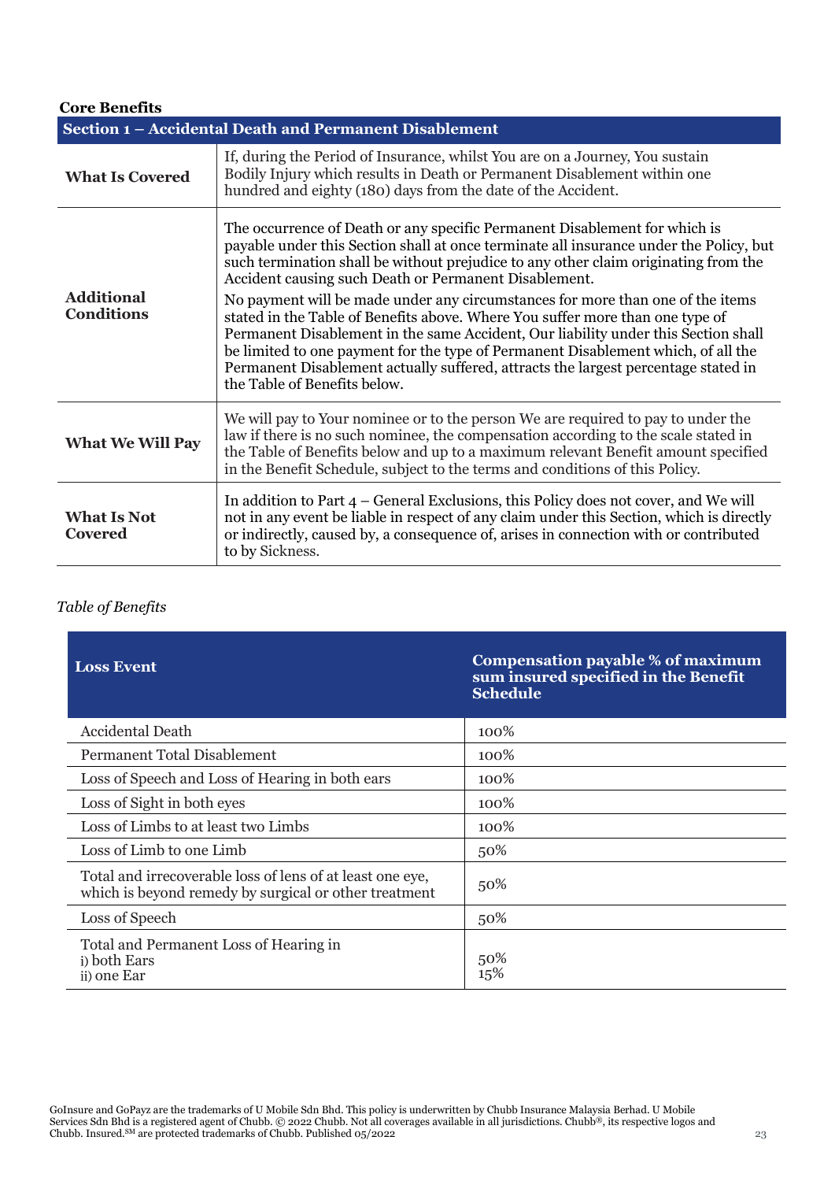**Core Benefits**

| Section 1 – Accidental Death and Permanent Disablement | |
|---|---|
| **What Is Covered** | If, during the Period of Insurance, whilst You are on a Journey, You sustain Bodily Injury which results in Death or Permanent Disablement within one hundred and eighty (180) days from the date of the Accident. |
| **Additional Conditions** | The occurrence of Death or any specific Permanent Disablement for which is payable under this Section shall at once terminate all insurance under the Policy, but such termination shall be without prejudice to any other claim originating from the Accident causing such Death or Permanent Disablement.<br><br>No payment will be made under any circumstances for more than one of the items stated in the Table of Benefits above. Where You suffer more than one type of Permanent Disablement in the same Accident, Our liability under this Section shall be limited to one payment for the type of Permanent Disablement which, of all the Permanent Disablement actually suffered, attracts the largest percentage stated in the Table of Benefits below. |
| **What We Will Pay** | We will pay to Your nominee or to the person We are required to pay to under the law if there is no such nominee, the compensation according to the scale stated in the Table of Benefits below and up to a maximum relevant Benefit amount specified in the Benefit Schedule, subject to the terms and conditions of this Policy. |
| **What Is Not Covered** | In addition to Part 4 – General Exclusions, this Policy does not cover, and We will not in any event be liable in respect of any claim under this Section, which is directly or indirectly, caused by, a consequence of, arises in connection with or contributed to by Sickness. |

*Table of Benefits*

| Loss Event | Compensation payable % of maximum sum insured specified in the Benefit Schedule |
|---|---|
| Accidental Death | 100% |
| Permanent Total Disablement | 100% |
| Loss of Speech and Loss of Hearing in both ears | 100% |
| Loss of Sight in both eyes | 100% |
| Loss of Limbs to at least two Limbs | 100% |
| Loss of Limb to one Limb | 50% |
| Total and irrecoverable loss of lens of at least one eye, which is beyond remedy by surgical or other treatment | 50% |
| Loss of Speech | 50% |
| Total and Permanent Loss of Hearing in<br>i) both Ears<br>ii) one Ear | <br>50%<br>15% |

GoInsure and GoPayz are the trademarks of U Mobile Sdn Bhd. This policy is underwritten by Chubb Insurance Malaysia Berhad. U Mobile Services Sdn Bhd is a registered agent of Chubb. © 2022 Chubb. Not all coverages available in all jurisdictions. Chubb®, its respective logos and Chubb. Insured.SM are protected trademarks of Chubb. Published 05/2022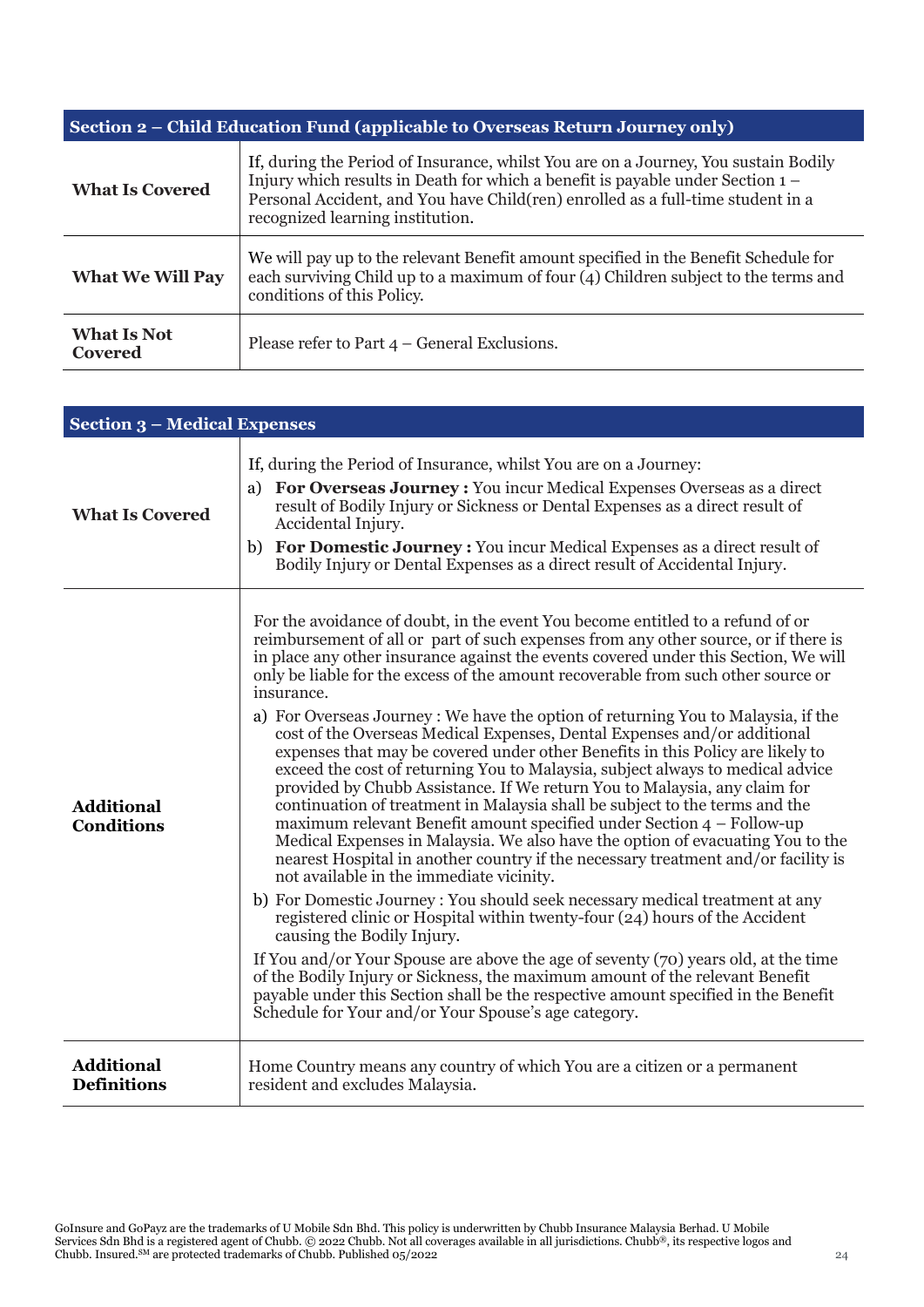| Section 2 – Child Education Fund (applicable to Overseas Return Journey only) | |
|---|---|
| **What Is Covered** | If, during the Period of Insurance, whilst You are on a Journey, You sustain Bodily Injury which results in Death for which a benefit is payable under Section 1 – Personal Accident, and You have Child(ren) enrolled as a full-time student in a recognized learning institution. |
| **What We Will Pay** | We will pay up to the relevant Benefit amount specified in the Benefit Schedule for each surviving Child up to a maximum of four (4) Children subject to the terms and conditions of this Policy. |
| **What Is Not Covered** | Please refer to Part 4 – General Exclusions. |

| Section 3 – Medical Expenses | |
|---|---|
| **What Is Covered** | If, during the Period of Insurance, whilst You are on a Journey:<br>a) **For Overseas Journey :** You incur Medical Expenses Overseas as a direct result of Bodily Injury or Sickness or Dental Expenses as a direct result of Accidental Injury.<br>b) **For Domestic Journey :** You incur Medical Expenses as a direct result of Bodily Injury or Dental Expenses as a direct result of Accidental Injury. |
| **Additional Conditions** | For the avoidance of doubt, in the event You become entitled to a refund of or reimbursement of all or part of such expenses from any other source, or if there is in place any other insurance against the events covered under this Section, We will only be liable for the excess of the amount recoverable from such other source or insurance.<br>a) For Overseas Journey : We have the option of returning You to Malaysia, if the cost of the Overseas Medical Expenses, Dental Expenses and/or additional expenses that may be covered under other Benefits in this Policy are likely to exceed the cost of returning You to Malaysia, subject always to medical advice provided by Chubb Assistance. If We return You to Malaysia, any claim for continuation of treatment in Malaysia shall be subject to the terms and the maximum relevant Benefit amount specified under Section 4 – Follow-up Medical Expenses in Malaysia. We also have the option of evacuating You to the nearest Hospital in another country if the necessary treatment and/or facility is not available in the immediate vicinity.<br>b) For Domestic Journey : You should seek necessary medical treatment at any registered clinic or Hospital within twenty-four (24) hours of the Accident causing the Bodily Injury.<br>If You and/or Your Spouse are above the age of seventy (70) years old, at the time of the Bodily Injury or Sickness, the maximum amount of the relevant Benefit payable under this Section shall be the respective amount specified in the Benefit Schedule for Your and/or Your Spouse's age category. |
| **Additional Definitions** | Home Country means any country of which You are a citizen or a permanent resident and excludes Malaysia. |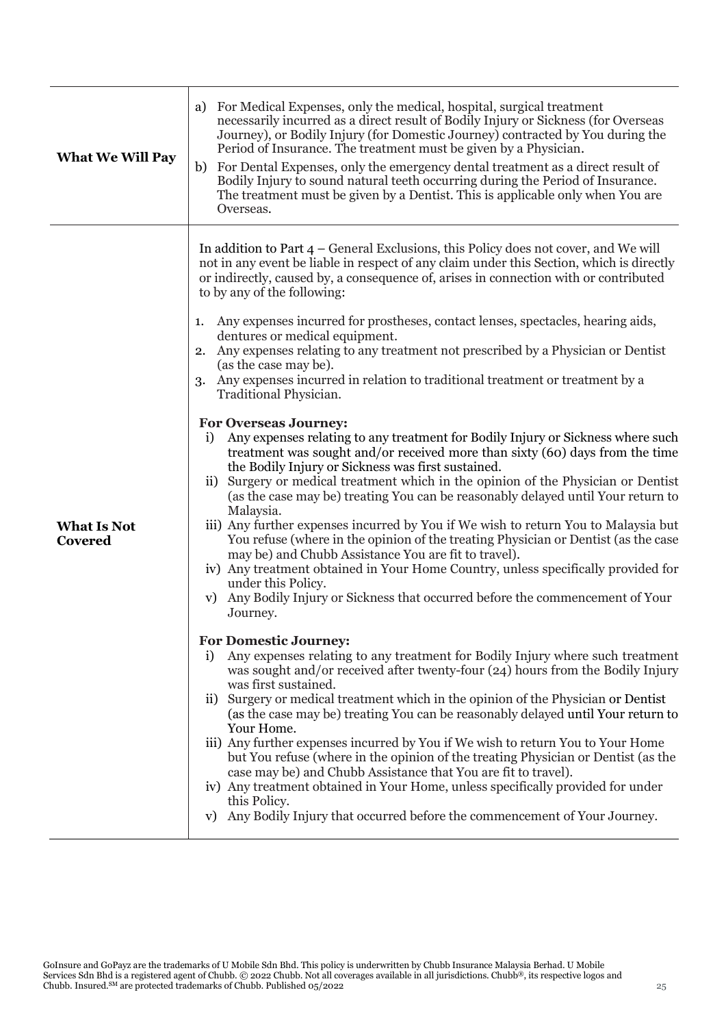| | |
|---|---|
| **What We Will Pay** | a) For Medical Expenses, only the medical, hospital, surgical treatment necessarily incurred as a direct result of Bodily Injury or Sickness (for Overseas Journey), or Bodily Injury (for Domestic Journey) contracted by You during the Period of Insurance. The treatment must be given by a Physician.<br>b) For Dental Expenses, only the emergency dental treatment as a direct result of Bodily Injury to sound natural teeth occurring during the Period of Insurance. The treatment must be given by a Dentist. This is applicable only when You are Overseas. |
| **What Is Not Covered** | In addition to Part 4 – General Exclusions, this Policy does not cover, and We will not in any event be liable in respect of any claim under this Section, which is directly or indirectly, caused by, a consequence of, arises in connection with or contributed to by any of the following:<br><br>1. Any expenses incurred for prostheses, contact lenses, spectacles, hearing aids, dentures or medical equipment.<br>2. Any expenses relating to any treatment not prescribed by a Physician or Dentist (as the case may be).<br>3. Any expenses incurred in relation to traditional treatment or treatment by a Traditional Physician.<br><br>**For Overseas Journey:**<br>i) Any expenses relating to any treatment for Bodily Injury or Sickness where such treatment was sought and/or received more than sixty (60) days from the time the Bodily Injury or Sickness was first sustained.<br>ii) Surgery or medical treatment which in the opinion of the Physician or Dentist (as the case may be) treating You can be reasonably delayed until Your return to Malaysia.<br>iii) Any further expenses incurred by You if We wish to return You to Malaysia but You refuse (where in the opinion of the treating Physician or Dentist (as the case may be) and Chubb Assistance You are fit to travel).<br>iv) Any treatment obtained in Your Home Country, unless specifically provided for under this Policy.<br>v) Any Bodily Injury or Sickness that occurred before the commencement of Your Journey.<br><br>**For Domestic Journey:**<br>i) Any expenses relating to any treatment for Bodily Injury where such treatment was sought and/or received after twenty-four (24) hours from the Bodily Injury was first sustained.<br>ii) Surgery or medical treatment which in the opinion of the Physician or Dentist (as the case may be) treating You can be reasonably delayed until Your return to Your Home.<br>iii) Any further expenses incurred by You if We wish to return You to Your Home but You refuse (where in the opinion of the treating Physician or Dentist (as the case may be) and Chubb Assistance that You are fit to travel).<br>iv) Any treatment obtained in Your Home, unless specifically provided for under this Policy.<br>v) Any Bodily Injury that occurred before the commencement of Your Journey. |

GoInsure and GoPayz are the trademarks of U Mobile Sdn Bhd. This policy is underwritten by Chubb Insurance Malaysia Berhad. U Mobile Services Sdn Bhd is a registered agent of Chubb. © 2022 Chubb. Not all coverages available in all jurisdictions. Chubb®, its respective logos and Chubb. Insured.SM are protected trademarks of Chubb. Published 05/2022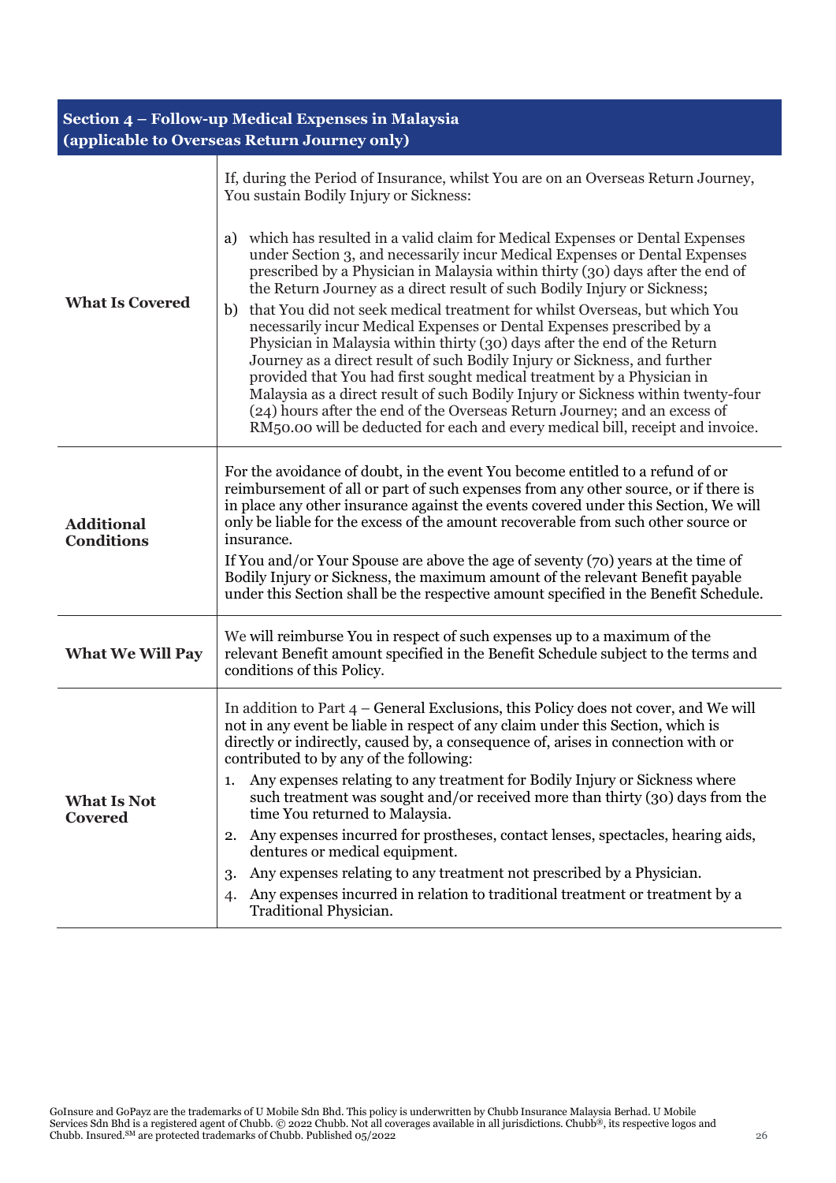## Section 4 – Follow-up Medical Expenses in Malaysia (applicable to Overseas Return Journey only)

| | |
|---|---|
| **What Is Covered** | If, during the Period of Insurance, whilst You are on an Overseas Return Journey, You sustain Bodily Injury or Sickness:<br><br>a) which has resulted in a valid claim for Medical Expenses or Dental Expenses under Section 3, and necessarily incur Medical Expenses or Dental Expenses prescribed by a Physician in Malaysia within thirty (30) days after the end of the Return Journey as a direct result of such Bodily Injury or Sickness;<br>b) that You did not seek medical treatment for whilst Overseas, but which You necessarily incur Medical Expenses or Dental Expenses prescribed by a Physician in Malaysia within thirty (30) days after the end of the Return Journey as a direct result of such Bodily Injury or Sickness, and further provided that You had first sought medical treatment by a Physician in Malaysia as a direct result of such Bodily Injury or Sickness within twenty-four (24) hours after the end of the Overseas Return Journey; and an excess of RM50.00 will be deducted for each and every medical bill, receipt and invoice. |
| **Additional Conditions** | For the avoidance of doubt, in the event You become entitled to a refund of or reimbursement of all or part of such expenses from any other source, or if there is in place any other insurance against the events covered under this Section, We will only be liable for the excess of the amount recoverable from such other source or insurance.<br>If You and/or Your Spouse are above the age of seventy (70) years at the time of Bodily Injury or Sickness, the maximum amount of the relevant Benefit payable under this Section shall be the respective amount specified in the Benefit Schedule. |
| **What We Will Pay** | We will reimburse You in respect of such expenses up to a maximum of the relevant Benefit amount specified in the Benefit Schedule subject to the terms and conditions of this Policy. |
| **What Is Not Covered** | In addition to Part 4 – General Exclusions, this Policy does not cover, and We will not in any event be liable in respect of any claim under this Section, which is directly or indirectly, caused by, a consequence of, arises in connection with or contributed to by any of the following:<br>1. Any expenses relating to any treatment for Bodily Injury or Sickness where such treatment was sought and/or received more than thirty (30) days from the time You returned to Malaysia.<br>2. Any expenses incurred for prostheses, contact lenses, spectacles, hearing aids, dentures or medical equipment.<br>3. Any expenses relating to any treatment not prescribed by a Physician.<br>4. Any expenses incurred in relation to traditional treatment or treatment by a Traditional Physician. |

GoInsure and GoPayz are the trademarks of U Mobile Sdn Bhd. This policy is underwritten by Chubb Insurance Malaysia Berhad. U Mobile Services Sdn Bhd is a registered agent of Chubb. © 2022 Chubb. Not all coverages available in all jurisdictions. Chubb®, its respective logos and Chubb. Insured.SM are protected trademarks of Chubb. Published 05/2022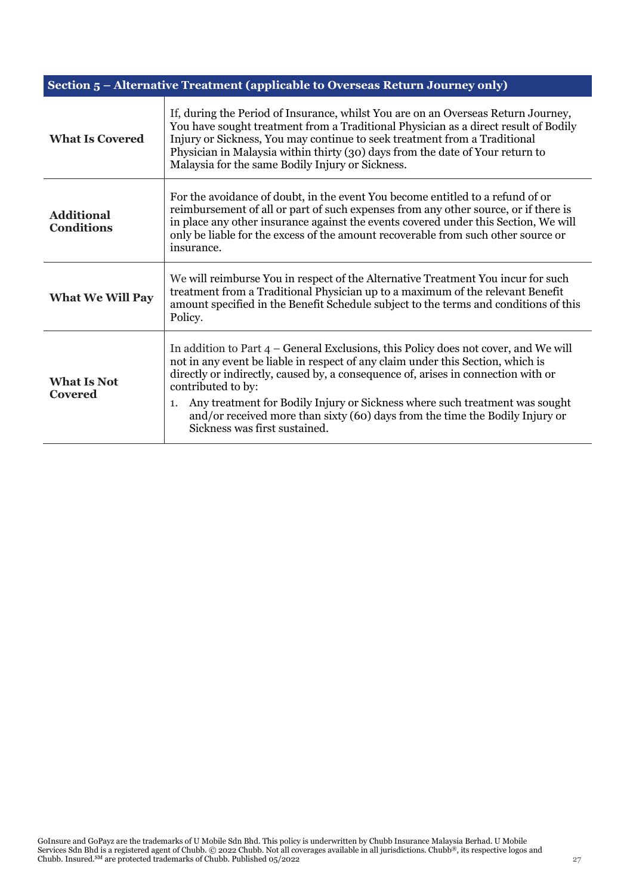| Section 5 – Alternative Treatment (applicable to Overseas Return Journey only) | |
|---|---|
| **What Is Covered** | If, during the Period of Insurance, whilst You are on an Overseas Return Journey, You have sought treatment from a Traditional Physician as a direct result of Bodily Injury or Sickness, You may continue to seek treatment from a Traditional Physician in Malaysia within thirty (30) days from the date of Your return to Malaysia for the same Bodily Injury or Sickness. |
| **Additional Conditions** | For the avoidance of doubt, in the event You become entitled to a refund of or reimbursement of all or part of such expenses from any other source, or if there is in place any other insurance against the events covered under this Section, We will only be liable for the excess of the amount recoverable from such other source or insurance. |
| **What We Will Pay** | We will reimburse You in respect of the Alternative Treatment You incur for such treatment from a Traditional Physician up to a maximum of the relevant Benefit amount specified in the Benefit Schedule subject to the terms and conditions of this Policy. |
| **What Is Not Covered** | In addition to Part 4 – General Exclusions, this Policy does not cover, and We will not in any event be liable in respect of any claim under this Section, which is directly or indirectly, caused by, a consequence of, arises in connection with or contributed to by:<br>1. Any treatment for Bodily Injury or Sickness where such treatment was sought and/or received more than sixty (60) days from the time the Bodily Injury or Sickness was first sustained. |

GoInsure and GoPayz are the trademarks of U Mobile Sdn Bhd. This policy is underwritten by Chubb Insurance Malaysia Berhad. U Mobile Services Sdn Bhd is a registered agent of Chubb. © 2022 Chubb. Not all coverages available in all jurisdictions. Chubb®, its respective logos and Chubb. Insured.SM are protected trademarks of Chubb. Published 05/2022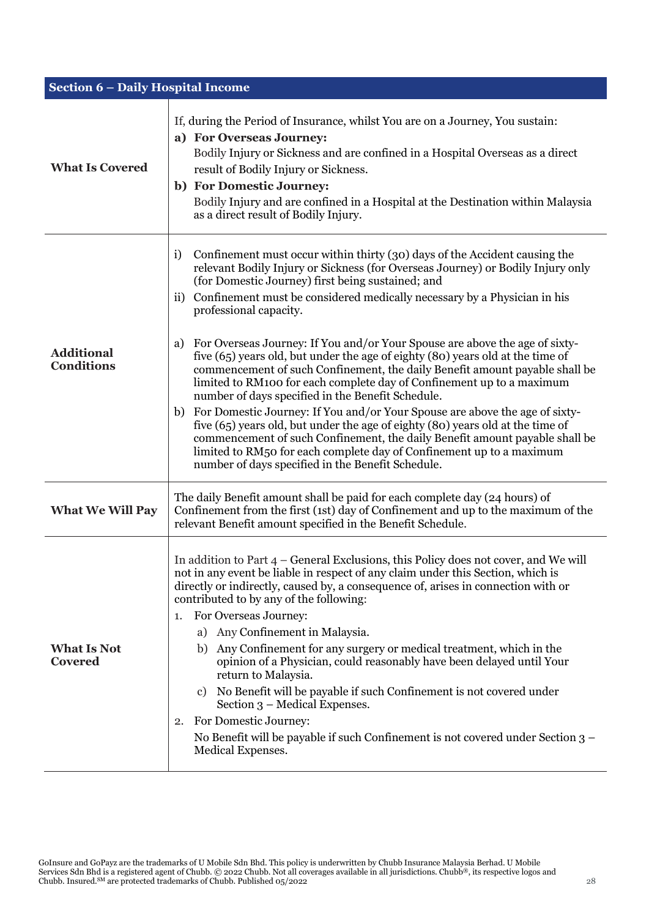## Section 6 – Daily Hospital Income

**What Is Covered**

If, during the Period of Insurance, whilst You are on a Journey, You sustain:

**a) For Overseas Journey:**
Bodily Injury or Sickness and are confined in a Hospital Overseas as a direct result of Bodily Injury or Sickness.

**b) For Domestic Journey:**
Bodily Injury and are confined in a Hospital at the Destination within Malaysia as a direct result of Bodily Injury.

**Additional Conditions**

i) Confinement must occur within thirty (30) days of the Accident causing the relevant Bodily Injury or Sickness (for Overseas Journey) or Bodily Injury only (for Domestic Journey) first being sustained; and

ii) Confinement must be considered medically necessary by a Physician in his professional capacity.

a) For Overseas Journey: If You and/or Your Spouse are above the age of sixty-five (65) years old, but under the age of eighty (80) years old at the time of commencement of such Confinement, the daily Benefit amount payable shall be limited to RM100 for each complete day of Confinement up to a maximum number of days specified in the Benefit Schedule.

b) For Domestic Journey: If You and/or Your Spouse are above the age of sixty-five (65) years old, but under the age of eighty (80) years old at the time of commencement of such Confinement, the daily Benefit amount payable shall be limited to RM50 for each complete day of Confinement up to a maximum number of days specified in the Benefit Schedule.

**What We Will Pay**

The daily Benefit amount shall be paid for each complete day (24 hours) of Confinement from the first (1st) day of Confinement and up to the maximum of the relevant Benefit amount specified in the Benefit Schedule.

**What Is Not Covered**

In addition to Part 4 – General Exclusions, this Policy does not cover, and We will not in any event be liable in respect of any claim under this Section, which is directly or indirectly, caused by, a consequence of, arises in connection with or contributed to by any of the following:

1. For Overseas Journey:
   a) Any Confinement in Malaysia.
   b) Any Confinement for any surgery or medical treatment, which in the opinion of a Physician, could reasonably have been delayed until Your return to Malaysia.
   c) No Benefit will be payable if such Confinement is not covered under Section 3 – Medical Expenses.
2. For Domestic Journey:
   No Benefit will be payable if such Confinement is not covered under Section 3 – Medical Expenses.

GoInsure and GoPayz are the trademarks of U Mobile Sdn Bhd. This policy is underwritten by Chubb Insurance Malaysia Berhad. U Mobile Services Sdn Bhd is a registered agent of Chubb. © 2022 Chubb. Not all coverages available in all jurisdictions. Chubb®, its respective logos and Chubb. Insured.SM are protected trademarks of Chubb. Published 05/2022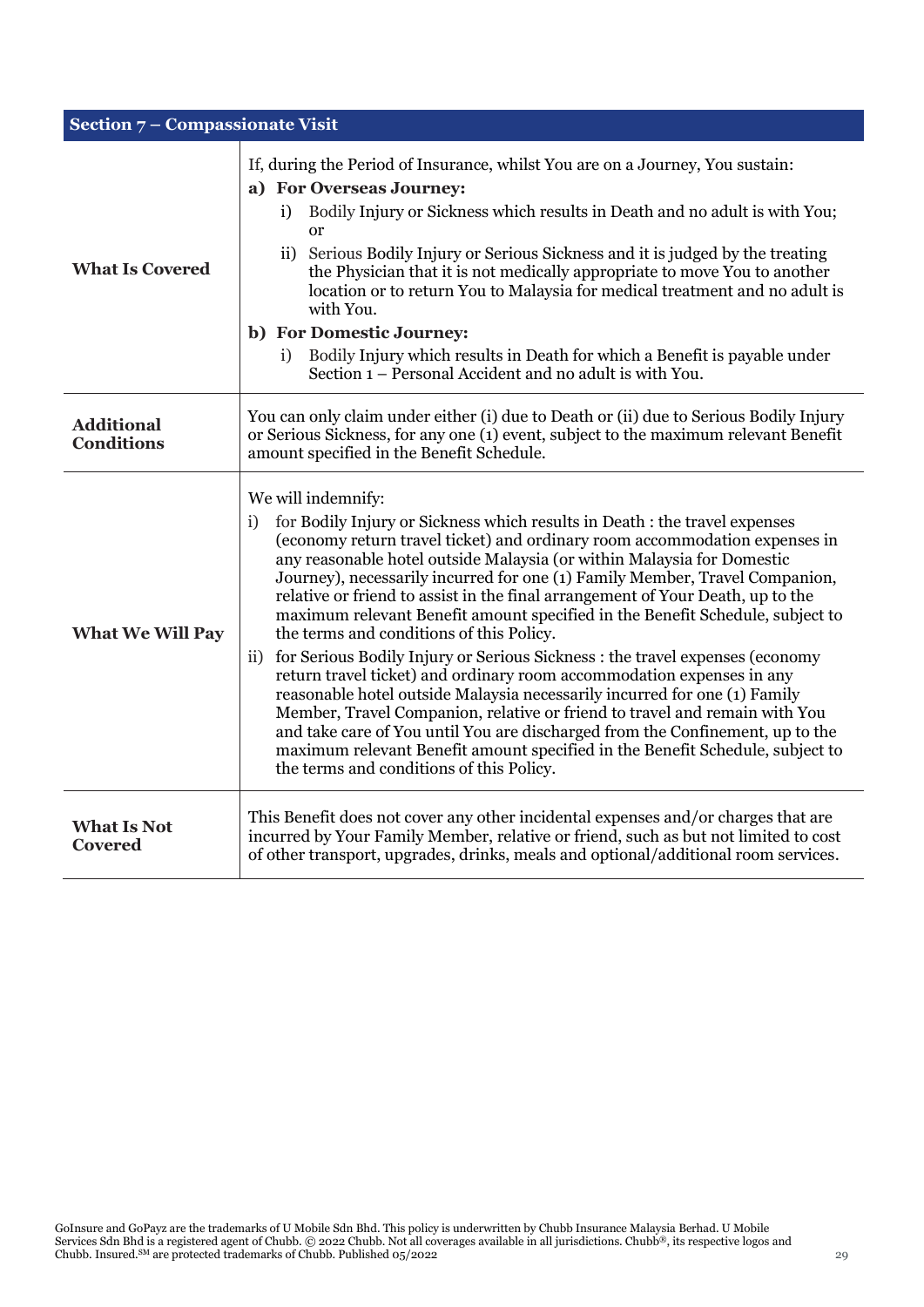## Section 7 – Compassionate Visit

| | |
|---|---|
| **What Is Covered** | If, during the Period of Insurance, whilst You are on a Journey, You sustain:<br>**a) For Overseas Journey:**<br>i) Bodily Injury or Sickness which results in Death and no adult is with You; or<br>ii) Serious Bodily Injury or Serious Sickness and it is judged by the treating the Physician that it is not medically appropriate to move You to another location or to return You to Malaysia for medical treatment and no adult is with You.<br>**b) For Domestic Journey:**<br>i) Bodily Injury which results in Death for which a Benefit is payable under Section 1 – Personal Accident and no adult is with You. |
| **Additional Conditions** | You can only claim under either (i) due to Death or (ii) due to Serious Bodily Injury or Serious Sickness, for any one (1) event, subject to the maximum relevant Benefit amount specified in the Benefit Schedule. |
| **What We Will Pay** | We will indemnify:<br>i) for Bodily Injury or Sickness which results in Death : the travel expenses (economy return travel ticket) and ordinary room accommodation expenses in any reasonable hotel outside Malaysia (or within Malaysia for Domestic Journey), necessarily incurred for one (1) Family Member, Travel Companion, relative or friend to assist in the final arrangement of Your Death, up to the maximum relevant Benefit amount specified in the Benefit Schedule, subject to the terms and conditions of this Policy.<br>ii) for Serious Bodily Injury or Serious Sickness : the travel expenses (economy return travel ticket) and ordinary room accommodation expenses in any reasonable hotel outside Malaysia necessarily incurred for one (1) Family Member, Travel Companion, relative or friend to travel and remain with You and take care of You until You are discharged from the Confinement, up to the maximum relevant Benefit amount specified in the Benefit Schedule, subject to the terms and conditions of this Policy. |
| **What Is Not Covered** | This Benefit does not cover any other incidental expenses and/or charges that are incurred by Your Family Member, relative or friend, such as but not limited to cost of other transport, upgrades, drinks, meals and optional/additional room services. |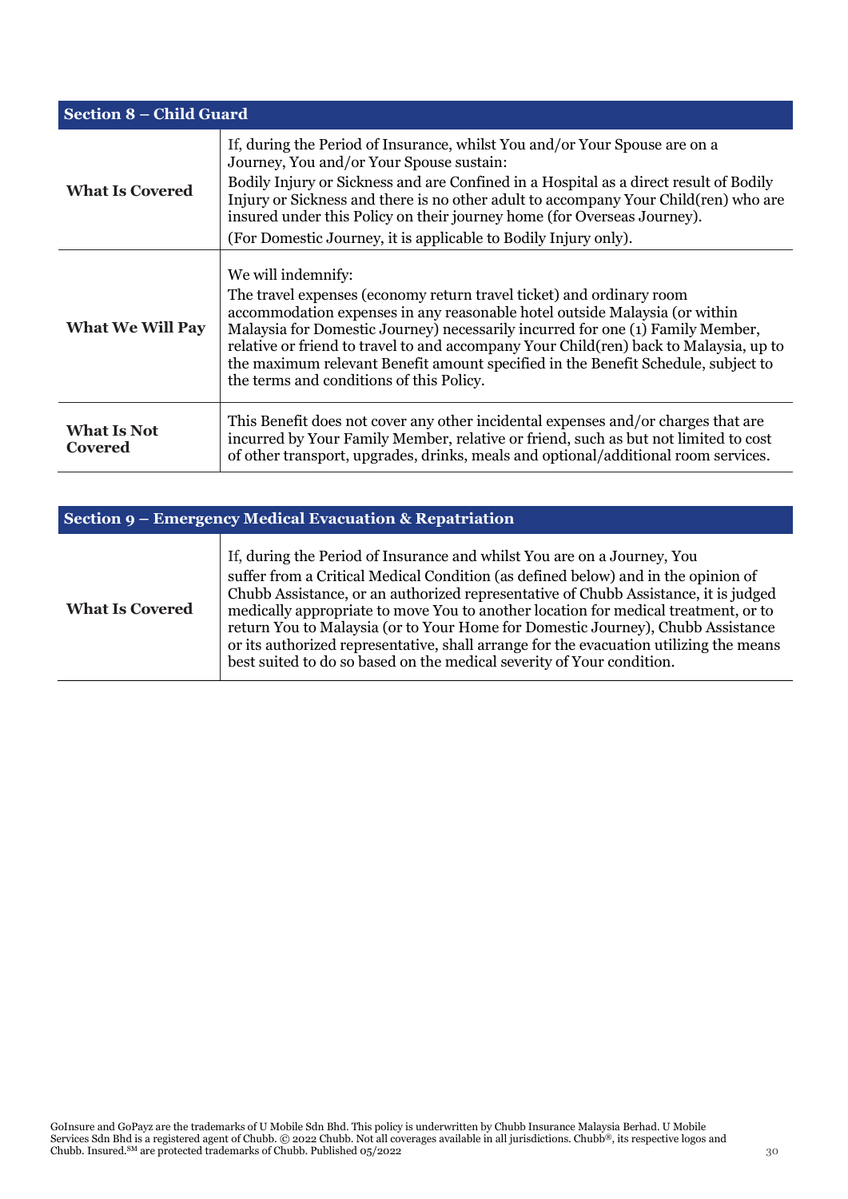| Section 8 – Child Guard | |
|---|---|
| **What Is Covered** | If, during the Period of Insurance, whilst You and/or Your Spouse are on a Journey, You and/or Your Spouse sustain:<br>Bodily Injury or Sickness and are Confined in a Hospital as a direct result of Bodily Injury or Sickness and there is no other adult to accompany Your Child(ren) who are insured under this Policy on their journey home (for Overseas Journey).<br>(For Domestic Journey, it is applicable to Bodily Injury only). |
| **What We Will Pay** | We will indemnify:<br>The travel expenses (economy return travel ticket) and ordinary room accommodation expenses in any reasonable hotel outside Malaysia (or within Malaysia for Domestic Journey) necessarily incurred for one (1) Family Member, relative or friend to travel to and accompany Your Child(ren) back to Malaysia, up to the maximum relevant Benefit amount specified in the Benefit Schedule, subject to the terms and conditions of this Policy. |
| **What Is Not Covered** | This Benefit does not cover any other incidental expenses and/or charges that are incurred by Your Family Member, relative or friend, such as but not limited to cost of other transport, upgrades, drinks, meals and optional/additional room services. |

| Section 9 – Emergency Medical Evacuation & Repatriation | |
|---|---|
| **What Is Covered** | If, during the Period of Insurance and whilst You are on a Journey, You suffer from a Critical Medical Condition (as defined below) and in the opinion of Chubb Assistance, or an authorized representative of Chubb Assistance, it is judged medically appropriate to move You to another location for medical treatment, or to return You to Malaysia (or to Your Home for Domestic Journey), Chubb Assistance or its authorized representative, shall arrange for the evacuation utilizing the means best suited to do so based on the medical severity of Your condition. |

GoInsure and GoPayz are the trademarks of U Mobile Sdn Bhd. This policy is underwritten by Chubb Insurance Malaysia Berhad. U Mobile Services Sdn Bhd is a registered agent of Chubb. © 2022 Chubb. Not all coverages available in all jurisdictions. Chubb®, its respective logos and Chubb. Insured.SM are protected trademarks of Chubb. Published 05/2022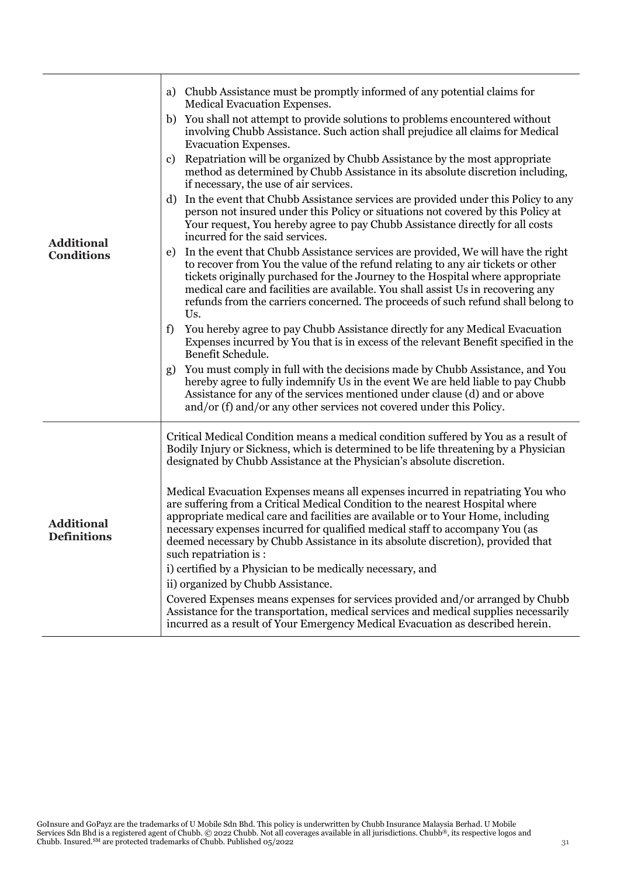| | |
|---|---|
| **Additional Conditions** | a) Chubb Assistance must be promptly informed of any potential claims for Medical Evacuation Expenses.<br>b) You shall not attempt to provide solutions to problems encountered without involving Chubb Assistance. Such action shall prejudice all claims for Medical Evacuation Expenses.<br>c) Repatriation will be organized by Chubb Assistance by the most appropriate method as determined by Chubb Assistance in its absolute discretion including, if necessary, the use of air services.<br>d) In the event that Chubb Assistance services are provided under this Policy to any person not insured under this Policy or situations not covered by this Policy at Your request, You hereby agree to pay Chubb Assistance directly for all costs incurred for the said services.<br>e) In the event that Chubb Assistance services are provided, We will have the right to recover from You the value of the refund relating to any air tickets or other tickets originally purchased for the Journey to the Hospital where appropriate medical care and facilities are available. You shall assist Us in recovering any refunds from the carriers concerned. The proceeds of such refund shall belong to Us.<br>f) You hereby agree to pay Chubb Assistance directly for any Medical Evacuation Expenses incurred by You that is in excess of the relevant Benefit specified in the Benefit Schedule.<br>g) You must comply in full with the decisions made by Chubb Assistance, and You hereby agree to fully indemnify Us in the event We are held liable to pay Chubb Assistance for any of the services mentioned under clause (d) and or above and/or (f) and/or any other services not covered under this Policy. |
| **Additional Definitions** | Critical Medical Condition means a medical condition suffered by You as a result of Bodily Injury or Sickness, which is determined to be life threatening by a Physician designated by Chubb Assistance at the Physician's absolute discretion.<br><br>Medical Evacuation Expenses means all expenses incurred in repatriating You who are suffering from a Critical Medical Condition to the nearest Hospital where appropriate medical care and facilities are available or to Your Home, including necessary expenses incurred for qualified medical staff to accompany You (as deemed necessary by Chubb Assistance in its absolute discretion), provided that such repatriation is :<br>i) certified by a Physician to be medically necessary, and<br>ii) organized by Chubb Assistance.<br>Covered Expenses means expenses for services provided and/or arranged by Chubb Assistance for the transportation, medical services and medical supplies necessarily incurred as a result of Your Emergency Medical Evacuation as described herein. |

GoInsure and GoPayz are the trademarks of U Mobile Sdn Bhd. This policy is underwritten by Chubb Insurance Malaysia Berhad. U Mobile Services Sdn Bhd is a registered agent of Chubb. © 2022 Chubb. Not all coverages available in all jurisdictions. Chubb®, its respective logos and Chubb. Insured.℠ are protected trademarks of Chubb. Published 05/2022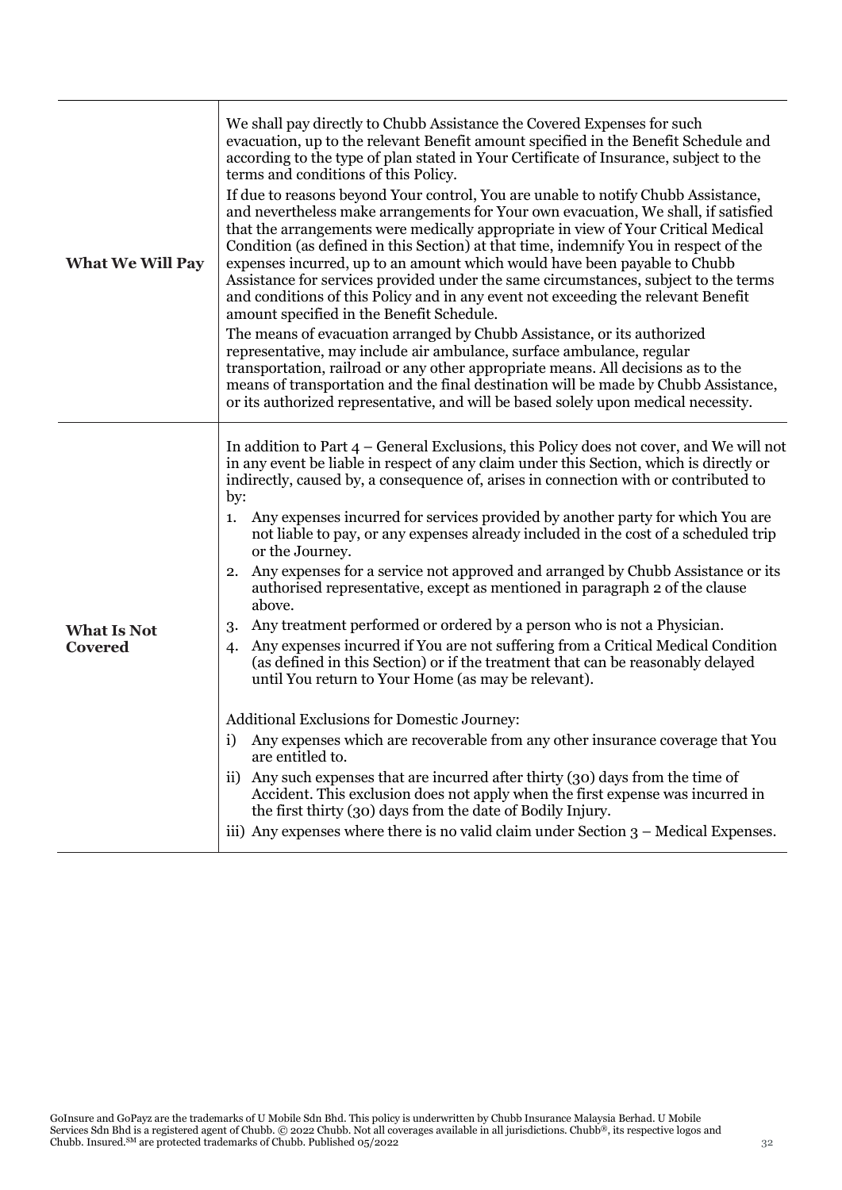| | |
|---|---|
| **What We Will Pay** | We shall pay directly to Chubb Assistance the Covered Expenses for such evacuation, up to the relevant Benefit amount specified in the Benefit Schedule and according to the type of plan stated in Your Certificate of Insurance, subject to the terms and conditions of this Policy.<br><br>If due to reasons beyond Your control, You are unable to notify Chubb Assistance, and nevertheless make arrangements for Your own evacuation, We shall, if satisfied that the arrangements were medically appropriate in view of Your Critical Medical Condition (as defined in this Section) at that time, indemnify You in respect of the expenses incurred, up to an amount which would have been payable to Chubb Assistance for services provided under the same circumstances, subject to the terms and conditions of this Policy and in any event not exceeding the relevant Benefit amount specified in the Benefit Schedule.<br><br>The means of evacuation arranged by Chubb Assistance, or its authorized representative, may include air ambulance, surface ambulance, regular transportation, railroad or any other appropriate means. All decisions as to the means of transportation and the final destination will be made by Chubb Assistance, or its authorized representative, and will be based solely upon medical necessity. |
| **What Is Not Covered** | In addition to Part 4 – General Exclusions, this Policy does not cover, and We will not in any event be liable in respect of any claim under this Section, which is directly or indirectly, caused by, a consequence of, arises in connection with or contributed to by:<br><br>1. Any expenses incurred for services provided by another party for which You are not liable to pay, or any expenses already included in the cost of a scheduled trip or the Journey.<br>2. Any expenses for a service not approved and arranged by Chubb Assistance or its authorised representative, except as mentioned in paragraph 2 of the clause above.<br>3. Any treatment performed or ordered by a person who is not a Physician.<br>4. Any expenses incurred if You are not suffering from a Critical Medical Condition (as defined in this Section) or if the treatment that can be reasonably delayed until You return to Your Home (as may be relevant).<br><br>Additional Exclusions for Domestic Journey:<br><br>i) Any expenses which are recoverable from any other insurance coverage that You are entitled to.<br>ii) Any such expenses that are incurred after thirty (30) days from the time of Accident. This exclusion does not apply when the first expense was incurred in the first thirty (30) days from the date of Bodily Injury.<br>iii) Any expenses where there is no valid claim under Section 3 – Medical Expenses. |

GoInsure and GoPayz are the trademarks of U Mobile Sdn Bhd. This policy is underwritten by Chubb Insurance Malaysia Berhad. U Mobile Services Sdn Bhd is a registered agent of Chubb. © 2022 Chubb. Not all coverages available in all jurisdictions. Chubb®, its respective logos and Chubb. Insured.℠ are protected trademarks of Chubb. Published 05/2022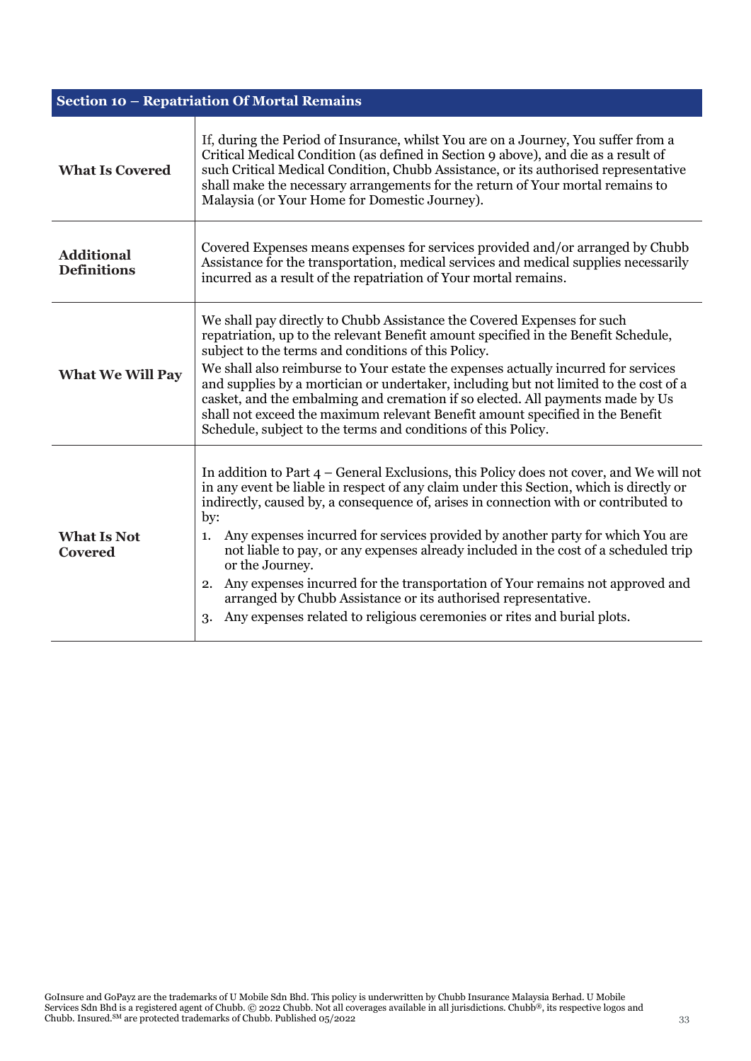## Section 10 – Repatriation Of Mortal Remains

| | |
|---|---|
| **What Is Covered** | If, during the Period of Insurance, whilst You are on a Journey, You suffer from a Critical Medical Condition (as defined in Section 9 above), and die as a result of such Critical Medical Condition, Chubb Assistance, or its authorised representative shall make the necessary arrangements for the return of Your mortal remains to Malaysia (or Your Home for Domestic Journey). |
| **Additional Definitions** | Covered Expenses means expenses for services provided and/or arranged by Chubb Assistance for the transportation, medical services and medical supplies necessarily incurred as a result of the repatriation of Your mortal remains. |
| **What We Will Pay** | We shall pay directly to Chubb Assistance the Covered Expenses for such repatriation, up to the relevant Benefit amount specified in the Benefit Schedule, subject to the terms and conditions of this Policy.<br>We shall also reimburse to Your estate the expenses actually incurred for services and supplies by a mortician or undertaker, including but not limited to the cost of a casket, and the embalming and cremation if so elected. All payments made by Us shall not exceed the maximum relevant Benefit amount specified in the Benefit Schedule, subject to the terms and conditions of this Policy. |
| **What Is Not Covered** | In addition to Part 4 – General Exclusions, this Policy does not cover, and We will not in any event be liable in respect of any claim under this Section, which is directly or indirectly, caused by, a consequence of, arises in connection with or contributed to by:<br>1. Any expenses incurred for services provided by another party for which You are not liable to pay, or any expenses already included in the cost of a scheduled trip or the Journey.<br>2. Any expenses incurred for the transportation of Your remains not approved and arranged by Chubb Assistance or its authorised representative.<br>3. Any expenses related to religious ceremonies or rites and burial plots. |

GoInsure and GoPayz are the trademarks of U Mobile Sdn Bhd. This policy is underwritten by Chubb Insurance Malaysia Berhad. U Mobile Services Sdn Bhd is a registered agent of Chubb. © 2022 Chubb. Not all coverages available in all jurisdictions. Chubb®, its respective logos and Chubb. Insured.℠ are protected trademarks of Chubb. Published 05/2022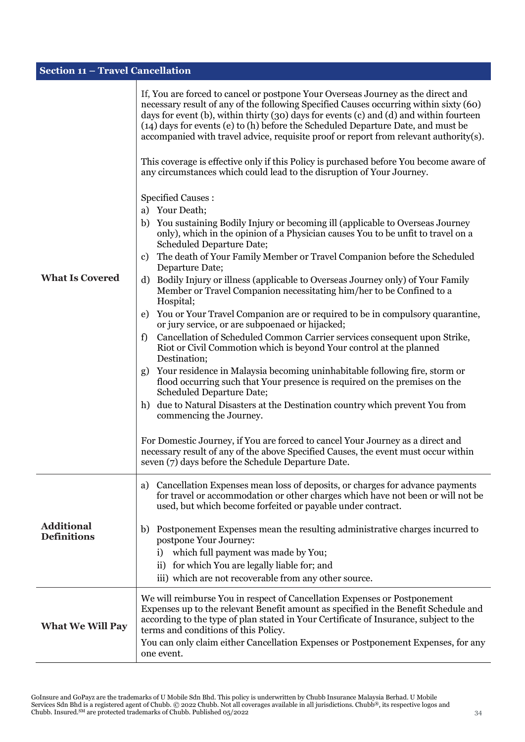## Section 11 – Travel Cancellation

| | |
|---|---|
| **What Is Covered** | If, You are forced to cancel or postpone Your Overseas Journey as the direct and necessary result of any of the following Specified Causes occurring within sixty (60) days for event (b), within thirty (30) days for events (c) and (d) and within fourteen (14) days for events (e) to (h) before the Scheduled Departure Date, and must be accompanied with travel advice, requisite proof or report from relevant authority(s).<br><br>This coverage is effective only if this Policy is purchased before You become aware of any circumstances which could lead to the disruption of Your Journey.<br><br>Specified Causes :<br>a) Your Death;<br>b) You sustaining Bodily Injury or becoming ill (applicable to Overseas Journey only), which in the opinion of a Physician causes You to be unfit to travel on a Scheduled Departure Date;<br>c) The death of Your Family Member or Travel Companion before the Scheduled Departure Date;<br>d) Bodily Injury or illness (applicable to Overseas Journey only) of Your Family Member or Travel Companion necessitating him/her to be Confined to a Hospital;<br>e) You or Your Travel Companion are or required to be in compulsory quarantine, or jury service, or are subpoenaed or hijacked;<br>f) Cancellation of Scheduled Common Carrier services consequent upon Strike, Riot or Civil Commotion which is beyond Your control at the planned Destination;<br>g) Your residence in Malaysia becoming uninhabitable following fire, storm or flood occurring such that Your presence is required on the premises on the Scheduled Departure Date;<br>h) due to Natural Disasters at the Destination country which prevent You from commencing the Journey.<br><br>For Domestic Journey, if You are forced to cancel Your Journey as a direct and necessary result of any of the above Specified Causes, the event must occur within seven (7) days before the Schedule Departure Date. |
| **Additional Definitions** | a) Cancellation Expenses mean loss of deposits, or charges for advance payments for travel or accommodation or other charges which have not been or will not be used, but which become forfeited or payable under contract.<br><br>b) Postponement Expenses mean the resulting administrative charges incurred to postpone Your Journey:<br>i) which full payment was made by You;<br>ii) for which You are legally liable for; and<br>iii) which are not recoverable from any other source. |
| **What We Will Pay** | We will reimburse You in respect of Cancellation Expenses or Postponement Expenses up to the relevant Benefit amount as specified in the Benefit Schedule and according to the type of plan stated in Your Certificate of Insurance, subject to the terms and conditions of this Policy.<br>You can only claim either Cancellation Expenses or Postponement Expenses, for any one event. |

GoInsure and GoPayz are the trademarks of U Mobile Sdn Bhd. This policy is underwritten by Chubb Insurance Malaysia Berhad. U Mobile Services Sdn Bhd is a registered agent of Chubb. © 2022 Chubb. Not all coverages available in all jurisdictions. Chubb®, its respective logos and Chubb. Insured.℠ are protected trademarks of Chubb. Published 05/2022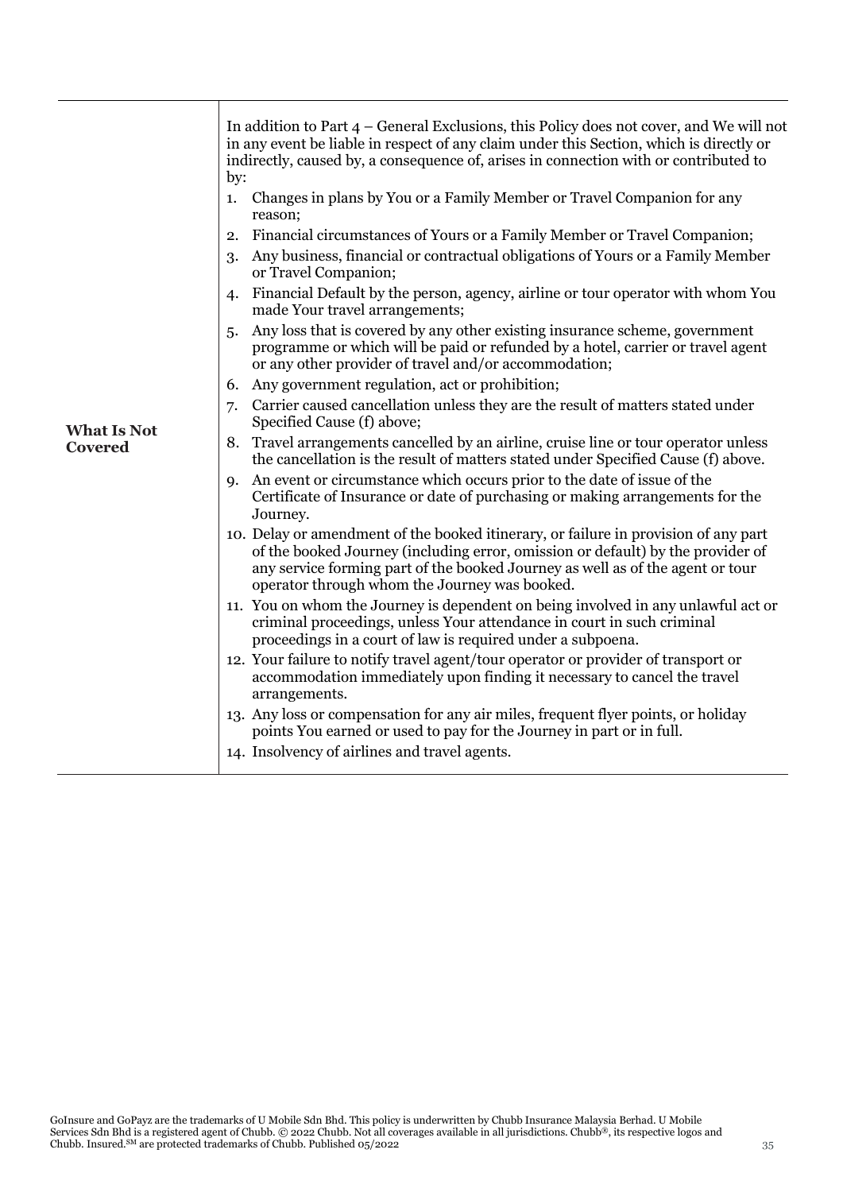| | |
|---|---|
| **What Is Not Covered** | In addition to Part 4 – General Exclusions, this Policy does not cover, and We will not in any event be liable in respect of any claim under this Section, which is directly or indirectly, caused by, a consequence of, arises in connection with or contributed to by:<br>1. Changes in plans by You or a Family Member or Travel Companion for any reason;<br>2. Financial circumstances of Yours or a Family Member or Travel Companion;<br>3. Any business, financial or contractual obligations of Yours or a Family Member or Travel Companion;<br>4. Financial Default by the person, agency, airline or tour operator with whom You made Your travel arrangements;<br>5. Any loss that is covered by any other existing insurance scheme, government programme or which will be paid or refunded by a hotel, carrier or travel agent or any other provider of travel and/or accommodation;<br>6. Any government regulation, act or prohibition;<br>7. Carrier caused cancellation unless they are the result of matters stated under Specified Cause (f) above;<br>8. Travel arrangements cancelled by an airline, cruise line or tour operator unless the cancellation is the result of matters stated under Specified Cause (f) above.<br>9. An event or circumstance which occurs prior to the date of issue of the Certificate of Insurance or date of purchasing or making arrangements for the Journey.<br>10. Delay or amendment of the booked itinerary, or failure in provision of any part of the booked Journey (including error, omission or default) by the provider of any service forming part of the booked Journey as well as of the agent or tour operator through whom the Journey was booked.<br>11. You on whom the Journey is dependent on being involved in any unlawful act or criminal proceedings, unless Your attendance in court in such criminal proceedings in a court of law is required under a subpoena.<br>12. Your failure to notify travel agent/tour operator or provider of transport or accommodation immediately upon finding it necessary to cancel the travel arrangements.<br>13. Any loss or compensation for any air miles, frequent flyer points, or holiday points You earned or used to pay for the Journey in part or in full.<br>14. Insolvency of airlines and travel agents. |

GoInsure and GoPayz are the trademarks of U Mobile Sdn Bhd. This policy is underwritten by Chubb Insurance Malaysia Berhad. U Mobile Services Sdn Bhd is a registered agent of Chubb. © 2022 Chubb. Not all coverages available in all jurisdictions. Chubb®, its respective logos and Chubb. Insured.SM are protected trademarks of Chubb. Published 05/2022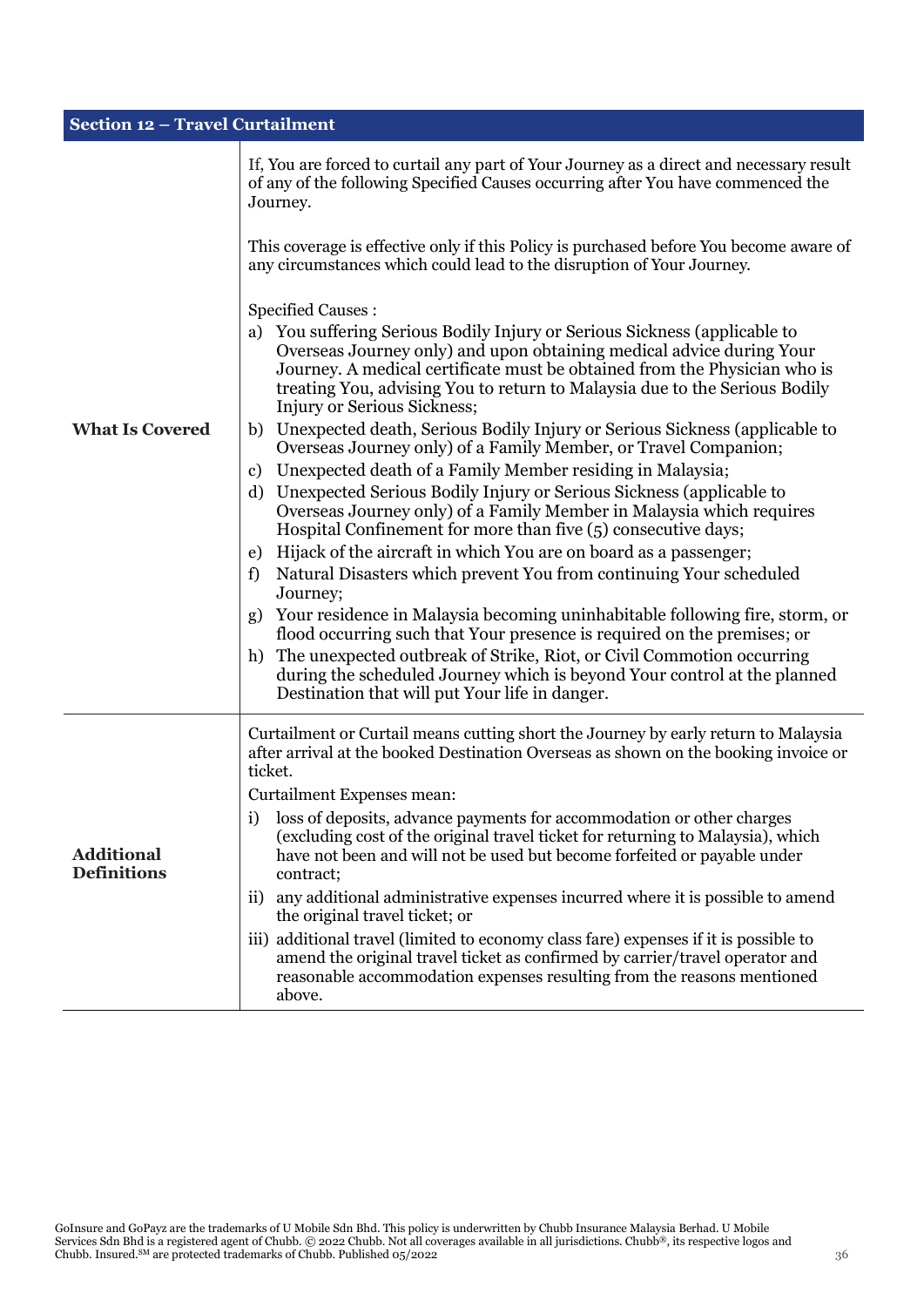## Section 12 – Travel Curtailment

| | |
|---|---|
| **What Is Covered** | If, You are forced to curtail any part of Your Journey as a direct and necessary result of any of the following Specified Causes occurring after You have commenced the Journey.<br><br>This coverage is effective only if this Policy is purchased before You become aware of any circumstances which could lead to the disruption of Your Journey.<br><br>Specified Causes :<br>a) You suffering Serious Bodily Injury or Serious Sickness (applicable to Overseas Journey only) and upon obtaining medical advice during Your Journey. A medical certificate must be obtained from the Physician who is treating You, advising You to return to Malaysia due to the Serious Bodily Injury or Serious Sickness;<br>b) Unexpected death, Serious Bodily Injury or Serious Sickness (applicable to Overseas Journey only) of a Family Member, or Travel Companion;<br>c) Unexpected death of a Family Member residing in Malaysia;<br>d) Unexpected Serious Bodily Injury or Serious Sickness (applicable to Overseas Journey only) of a Family Member in Malaysia which requires Hospital Confinement for more than five (5) consecutive days;<br>e) Hijack of the aircraft in which You are on board as a passenger;<br>f) Natural Disasters which prevent You from continuing Your scheduled Journey;<br>g) Your residence in Malaysia becoming uninhabitable following fire, storm, or flood occurring such that Your presence is required on the premises; or<br>h) The unexpected outbreak of Strike, Riot, or Civil Commotion occurring during the scheduled Journey which is beyond Your control at the planned Destination that will put Your life in danger. |
| **Additional Definitions** | Curtailment or Curtail means cutting short the Journey by early return to Malaysia after arrival at the booked Destination Overseas as shown on the booking invoice or ticket.<br>Curtailment Expenses mean:<br>i) loss of deposits, advance payments for accommodation or other charges (excluding cost of the original travel ticket for returning to Malaysia), which have not been and will not be used but become forfeited or payable under contract;<br>ii) any additional administrative expenses incurred where it is possible to amend the original travel ticket; or<br>iii) additional travel (limited to economy class fare) expenses if it is possible to amend the original travel ticket as confirmed by carrier/travel operator and reasonable accommodation expenses resulting from the reasons mentioned above. |

GoInsure and GoPayz are the trademarks of U Mobile Sdn Bhd. This policy is underwritten by Chubb Insurance Malaysia Berhad. U Mobile Services Sdn Bhd is a registered agent of Chubb. © 2022 Chubb. Not all coverages available in all jurisdictions. Chubb®, its respective logos and Chubb. Insured.SM are protected trademarks of Chubb. Published 05/2022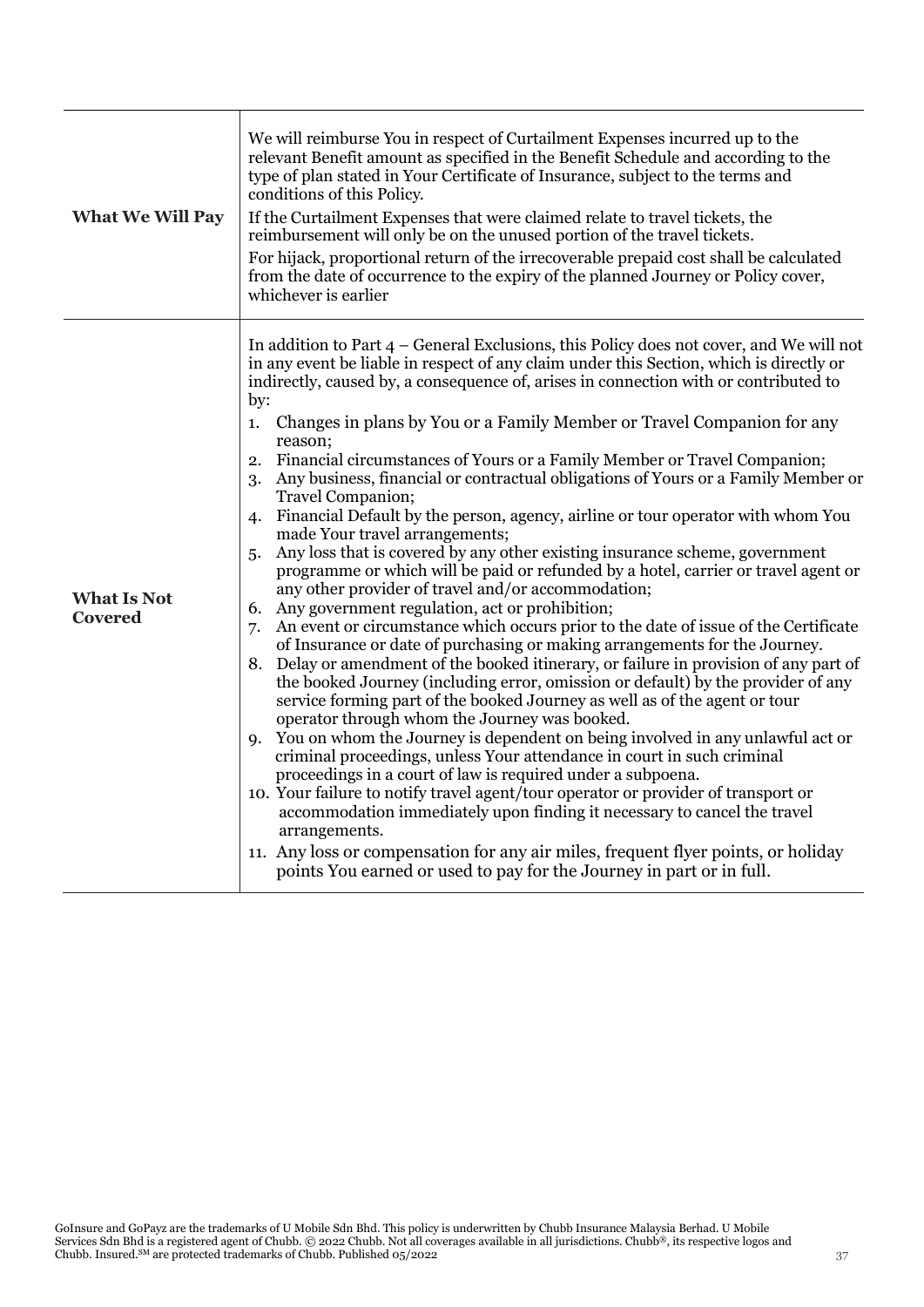| | |
|---|---|
| **What We Will Pay** | We will reimburse You in respect of Curtailment Expenses incurred up to the relevant Benefit amount as specified in the Benefit Schedule and according to the type of plan stated in Your Certificate of Insurance, subject to the terms and conditions of this Policy.<br>If the Curtailment Expenses that were claimed relate to travel tickets, the reimbursement will only be on the unused portion of the travel tickets.<br>For hijack, proportional return of the irrecoverable prepaid cost shall be calculated from the date of occurrence to the expiry of the planned Journey or Policy cover, whichever is earlier |
| **What Is Not Covered** | In addition to Part 4 – General Exclusions, this Policy does not cover, and We will not in any event be liable in respect of any claim under this Section, which is directly or indirectly, caused by, a consequence of, arises in connection with or contributed to by:<br>1. Changes in plans by You or a Family Member or Travel Companion for any reason;<br>2. Financial circumstances of Yours or a Family Member or Travel Companion;<br>3. Any business, financial or contractual obligations of Yours or a Family Member or Travel Companion;<br>4. Financial Default by the person, agency, airline or tour operator with whom You made Your travel arrangements;<br>5. Any loss that is covered by any other existing insurance scheme, government programme or which will be paid or refunded by a hotel, carrier or travel agent or any other provider of travel and/or accommodation;<br>6. Any government regulation, act or prohibition;<br>7. An event or circumstance which occurs prior to the date of issue of the Certificate of Insurance or date of purchasing or making arrangements for the Journey.<br>8. Delay or amendment of the booked itinerary, or failure in provision of any part of the booked Journey (including error, omission or default) by the provider of any service forming part of the booked Journey as well as of the agent or tour operator through whom the Journey was booked.<br>9. You on whom the Journey is dependent on being involved in any unlawful act or criminal proceedings, unless Your attendance in court in such criminal proceedings in a court of law is required under a subpoena.<br>10. Your failure to notify travel agent/tour operator or provider of transport or accommodation immediately upon finding it necessary to cancel the travel arrangements.<br>11. Any loss or compensation for any air miles, frequent flyer points, or holiday points You earned or used to pay for the Journey in part or in full. |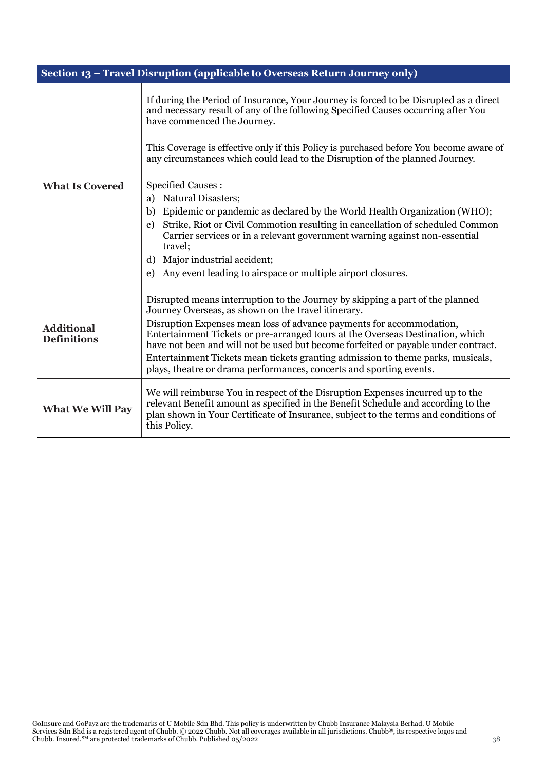## Section 13 – Travel Disruption (applicable to Overseas Return Journey only)

| | |
|---|---|
| **What Is Covered** | If during the Period of Insurance, Your Journey is forced to be Disrupted as a direct and necessary result of any of the following Specified Causes occurring after You have commenced the Journey.<br><br>This Coverage is effective only if this Policy is purchased before You become aware of any circumstances which could lead to the Disruption of the planned Journey.<br><br>Specified Causes :<br>a) Natural Disasters;<br>b) Epidemic or pandemic as declared by the World Health Organization (WHO);<br>c) Strike, Riot or Civil Commotion resulting in cancellation of scheduled Common Carrier services or in a relevant government warning against non-essential travel;<br>d) Major industrial accident;<br>e) Any event leading to airspace or multiple airport closures. |
| **Additional Definitions** | Disrupted means interruption to the Journey by skipping a part of the planned Journey Overseas, as shown on the travel itinerary.<br>Disruption Expenses mean loss of advance payments for accommodation, Entertainment Tickets or pre-arranged tours at the Overseas Destination, which have not been and will not be used but become forfeited or payable under contract.<br>Entertainment Tickets mean tickets granting admission to theme parks, musicals, plays, theatre or drama performances, concerts and sporting events. |
| **What We Will Pay** | We will reimburse You in respect of the Disruption Expenses incurred up to the relevant Benefit amount as specified in the Benefit Schedule and according to the plan shown in Your Certificate of Insurance, subject to the terms and conditions of this Policy. |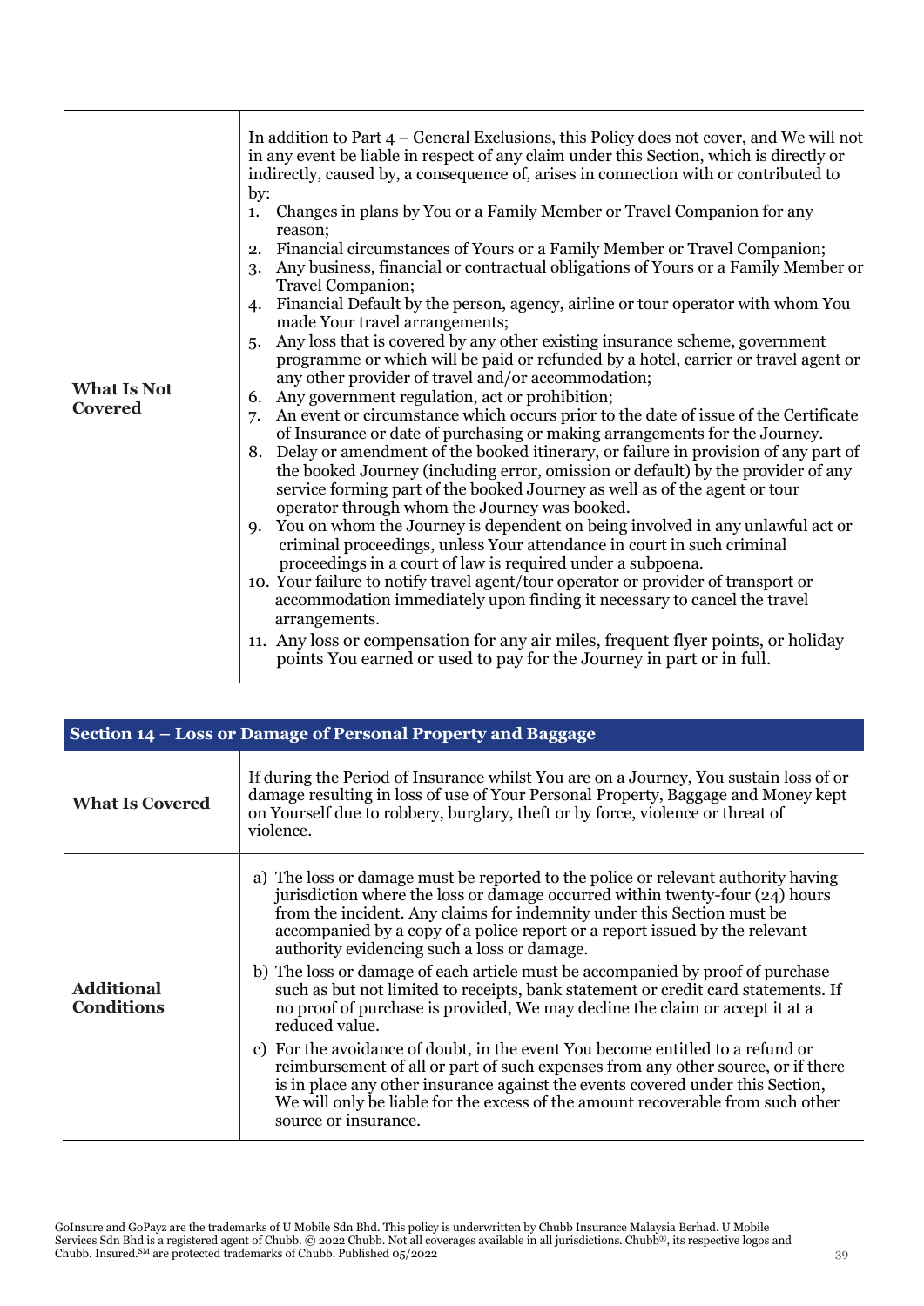| | |
|---|---|
| **What Is Not Covered** | In addition to Part 4 – General Exclusions, this Policy does not cover, and We will not in any event be liable in respect of any claim under this Section, which is directly or indirectly, caused by, a consequence of, arises in connection with or contributed to by:<br>1. Changes in plans by You or a Family Member or Travel Companion for any reason;<br>2. Financial circumstances of Yours or a Family Member or Travel Companion;<br>3. Any business, financial or contractual obligations of Yours or a Family Member or Travel Companion;<br>4. Financial Default by the person, agency, airline or tour operator with whom You made Your travel arrangements;<br>5. Any loss that is covered by any other existing insurance scheme, government programme or which will be paid or refunded by a hotel, carrier or travel agent or any other provider of travel and/or accommodation;<br>6. Any government regulation, act or prohibition;<br>7. An event or circumstance which occurs prior to the date of issue of the Certificate of Insurance or date of purchasing or making arrangements for the Journey.<br>8. Delay or amendment of the booked itinerary, or failure in provision of any part of the booked Journey (including error, omission or default) by the provider of any service forming part of the booked Journey as well as of the agent or tour operator through whom the Journey was booked.<br>9. You on whom the Journey is dependent on being involved in any unlawful act or criminal proceedings, unless Your attendance in court in such criminal proceedings in a court of law is required under a subpoena.<br>10. Your failure to notify travel agent/tour operator or provider of transport or accommodation immediately upon finding it necessary to cancel the travel arrangements.<br>11. Any loss or compensation for any air miles, frequent flyer points, or holiday points You earned or used to pay for the Journey in part or in full. |

## Section 14 – Loss or Damage of Personal Property and Baggage

| | |
|---|---|
| **What Is Covered** | If during the Period of Insurance whilst You are on a Journey, You sustain loss of or damage resulting in loss of use of Your Personal Property, Baggage and Money kept on Yourself due to robbery, burglary, theft or by force, violence or threat of violence. |
| **Additional Conditions** | a) The loss or damage must be reported to the police or relevant authority having jurisdiction where the loss or damage occurred within twenty-four (24) hours from the incident. Any claims for indemnity under this Section must be accompanied by a copy of a police report or a report issued by the relevant authority evidencing such a loss or damage.<br>b) The loss or damage of each article must be accompanied by proof of purchase such as but not limited to receipts, bank statement or credit card statements. If no proof of purchase is provided, We may decline the claim or accept it at a reduced value.<br>c) For the avoidance of doubt, in the event You become entitled to a refund or reimbursement of all or part of such expenses from any other source, or if there is in place any other insurance against the events covered under this Section, We will only be liable for the excess of the amount recoverable from such other source or insurance. |

GoInsure and GoPayz are the trademarks of U Mobile Sdn Bhd. This policy is underwritten by Chubb Insurance Malaysia Berhad. U Mobile Services Sdn Bhd is a registered agent of Chubb. © 2022 Chubb. Not all coverages available in all jurisdictions. Chubb®, its respective logos and Chubb. Insured.SM are protected trademarks of Chubb. Published 05/2022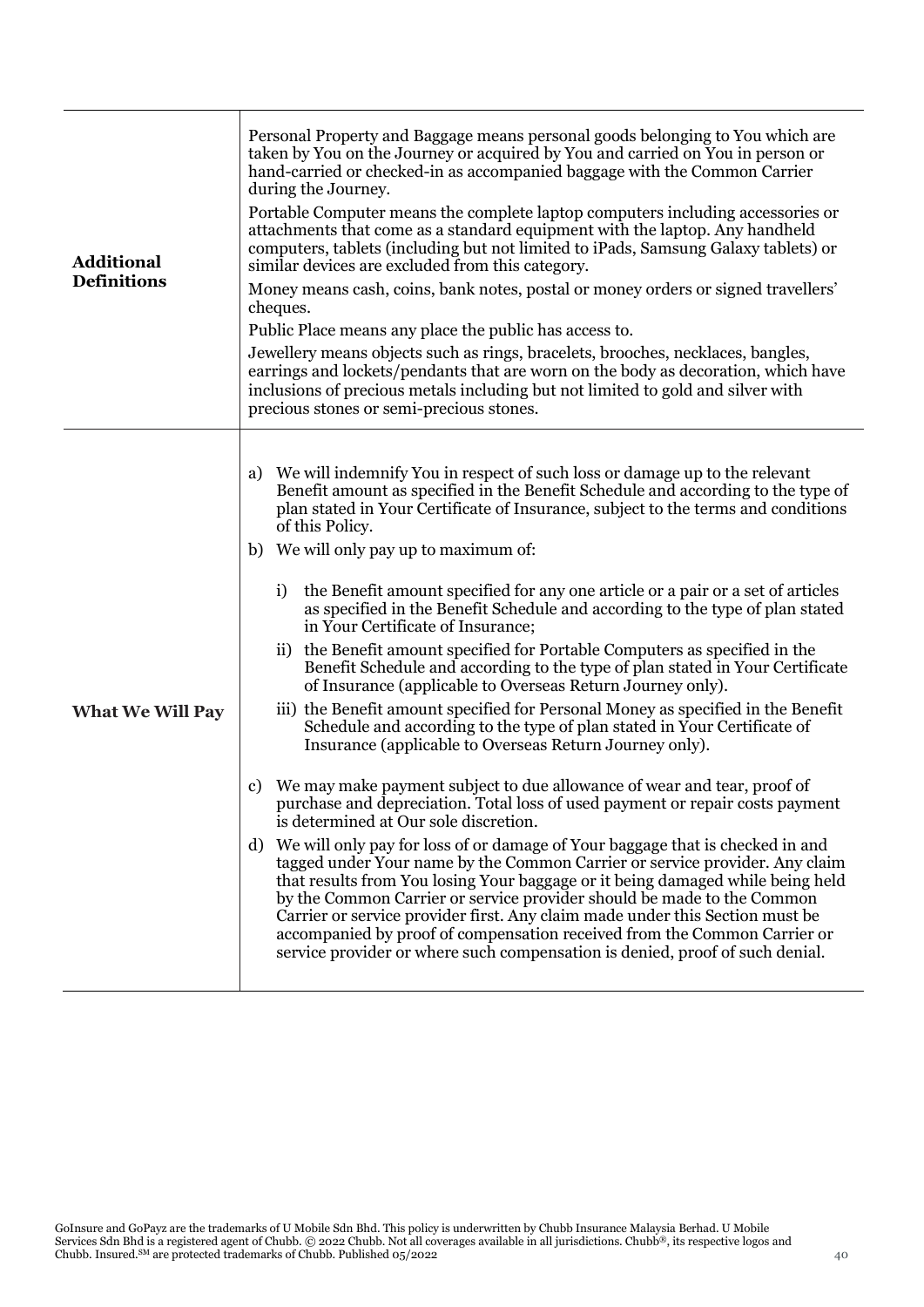| | |
|---|---|
| **Additional Definitions** | Personal Property and Baggage means personal goods belonging to You which are taken by You on the Journey or acquired by You and carried on You in person or hand-carried or checked-in as accompanied baggage with the Common Carrier during the Journey.<br><br>Portable Computer means the complete laptop computers including accessories or attachments that come as a standard equipment with the laptop. Any handheld computers, tablets (including but not limited to iPads, Samsung Galaxy tablets) or similar devices are excluded from this category.<br><br>Money means cash, coins, bank notes, postal or money orders or signed travellers' cheques.<br><br>Public Place means any place the public has access to.<br><br>Jewellery means objects such as rings, bracelets, brooches, necklaces, bangles, earrings and lockets/pendants that are worn on the body as decoration, which have inclusions of precious metals including but not limited to gold and silver with precious stones or semi-precious stones. |
| **What We Will Pay** | a) We will indemnify You in respect of such loss or damage up to the relevant Benefit amount as specified in the Benefit Schedule and according to the type of plan stated in Your Certificate of Insurance, subject to the terms and conditions of this Policy.<br><br>b) We will only pay up to maximum of:<br><br>i) the Benefit amount specified for any one article or a pair or a set of articles as specified in the Benefit Schedule and according to the type of plan stated in Your Certificate of Insurance;<br><br>ii) the Benefit amount specified for Portable Computers as specified in the Benefit Schedule and according to the type of plan stated in Your Certificate of Insurance (applicable to Overseas Return Journey only).<br><br>iii) the Benefit amount specified for Personal Money as specified in the Benefit Schedule and according to the type of plan stated in Your Certificate of Insurance (applicable to Overseas Return Journey only).<br><br>c) We may make payment subject to due allowance of wear and tear, proof of purchase and depreciation. Total loss of used payment or repair costs payment is determined at Our sole discretion.<br><br>d) We will only pay for loss of or damage of Your baggage that is checked in and tagged under Your name by the Common Carrier or service provider. Any claim that results from You losing Your baggage or it being damaged while being held by the Common Carrier or service provider should be made to the Common Carrier or service provider first. Any claim made under this Section must be accompanied by proof of compensation received from the Common Carrier or service provider or where such compensation is denied, proof of such denial. |

GoInsure and GoPayz are the trademarks of U Mobile Sdn Bhd. This policy is underwritten by Chubb Insurance Malaysia Berhad. U Mobile Services Sdn Bhd is a registered agent of Chubb. © 2022 Chubb. Not all coverages available in all jurisdictions. Chubb®, its respective logos and Chubb. Insured.℠ are protected trademarks of Chubb. Published 05/2022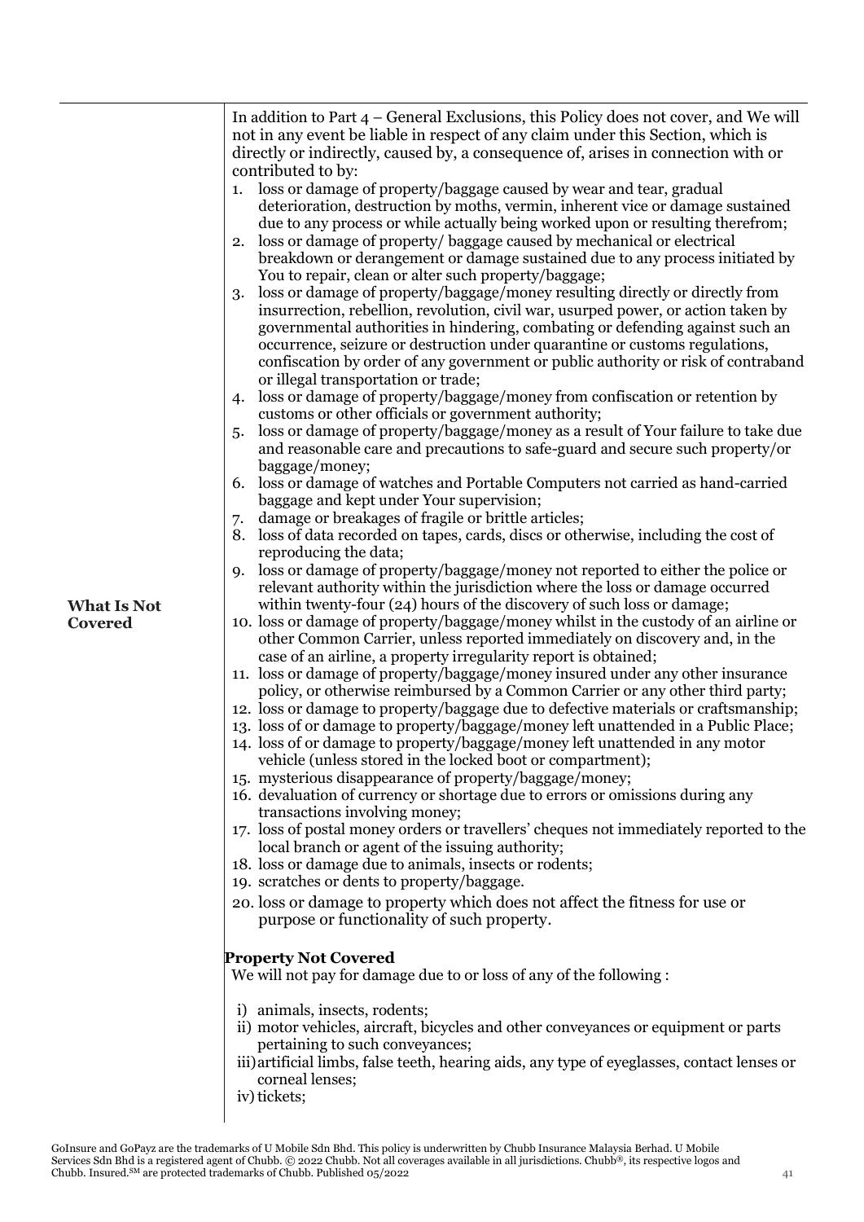**What Is Not Covered**

In addition to Part 4 – General Exclusions, this Policy does not cover, and We will not in any event be liable in respect of any claim under this Section, which is directly or indirectly, caused by, a consequence of, arises in connection with or contributed to by:

1. loss or damage of property/baggage caused by wear and tear, gradual deterioration, destruction by moths, vermin, inherent vice or damage sustained due to any process or while actually being worked upon or resulting therefrom;
2. loss or damage of property/ baggage caused by mechanical or electrical breakdown or derangement or damage sustained due to any process initiated by You to repair, clean or alter such property/baggage;
3. loss or damage of property/baggage/money resulting directly or directly from insurrection, rebellion, revolution, civil war, usurped power, or action taken by governmental authorities in hindering, combating or defending against such an occurrence, seizure or destruction under quarantine or customs regulations, confiscation by order of any government or public authority or risk of contraband or illegal transportation or trade;
4. loss or damage of property/baggage/money from confiscation or retention by customs or other officials or government authority;
5. loss or damage of property/baggage/money as a result of Your failure to take due and reasonable care and precautions to safe-guard and secure such property/or baggage/money;
6. loss or damage of watches and Portable Computers not carried as hand-carried baggage and kept under Your supervision;
7. damage or breakages of fragile or brittle articles;
8. loss of data recorded on tapes, cards, discs or otherwise, including the cost of reproducing the data;
9. loss or damage of property/baggage/money not reported to either the police or relevant authority within the jurisdiction where the loss or damage occurred within twenty-four (24) hours of the discovery of such loss or damage;
10. loss or damage of property/baggage/money whilst in the custody of an airline or other Common Carrier, unless reported immediately on discovery and, in the case of an airline, a property irregularity report is obtained;
11. loss or damage of property/baggage/money insured under any other insurance policy, or otherwise reimbursed by a Common Carrier or any other third party;
12. loss or damage to property/baggage due to defective materials or craftsmanship;
13. loss of or damage to property/baggage/money left unattended in a Public Place;
14. loss of or damage to property/baggage/money left unattended in any motor vehicle (unless stored in the locked boot or compartment);
15. mysterious disappearance of property/baggage/money;
16. devaluation of currency or shortage due to errors or omissions during any transactions involving money;
17. loss of postal money orders or travellers' cheques not immediately reported to the local branch or agent of the issuing authority;
18. loss or damage due to animals, insects or rodents;
19. scratches or dents to property/baggage.
20. loss or damage to property which does not affect the fitness for use or purpose or functionality of such property.

**Property Not Covered**

We will not pay for damage due to or loss of any of the following :

i) animals, insects, rodents;
ii) motor vehicles, aircraft, bicycles and other conveyances or equipment or parts pertaining to such conveyances;
iii) artificial limbs, false teeth, hearing aids, any type of eyeglasses, contact lenses or corneal lenses;
iv) tickets;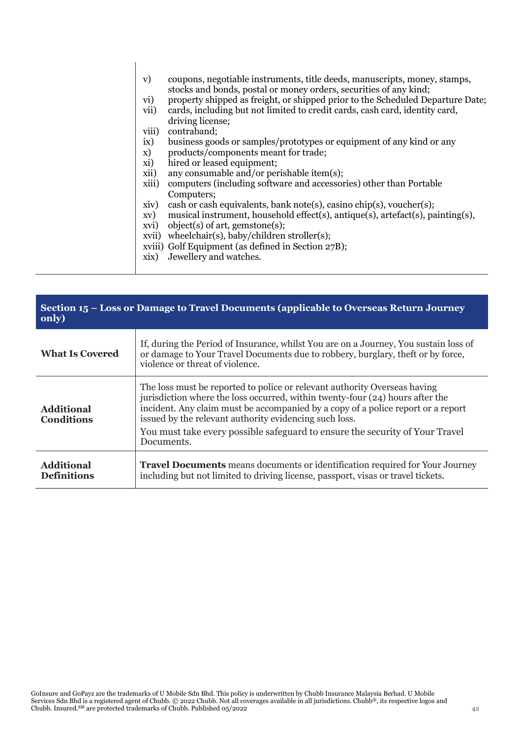| | |
|---|---|
| | v) coupons, negotiable instruments, title deeds, manuscripts, money, stamps, stocks and bonds, postal or money orders, securities of any kind;<br>vi) property shipped as freight, or shipped prior to the Scheduled Departure Date;<br>vii) cards, including but not limited to credit cards, cash card, identity card, driving license;<br>viii) contraband;<br>ix) business goods or samples/prototypes or equipment of any kind or any<br>x) products/components meant for trade;<br>xi) hired or leased equipment;<br>xii) any consumable and/or perishable item(s);<br>xiii) computers (including software and accessories) other than Portable Computers;<br>xiv) cash or cash equivalents, bank note(s), casino chip(s), voucher(s);<br>xv) musical instrument, household effect(s), antique(s), artefact(s), painting(s),<br>xvi) object(s) of art, gemstone(s);<br>xvii) wheelchair(s), baby/children stroller(s);<br>xviii) Golf Equipment (as defined in Section 27B);<br>xix) Jewellery and watches. |

| **Section 15 – Loss or Damage to Travel Documents (applicable to Overseas Return Journey only)** | |
|---|---|
| **What Is Covered** | If, during the Period of Insurance, whilst You are on a Journey, You sustain loss of or damage to Your Travel Documents due to robbery, burglary, theft or by force, violence or threat of violence. |
| **Additional Conditions** | The loss must be reported to police or relevant authority Overseas having jurisdiction where the loss occurred, within twenty-four (24) hours after the incident. Any claim must be accompanied by a copy of a police report or a report issued by the relevant authority evidencing such loss.<br>You must take every possible safeguard to ensure the security of Your Travel Documents. |
| **Additional Definitions** | **Travel Documents** means documents or identification required for Your Journey including but not limited to driving license, passport, visas or travel tickets. |

GoInsure and GoPayz are the trademarks of U Mobile Sdn Bhd. This policy is underwritten by Chubb Insurance Malaysia Berhad. U Mobile Services Sdn Bhd is a registered agent of Chubb. © 2022 Chubb. Not all coverages available in all jurisdictions. Chubb®, its respective logos and Chubb. Insured.SM are protected trademarks of Chubb. Published 05/2022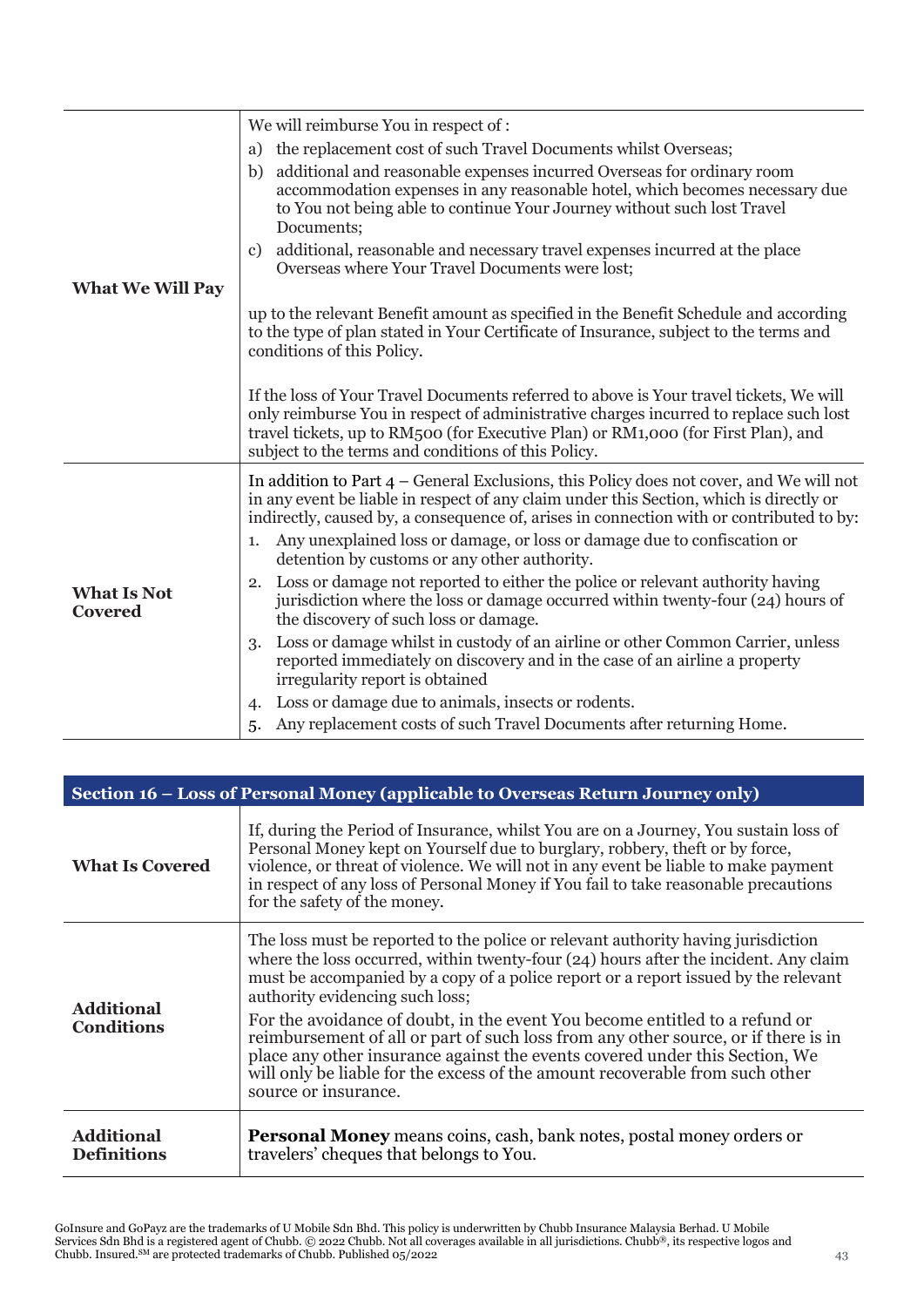| | |
|---|---|
| **What We Will Pay** | We will reimburse You in respect of :<br>a) the replacement cost of such Travel Documents whilst Overseas;<br>b) additional and reasonable expenses incurred Overseas for ordinary room accommodation expenses in any reasonable hotel, which becomes necessary due to You not being able to continue Your Journey without such lost Travel Documents;<br>c) additional, reasonable and necessary travel expenses incurred at the place Overseas where Your Travel Documents were lost;<br><br>up to the relevant Benefit amount as specified in the Benefit Schedule and according to the type of plan stated in Your Certificate of Insurance, subject to the terms and conditions of this Policy.<br><br>If the loss of Your Travel Documents referred to above is Your travel tickets, We will only reimburse You in respect of administrative charges incurred to replace such lost travel tickets, up to RM500 (for Executive Plan) or RM1,000 (for First Plan), and subject to the terms and conditions of this Policy. |
| **What Is Not Covered** | In addition to Part 4 – General Exclusions, this Policy does not cover, and We will not in any event be liable in respect of any claim under this Section, which is directly or indirectly, caused by, a consequence of, arises in connection with or contributed to by:<br>1. Any unexplained loss or damage, or loss or damage due to confiscation or detention by customs or any other authority.<br>2. Loss or damage not reported to either the police or relevant authority having jurisdiction where the loss or damage occurred within twenty-four (24) hours of the discovery of such loss or damage.<br>3. Loss or damage whilst in custody of an airline or other Common Carrier, unless reported immediately on discovery and in the case of an airline a property irregularity report is obtained<br>4. Loss or damage due to animals, insects or rodents.<br>5. Any replacement costs of such Travel Documents after returning Home. |

| Section 16 – Loss of Personal Money (applicable to Overseas Return Journey only) | |
|---|---|
| **What Is Covered** | If, during the Period of Insurance, whilst You are on a Journey, You sustain loss of Personal Money kept on Yourself due to burglary, robbery, theft or by force, violence, or threat of violence. We will not in any event be liable to make payment in respect of any loss of Personal Money if You fail to take reasonable precautions for the safety of the money. |
| **Additional Conditions** | The loss must be reported to the police or relevant authority having jurisdiction where the loss occurred, within twenty-four (24) hours after the incident. Any claim must be accompanied by a copy of a police report or a report issued by the relevant authority evidencing such loss;<br>For the avoidance of doubt, in the event You become entitled to a refund or reimbursement of all or part of such loss from any other source, or if there is in place any other insurance against the events covered under this Section, We will only be liable for the excess of the amount recoverable from such other source or insurance. |
| **Additional Definitions** | **Personal Money** means coins, cash, bank notes, postal money orders or travelers' cheques that belongs to You. |

GoInsure and GoPayz are the trademarks of U Mobile Sdn Bhd. This policy is underwritten by Chubb Insurance Malaysia Berhad. U Mobile Services Sdn Bhd is a registered agent of Chubb. © 2022 Chubb. Not all coverages available in all jurisdictions. Chubb®, its respective logos and Chubb. Insured.℠ are protected trademarks of Chubb. Published 05/2022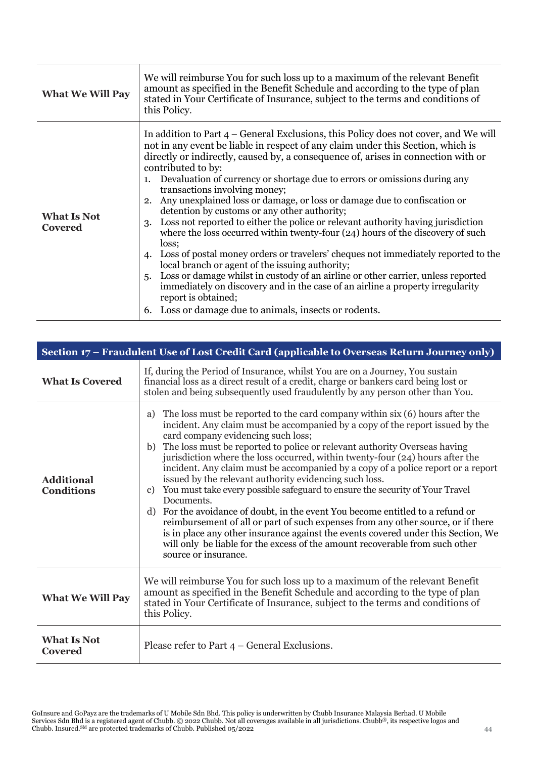| | |
|---|---|
| **What We Will Pay** | We will reimburse You for such loss up to a maximum of the relevant Benefit amount as specified in the Benefit Schedule and according to the type of plan stated in Your Certificate of Insurance, subject to the terms and conditions of this Policy. |
| **What Is Not Covered** | In addition to Part 4 – General Exclusions, this Policy does not cover, and We will not in any event be liable in respect of any claim under this Section, which is directly or indirectly, caused by, a consequence of, arises in connection with or contributed to by:<br>1. Devaluation of currency or shortage due to errors or omissions during any transactions involving money;<br>2. Any unexplained loss or damage, or loss or damage due to confiscation or detention by customs or any other authority;<br>3. Loss not reported to either the police or relevant authority having jurisdiction where the loss occurred within twenty-four (24) hours of the discovery of such loss;<br>4. Loss of postal money orders or travelers' cheques not immediately reported to the local branch or agent of the issuing authority;<br>5. Loss or damage whilst in custody of an airline or other carrier, unless reported immediately on discovery and in the case of an airline a property irregularity report is obtained;<br>6. Loss or damage due to animals, insects or rodents. |

| Section 17 – Fraudulent Use of Lost Credit Card (applicable to Overseas Return Journey only) | |
|---|---|
| **What Is Covered** | If, during the Period of Insurance, whilst You are on a Journey, You sustain financial loss as a direct result of a credit, charge or bankers card being lost or stolen and being subsequently used fraudulently by any person other than You. |
| **Additional Conditions** | a) The loss must be reported to the card company within six (6) hours after the incident. Any claim must be accompanied by a copy of the report issued by the card company evidencing such loss;<br>b) The loss must be reported to police or relevant authority Overseas having jurisdiction where the loss occurred, within twenty-four (24) hours after the incident. Any claim must be accompanied by a copy of a police report or a report issued by the relevant authority evidencing such loss.<br>c) You must take every possible safeguard to ensure the security of Your Travel Documents.<br>d) For the avoidance of doubt, in the event You become entitled to a refund or reimbursement of all or part of such expenses from any other source, or if there is in place any other insurance against the events covered under this Section, We will only be liable for the excess of the amount recoverable from such other source or insurance. |
| **What We Will Pay** | We will reimburse You for such loss up to a maximum of the relevant Benefit amount as specified in the Benefit Schedule and according to the type of plan stated in Your Certificate of Insurance, subject to the terms and conditions of this Policy. |
| **What Is Not Covered** | Please refer to Part 4 – General Exclusions. |

GoInsure and GoPayz are the trademarks of U Mobile Sdn Bhd. This policy is underwritten by Chubb Insurance Malaysia Berhad. U Mobile Services Sdn Bhd is a registered agent of Chubb. © 2022 Chubb. Not all coverages available in all jurisdictions. Chubb®, its respective logos and Chubb. Insured.℠ are protected trademarks of Chubb. Published 05/2022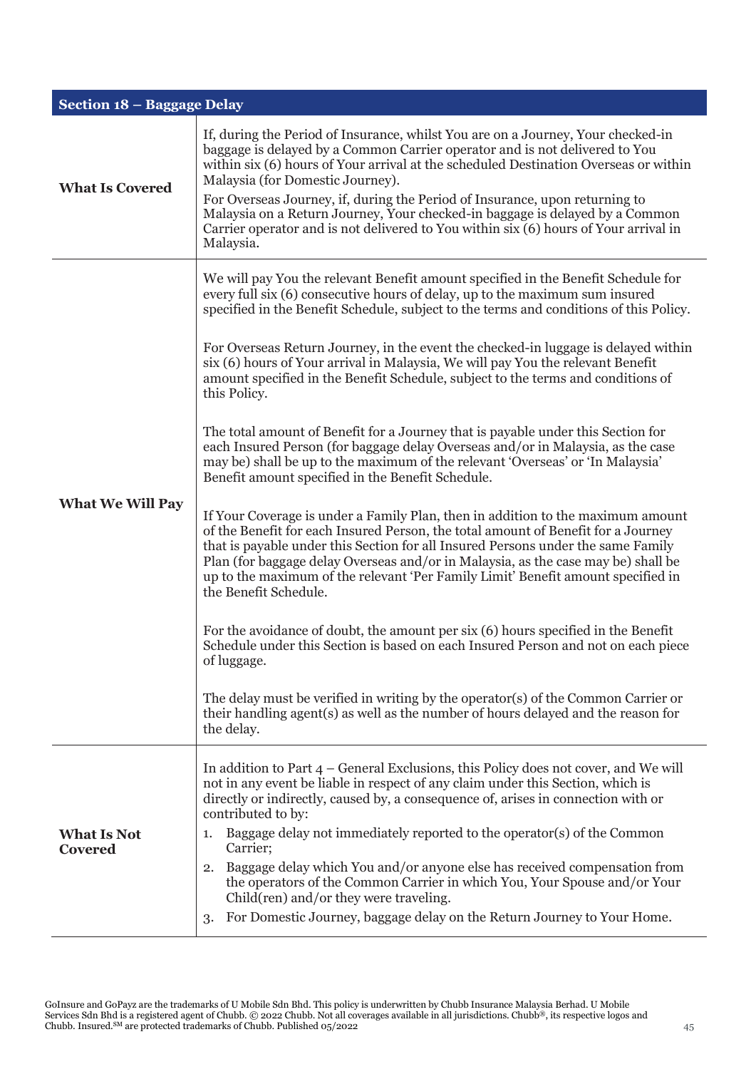| Section 18 – Baggage Delay | |
|---|---|
| **What Is Covered** | If, during the Period of Insurance, whilst You are on a Journey, Your checked-in baggage is delayed by a Common Carrier operator and is not delivered to You within six (6) hours of Your arrival at the scheduled Destination Overseas or within Malaysia (for Domestic Journey).<br>For Overseas Journey, if, during the Period of Insurance, upon returning to Malaysia on a Return Journey, Your checked-in baggage is delayed by a Common Carrier operator and is not delivered to You within six (6) hours of Your arrival in Malaysia. |
| **What We Will Pay** | We will pay You the relevant Benefit amount specified in the Benefit Schedule for every full six (6) consecutive hours of delay, up to the maximum sum insured specified in the Benefit Schedule, subject to the terms and conditions of this Policy.<br><br>For Overseas Return Journey, in the event the checked-in luggage is delayed within six (6) hours of Your arrival in Malaysia, We will pay You the relevant Benefit amount specified in the Benefit Schedule, subject to the terms and conditions of this Policy.<br><br>The total amount of Benefit for a Journey that is payable under this Section for each Insured Person (for baggage delay Overseas and/or in Malaysia, as the case may be) shall be up to the maximum of the relevant 'Overseas' or 'In Malaysia' Benefit amount specified in the Benefit Schedule.<br><br>If Your Coverage is under a Family Plan, then in addition to the maximum amount of the Benefit for each Insured Person, the total amount of Benefit for a Journey that is payable under this Section for all Insured Persons under the same Family Plan (for baggage delay Overseas and/or in Malaysia, as the case may be) shall be up to the maximum of the relevant 'Per Family Limit' Benefit amount specified in the Benefit Schedule.<br><br>For the avoidance of doubt, the amount per six (6) hours specified in the Benefit Schedule under this Section is based on each Insured Person and not on each piece of luggage.<br><br>The delay must be verified in writing by the operator(s) of the Common Carrier or their handling agent(s) as well as the number of hours delayed and the reason for the delay. |
| **What Is Not Covered** | In addition to Part 4 – General Exclusions, this Policy does not cover, and We will not in any event be liable in respect of any claim under this Section, which is directly or indirectly, caused by, a consequence of, arises in connection with or contributed to by:<br>1. Baggage delay not immediately reported to the operator(s) of the Common Carrier;<br>2. Baggage delay which You and/or anyone else has received compensation from the operators of the Common Carrier in which You, Your Spouse and/or Your Child(ren) and/or they were traveling.<br>3. For Domestic Journey, baggage delay on the Return Journey to Your Home. |

GoInsure and GoPayz are the trademarks of U Mobile Sdn Bhd. This policy is underwritten by Chubb Insurance Malaysia Berhad. U Mobile Services Sdn Bhd is a registered agent of Chubb. © 2022 Chubb. Not all coverages available in all jurisdictions. Chubb®, its respective logos and Chubb. Insured.SM are protected trademarks of Chubb. Published 05/2022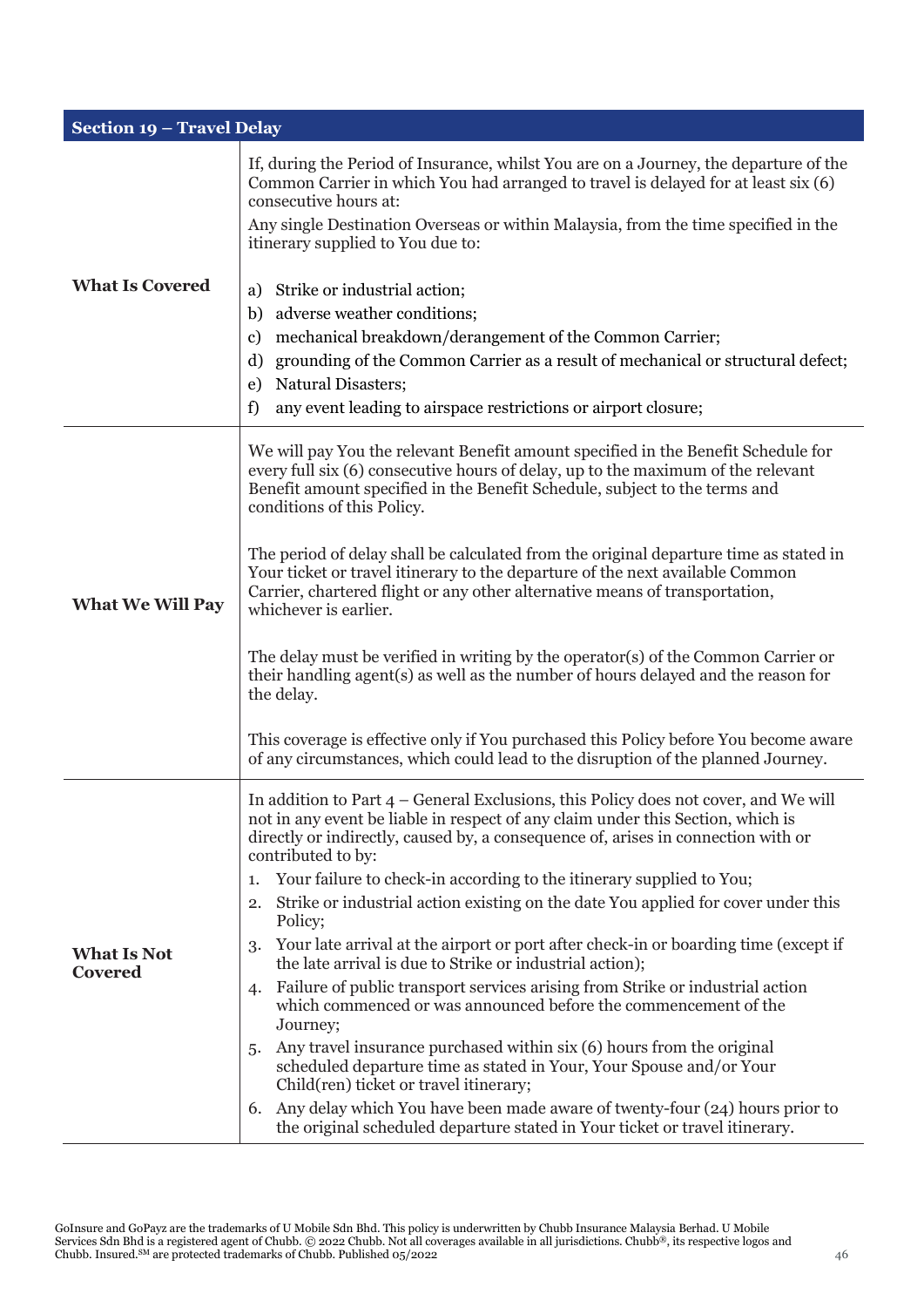| Section 19 – Travel Delay | |
|---|---|
| **What Is Covered** | If, during the Period of Insurance, whilst You are on a Journey, the departure of the Common Carrier in which You had arranged to travel is delayed for at least six (6) consecutive hours at:<br>Any single Destination Overseas or within Malaysia, from the time specified in the itinerary supplied to You due to:<br><br>a) Strike or industrial action;<br>b) adverse weather conditions;<br>c) mechanical breakdown/derangement of the Common Carrier;<br>d) grounding of the Common Carrier as a result of mechanical or structural defect;<br>e) Natural Disasters;<br>f) any event leading to airspace restrictions or airport closure; |
| **What We Will Pay** | We will pay You the relevant Benefit amount specified in the Benefit Schedule for every full six (6) consecutive hours of delay, up to the maximum of the relevant Benefit amount specified in the Benefit Schedule, subject to the terms and conditions of this Policy.<br><br>The period of delay shall be calculated from the original departure time as stated in Your ticket or travel itinerary to the departure of the next available Common Carrier, chartered flight or any other alternative means of transportation, whichever is earlier.<br><br>The delay must be verified in writing by the operator(s) of the Common Carrier or their handling agent(s) as well as the number of hours delayed and the reason for the delay.<br><br>This coverage is effective only if You purchased this Policy before You become aware of any circumstances, which could lead to the disruption of the planned Journey. |
| **What Is Not Covered** | In addition to Part 4 – General Exclusions, this Policy does not cover, and We will not in any event be liable in respect of any claim under this Section, which is directly or indirectly, caused by, a consequence of, arises in connection with or contributed to by:<br>1. Your failure to check-in according to the itinerary supplied to You;<br>2. Strike or industrial action existing on the date You applied for cover under this Policy;<br>3. Your late arrival at the airport or port after check-in or boarding time (except if the late arrival is due to Strike or industrial action);<br>4. Failure of public transport services arising from Strike or industrial action which commenced or was announced before the commencement of the Journey;<br>5. Any travel insurance purchased within six (6) hours from the original scheduled departure time as stated in Your, Your Spouse and/or Your Child(ren) ticket or travel itinerary;<br>6. Any delay which You have been made aware of twenty-four (24) hours prior to the original scheduled departure stated in Your ticket or travel itinerary. |

GoInsure and GoPayz are the trademarks of U Mobile Sdn Bhd. This policy is underwritten by Chubb Insurance Malaysia Berhad. U Mobile Services Sdn Bhd is a registered agent of Chubb. © 2022 Chubb. Not all coverages available in all jurisdictions. Chubb®, its respective logos and Chubb. Insured.SM are protected trademarks of Chubb. Published 05/2022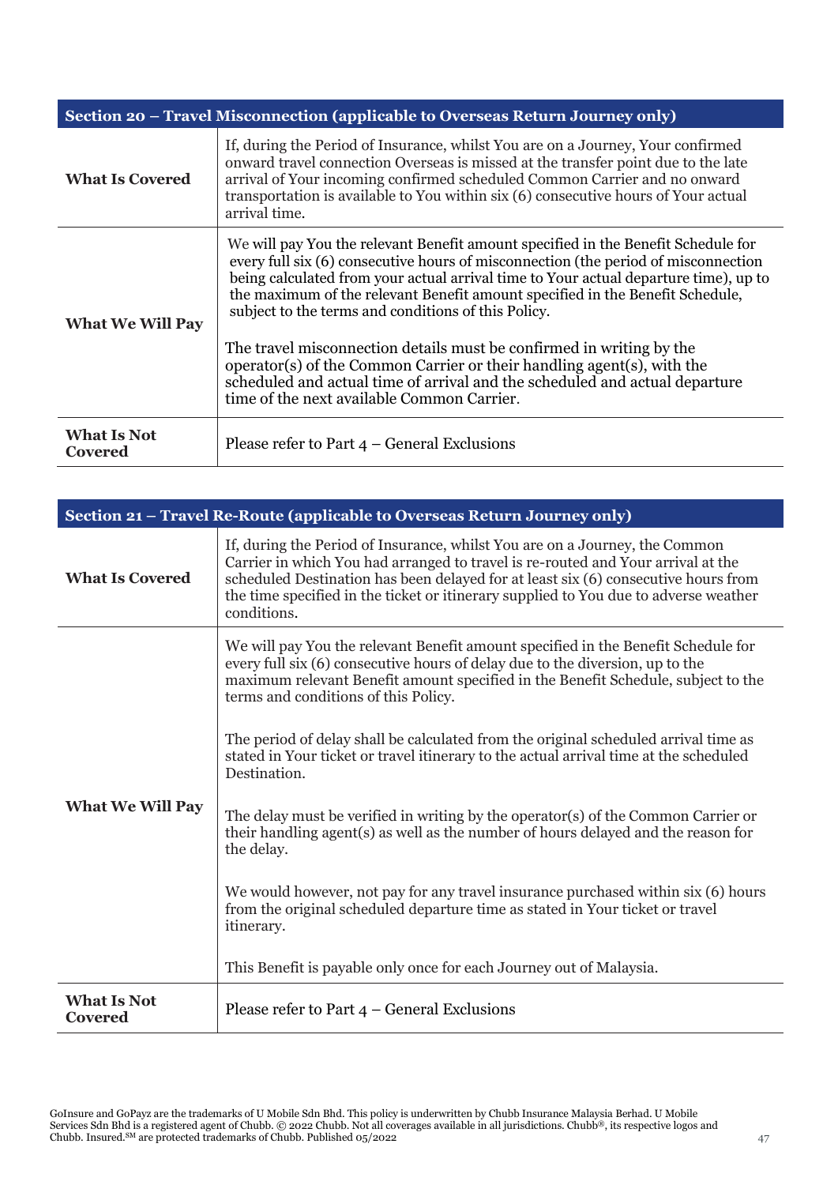| Section 20 – Travel Misconnection (applicable to Overseas Return Journey only) | |
|---|---|
| **What Is Covered** | If, during the Period of Insurance, whilst You are on a Journey, Your confirmed onward travel connection Overseas is missed at the transfer point due to the late arrival of Your incoming confirmed scheduled Common Carrier and no onward transportation is available to You within six (6) consecutive hours of Your actual arrival time. |
| **What We Will Pay** | We will pay You the relevant Benefit amount specified in the Benefit Schedule for every full six (6) consecutive hours of misconnection (the period of misconnection being calculated from your actual arrival time to Your actual departure time), up to the maximum of the relevant Benefit amount specified in the Benefit Schedule, subject to the terms and conditions of this Policy.<br><br>The travel misconnection details must be confirmed in writing by the operator(s) of the Common Carrier or their handling agent(s), with the scheduled and actual time of arrival and the scheduled and actual departure time of the next available Common Carrier. |
| **What Is Not Covered** | Please refer to Part 4 – General Exclusions |

| Section 21 – Travel Re-Route (applicable to Overseas Return Journey only) | |
|---|---|
| **What Is Covered** | If, during the Period of Insurance, whilst You are on a Journey, the Common Carrier in which You had arranged to travel is re-routed and Your arrival at the scheduled Destination has been delayed for at least six (6) consecutive hours from the time specified in the ticket or itinerary supplied to You due to adverse weather conditions. |
| **What We Will Pay** | We will pay You the relevant Benefit amount specified in the Benefit Schedule for every full six (6) consecutive hours of delay due to the diversion, up to the maximum relevant Benefit amount specified in the Benefit Schedule, subject to the terms and conditions of this Policy.<br><br>The period of delay shall be calculated from the original scheduled arrival time as stated in Your ticket or travel itinerary to the actual arrival time at the scheduled Destination.<br><br>The delay must be verified in writing by the operator(s) of the Common Carrier or their handling agent(s) as well as the number of hours delayed and the reason for the delay.<br><br>We would however, not pay for any travel insurance purchased within six (6) hours from the original scheduled departure time as stated in Your ticket or travel itinerary.<br><br>This Benefit is payable only once for each Journey out of Malaysia. |
| **What Is Not Covered** | Please refer to Part 4 – General Exclusions |

GoInsure and GoPayz are the trademarks of U Mobile Sdn Bhd. This policy is underwritten by Chubb Insurance Malaysia Berhad. U Mobile Services Sdn Bhd is a registered agent of Chubb. © 2022 Chubb. Not all coverages available in all jurisdictions. Chubb®, its respective logos and Chubb. Insured.℠ are protected trademarks of Chubb. Published 05/2022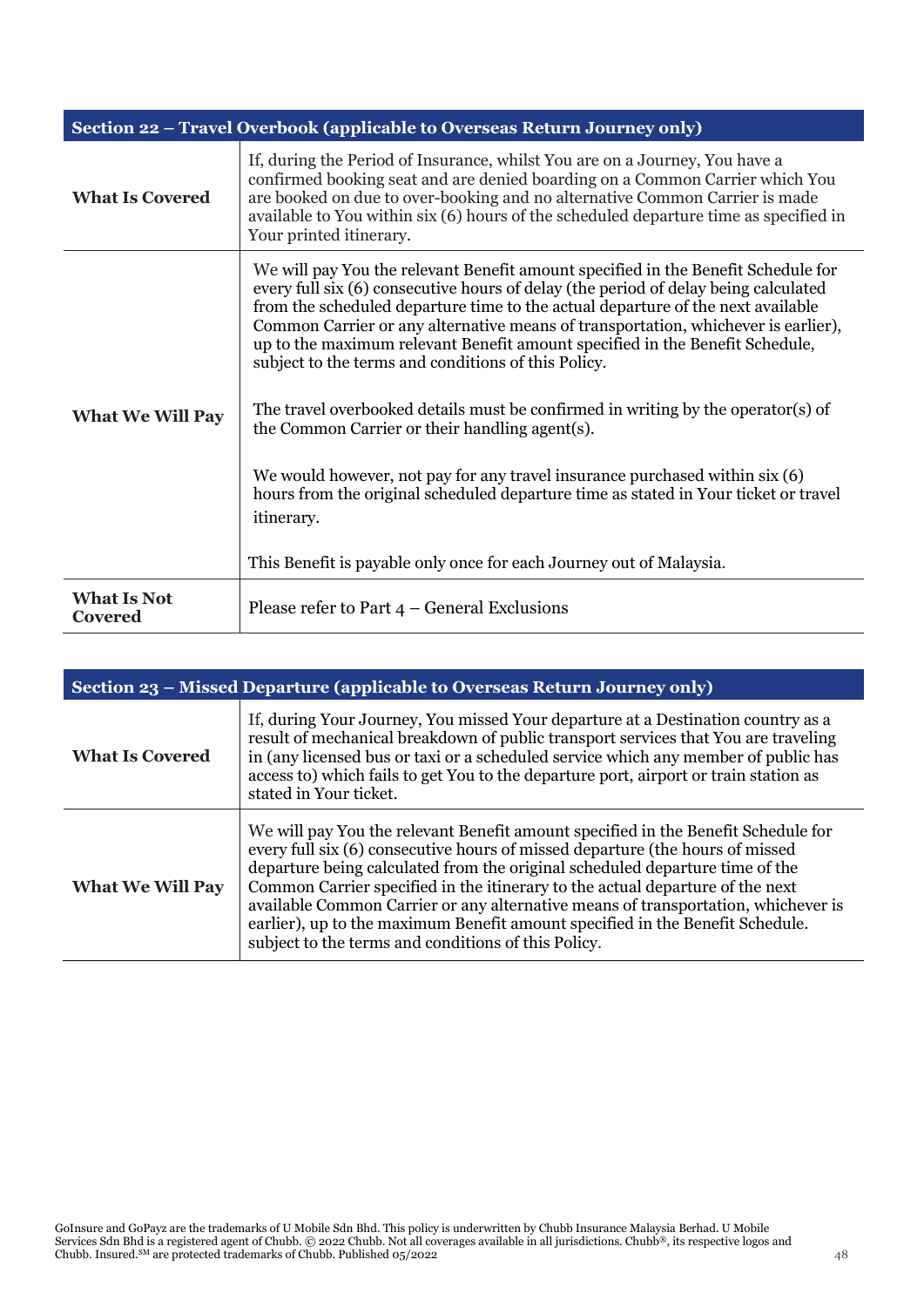| Section 22 – Travel Overbook (applicable to Overseas Return Journey only) | |
|---|---|
| **What Is Covered** | If, during the Period of Insurance, whilst You are on a Journey, You have a confirmed booking seat and are denied boarding on a Common Carrier which You are booked on due to over-booking and no alternative Common Carrier is made available to You within six (6) hours of the scheduled departure time as specified in Your printed itinerary. |
| **What We Will Pay** | We will pay You the relevant Benefit amount specified in the Benefit Schedule for every full six (6) consecutive hours of delay (the period of delay being calculated from the scheduled departure time to the actual departure of the next available Common Carrier or any alternative means of transportation, whichever is earlier), up to the maximum relevant Benefit amount specified in the Benefit Schedule, subject to the terms and conditions of this Policy.<br><br>The travel overbooked details must be confirmed in writing by the operator(s) of the Common Carrier or their handling agent(s).<br><br>We would however, not pay for any travel insurance purchased within six (6) hours from the original scheduled departure time as stated in Your ticket or travel itinerary.<br><br>This Benefit is payable only once for each Journey out of Malaysia. |
| **What Is Not Covered** | Please refer to Part 4 – General Exclusions |

| Section 23 – Missed Departure (applicable to Overseas Return Journey only) | |
|---|---|
| **What Is Covered** | If, during Your Journey, You missed Your departure at a Destination country as a result of mechanical breakdown of public transport services that You are traveling in (any licensed bus or taxi or a scheduled service which any member of public has access to) which fails to get You to the departure port, airport or train station as stated in Your ticket. |
| **What We Will Pay** | We will pay You the relevant Benefit amount specified in the Benefit Schedule for every full six (6) consecutive hours of missed departure (the hours of missed departure being calculated from the original scheduled departure time of the Common Carrier specified in the itinerary to the actual departure of the next available Common Carrier or any alternative means of transportation, whichever is earlier), up to the maximum Benefit amount specified in the Benefit Schedule. subject to the terms and conditions of this Policy. |

GoInsure and GoPayz are the trademarks of U Mobile Sdn Bhd. This policy is underwritten by Chubb Insurance Malaysia Berhad. U Mobile Services Sdn Bhd is a registered agent of Chubb. © 2022 Chubb. Not all coverages available in all jurisdictions. Chubb®, its respective logos and Chubb. Insured.SM are protected trademarks of Chubb. Published 05/2022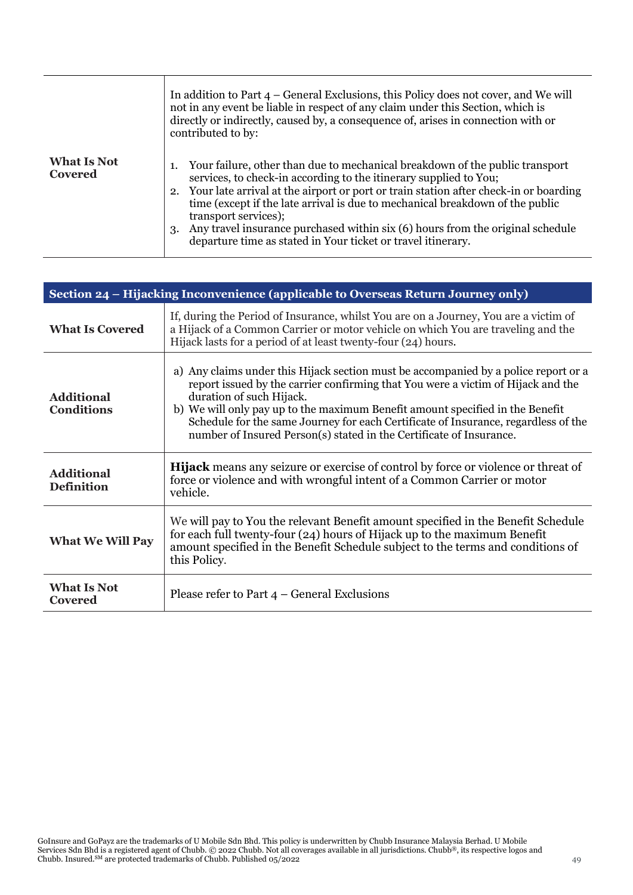| | |
|---|---|
| **What Is Not Covered** | In addition to Part 4 – General Exclusions, this Policy does not cover, and We will not in any event be liable in respect of any claim under this Section, which is directly or indirectly, caused by, a consequence of, arises in connection with or contributed to by:<br><br>1. Your failure, other than due to mechanical breakdown of the public transport services, to check-in according to the itinerary supplied to You;<br>2. Your late arrival at the airport or port or train station after check-in or boarding time (except if the late arrival is due to mechanical breakdown of the public transport services);<br>3. Any travel insurance purchased within six (6) hours from the original schedule departure time as stated in Your ticket or travel itinerary. |

| Section 24 – Hijacking Inconvenience (applicable to Overseas Return Journey only) | |
|---|---|
| **What Is Covered** | If, during the Period of Insurance, whilst You are on a Journey, You are a victim of a Hijack of a Common Carrier or motor vehicle on which You are traveling and the Hijack lasts for a period of at least twenty-four (24) hours. |
| **Additional Conditions** | a) Any claims under this Hijack section must be accompanied by a police report or a report issued by the carrier confirming that You were a victim of Hijack and the duration of such Hijack.<br>b) We will only pay up to the maximum Benefit amount specified in the Benefit Schedule for the same Journey for each Certificate of Insurance, regardless of the number of Insured Person(s) stated in the Certificate of Insurance. |
| **Additional Definition** | **Hijack** means any seizure or exercise of control by force or violence or threat of force or violence and with wrongful intent of a Common Carrier or motor vehicle. |
| **What We Will Pay** | We will pay to You the relevant Benefit amount specified in the Benefit Schedule for each full twenty-four (24) hours of Hijack up to the maximum Benefit amount specified in the Benefit Schedule subject to the terms and conditions of this Policy. |
| **What Is Not Covered** | Please refer to Part 4 – General Exclusions |

GoInsure and GoPayz are the trademarks of U Mobile Sdn Bhd. This policy is underwritten by Chubb Insurance Malaysia Berhad. U Mobile Services Sdn Bhd is a registered agent of Chubb. © 2022 Chubb. Not all coverages available in all jurisdictions. Chubb®, its respective logos and Chubb. Insured.℠ are protected trademarks of Chubb. Published 05/2022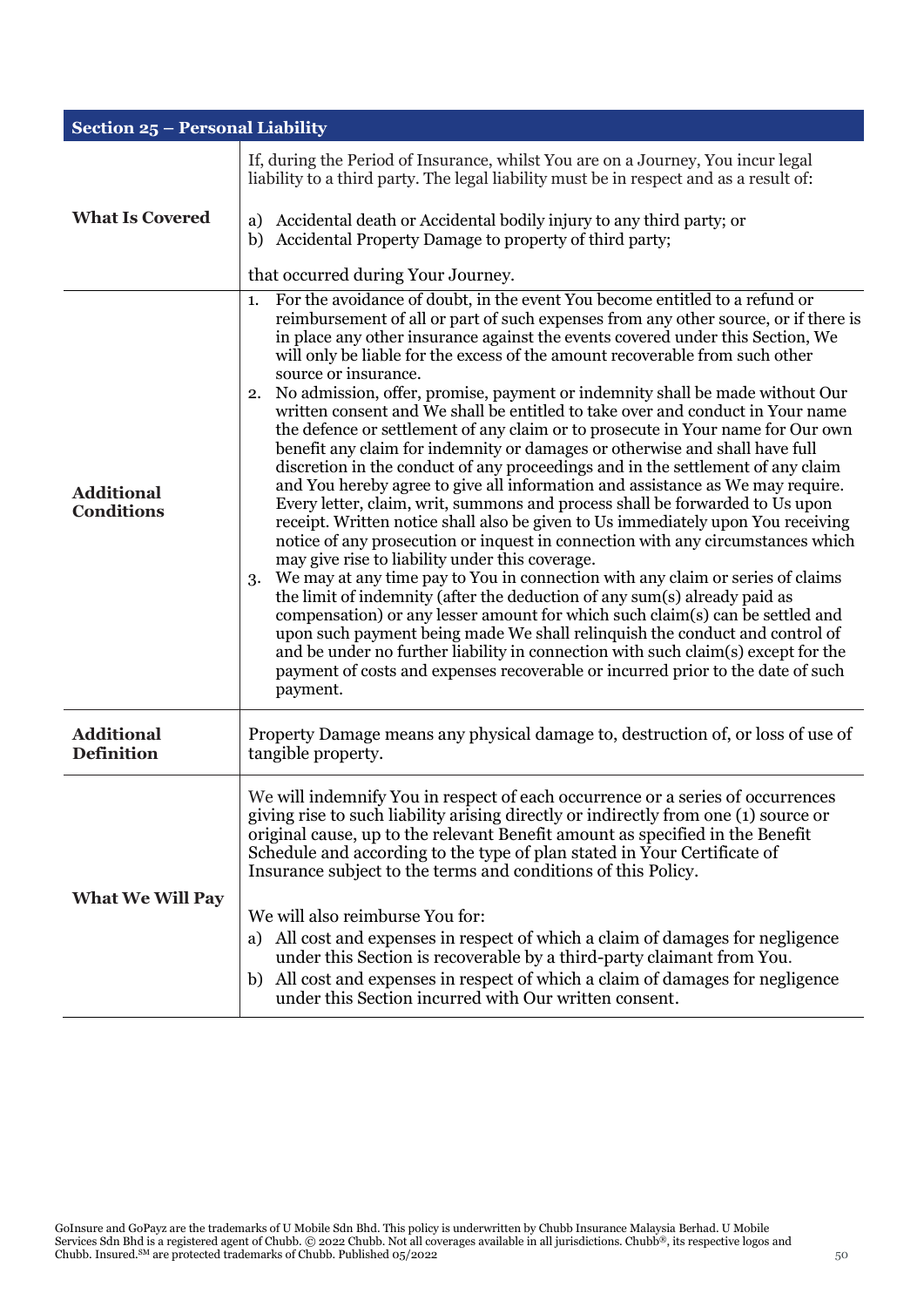| Section 25 – Personal Liability | |
|---|---|
| **What Is Covered** | If, during the Period of Insurance, whilst You are on a Journey, You incur legal liability to a third party. The legal liability must be in respect and as a result of:<br><br>a) Accidental death or Accidental bodily injury to any third party; or<br>b) Accidental Property Damage to property of third party;<br><br>that occurred during Your Journey. |
| **Additional Conditions** | 1. For the avoidance of doubt, in the event You become entitled to a refund or reimbursement of all or part of such expenses from any other source, or if there is in place any other insurance against the events covered under this Section, We will only be liable for the excess of the amount recoverable from such other source or insurance.<br>2. No admission, offer, promise, payment or indemnity shall be made without Our written consent and We shall be entitled to take over and conduct in Your name the defence or settlement of any claim or to prosecute in Your name for Our own benefit any claim for indemnity or damages or otherwise and shall have full discretion in the conduct of any proceedings and in the settlement of any claim and You hereby agree to give all information and assistance as We may require. Every letter, claim, writ, summons and process shall be forwarded to Us upon receipt. Written notice shall also be given to Us immediately upon You receiving notice of any prosecution or inquest in connection with any circumstances which may give rise to liability under this coverage.<br>3. We may at any time pay to You in connection with any claim or series of claims the limit of indemnity (after the deduction of any sum(s) already paid as compensation) or any lesser amount for which such claim(s) can be settled and upon such payment being made We shall relinquish the conduct and control of and be under no further liability in connection with such claim(s) except for the payment of costs and expenses recoverable or incurred prior to the date of such payment. |
| **Additional Definition** | Property Damage means any physical damage to, destruction of, or loss of use of tangible property. |
| **What We Will Pay** | We will indemnify You in respect of each occurrence or a series of occurrences giving rise to such liability arising directly or indirectly from one (1) source or original cause, up to the relevant Benefit amount as specified in the Benefit Schedule and according to the type of plan stated in Your Certificate of Insurance subject to the terms and conditions of this Policy.<br><br>We will also reimburse You for:<br>a) All cost and expenses in respect of which a claim of damages for negligence under this Section is recoverable by a third-party claimant from You.<br>b) All cost and expenses in respect of which a claim of damages for negligence under this Section incurred with Our written consent. |

GoInsure and GoPayz are the trademarks of U Mobile Sdn Bhd. This policy is underwritten by Chubb Insurance Malaysia Berhad. U Mobile Services Sdn Bhd is a registered agent of Chubb. © 2022 Chubb. Not all coverages available in all jurisdictions. Chubb®, its respective logos and Chubb. Insured.SM are protected trademarks of Chubb. Published 05/2022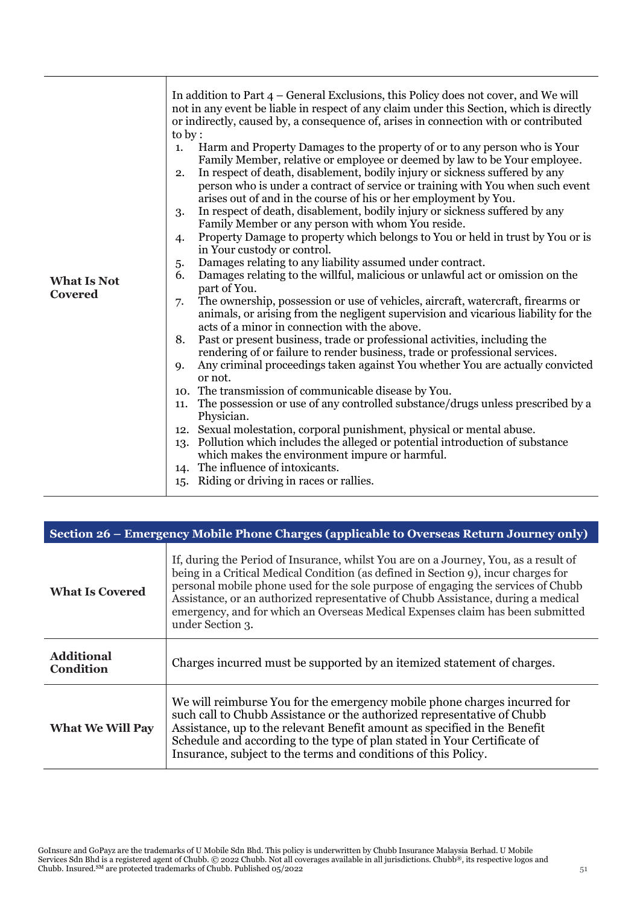| What Is Not Covered | In addition to Part 4 – General Exclusions, this Policy does not cover, and We will not in any event be liable in respect of any claim under this Section, which is directly or indirectly, caused by, a consequence of, arises in connection with or contributed to by :<br>1. Harm and Property Damages to the property of or to any person who is Your Family Member, relative or employee or deemed by law to be Your employee.<br>2. In respect of death, disablement, bodily injury or sickness suffered by any person who is under a contract of service or training with You when such event arises out of and in the course of his or her employment by You.<br>3. In respect of death, disablement, bodily injury or sickness suffered by any Family Member or any person with whom You reside.<br>4. Property Damage to property which belongs to You or held in trust by You or is in Your custody or control.<br>5. Damages relating to any liability assumed under contract.<br>6. Damages relating to the willful, malicious or unlawful act or omission on the part of You.<br>7. The ownership, possession or use of vehicles, aircraft, watercraft, firearms or animals, or arising from the negligent supervision and vicarious liability for the acts of a minor in connection with the above.<br>8. Past or present business, trade or professional activities, including the rendering of or failure to render business, trade or professional services.<br>9. Any criminal proceedings taken against You whether You are actually convicted or not.<br>10. The transmission of communicable disease by You.<br>11. The possession or use of any controlled substance/drugs unless prescribed by a Physician.<br>12. Sexual molestation, corporal punishment, physical or mental abuse.<br>13. Pollution which includes the alleged or potential introduction of substance which makes the environment impure or harmful.<br>14. The influence of intoxicants.<br>15. Riding or driving in races or rallies. |
|---|---|

| Section 26 – Emergency Mobile Phone Charges (applicable to Overseas Return Journey only) | |
|---|---|
| **What Is Covered** | If, during the Period of Insurance, whilst You are on a Journey, You, as a result of being in a Critical Medical Condition (as defined in Section 9), incur charges for personal mobile phone used for the sole purpose of engaging the services of Chubb Assistance, or an authorized representative of Chubb Assistance, during a medical emergency, and for which an Overseas Medical Expenses claim has been submitted under Section 3. |
| **Additional Condition** | Charges incurred must be supported by an itemized statement of charges. |
| **What We Will Pay** | We will reimburse You for the emergency mobile phone charges incurred for such call to Chubb Assistance or the authorized representative of Chubb Assistance, up to the relevant Benefit amount as specified in the Benefit Schedule and according to the type of plan stated in Your Certificate of Insurance, subject to the terms and conditions of this Policy. |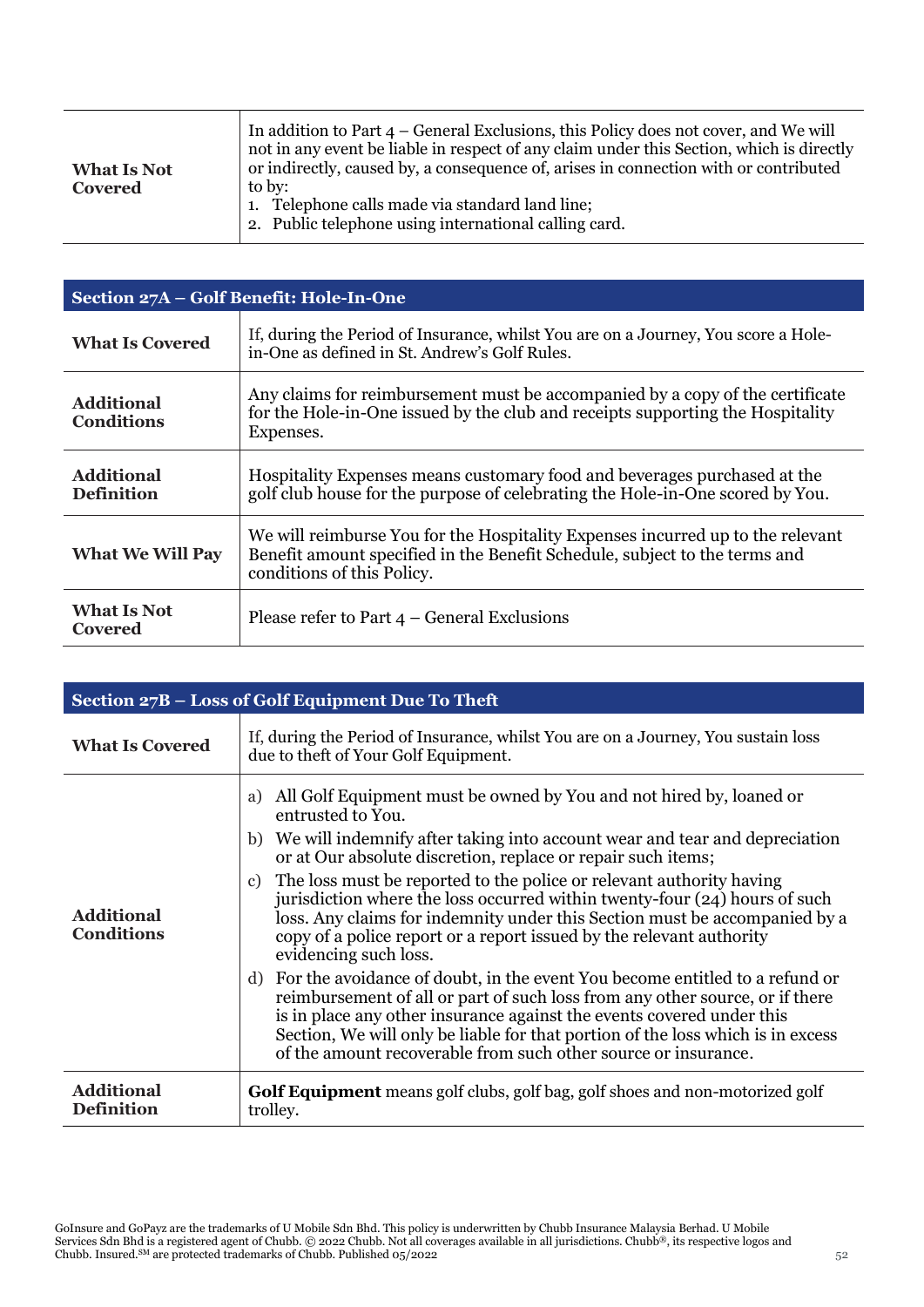| What Is Not Covered | In addition to Part 4 – General Exclusions, this Policy does not cover, and We will not in any event be liable in respect of any claim under this Section, which is directly or indirectly, caused by, a consequence of, arises in connection with or contributed to by:<br>1. Telephone calls made via standard land line;<br>2. Public telephone using international calling card. |
|---|---|

| Section 27A – Golf Benefit: Hole-In-One | |
|---|---|
| **What Is Covered** | If, during the Period of Insurance, whilst You are on a Journey, You score a Hole-in-One as defined in St. Andrew's Golf Rules. |
| **Additional Conditions** | Any claims for reimbursement must be accompanied by a copy of the certificate for the Hole-in-One issued by the club and receipts supporting the Hospitality Expenses. |
| **Additional Definition** | Hospitality Expenses means customary food and beverages purchased at the golf club house for the purpose of celebrating the Hole-in-One scored by You. |
| **What We Will Pay** | We will reimburse You for the Hospitality Expenses incurred up to the relevant Benefit amount specified in the Benefit Schedule, subject to the terms and conditions of this Policy. |
| **What Is Not Covered** | Please refer to Part 4 – General Exclusions |

| Section 27B – Loss of Golf Equipment Due To Theft | |
|---|---|
| **What Is Covered** | If, during the Period of Insurance, whilst You are on a Journey, You sustain loss due to theft of Your Golf Equipment. |
| **Additional Conditions** | a) All Golf Equipment must be owned by You and not hired by, loaned or entrusted to You.<br>b) We will indemnify after taking into account wear and tear and depreciation or at Our absolute discretion, replace or repair such items;<br>c) The loss must be reported to the police or relevant authority having jurisdiction where the loss occurred within twenty-four (24) hours of such loss. Any claims for indemnity under this Section must be accompanied by a copy of a police report or a report issued by the relevant authority evidencing such loss.<br>d) For the avoidance of doubt, in the event You become entitled to a refund or reimbursement of all or part of such loss from any other source, or if there is in place any other insurance against the events covered under this Section, We will only be liable for that portion of the loss which is in excess of the amount recoverable from such other source or insurance. |
| **Additional Definition** | **Golf Equipment** means golf clubs, golf bag, golf shoes and non-motorized golf trolley. |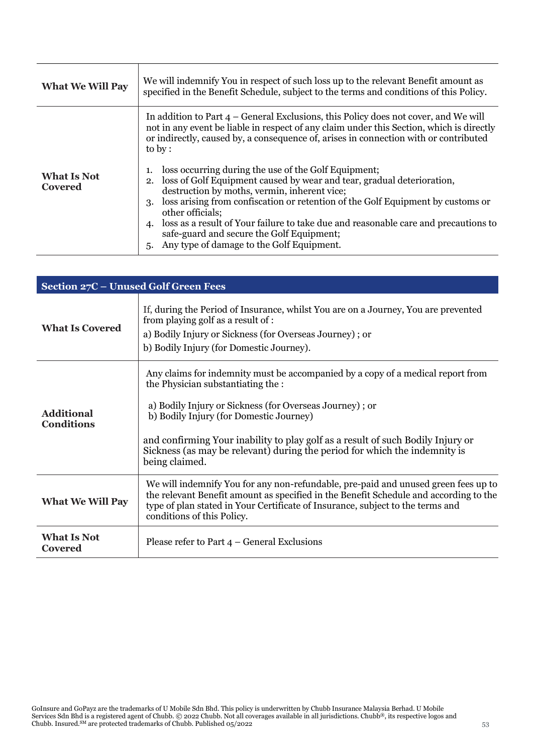| | |
|---|---|
| **What We Will Pay** | We will indemnify You in respect of such loss up to the relevant Benefit amount as specified in the Benefit Schedule, subject to the terms and conditions of this Policy. |
| **What Is Not Covered** | In addition to Part 4 – General Exclusions, this Policy does not cover, and We will not in any event be liable in respect of any claim under this Section, which is directly or indirectly, caused by, a consequence of, arises in connection with or contributed to by :<br><br>1. loss occurring during the use of the Golf Equipment;<br>2. loss of Golf Equipment caused by wear and tear, gradual deterioration, destruction by moths, vermin, inherent vice;<br>3. loss arising from confiscation or retention of the Golf Equipment by customs or other officials;<br>4. loss as a result of Your failure to take due and reasonable care and precautions to safe-guard and secure the Golf Equipment;<br>5. Any type of damage to the Golf Equipment. |

| **Section 27C – Unused Golf Green Fees** | |
|---|---|
| **What Is Covered** | If, during the Period of Insurance, whilst You are on a Journey, You are prevented from playing golf as a result of :<br>a) Bodily Injury or Sickness (for Overseas Journey) ; or<br>b) Bodily Injury (for Domestic Journey). |
| **Additional Conditions** | Any claims for indemnity must be accompanied by a copy of a medical report from the Physician substantiating the :<br><br>a) Bodily Injury or Sickness (for Overseas Journey) ; or<br>b) Bodily Injury (for Domestic Journey)<br><br>and confirming Your inability to play golf as a result of such Bodily Injury or Sickness (as may be relevant) during the period for which the indemnity is being claimed. |
| **What We Will Pay** | We will indemnify You for any non-refundable, pre-paid and unused green fees up to the relevant Benefit amount as specified in the Benefit Schedule and according to the type of plan stated in Your Certificate of Insurance, subject to the terms and conditions of this Policy. |
| **What Is Not Covered** | Please refer to Part 4 – General Exclusions |

GoInsure and GoPayz are the trademarks of U Mobile Sdn Bhd. This policy is underwritten by Chubb Insurance Malaysia Berhad. U Mobile Services Sdn Bhd is a registered agent of Chubb. © 2022 Chubb. Not all coverages available in all jurisdictions. Chubb®, its respective logos and Chubb. Insured.℠ are protected trademarks of Chubb. Published 05/2022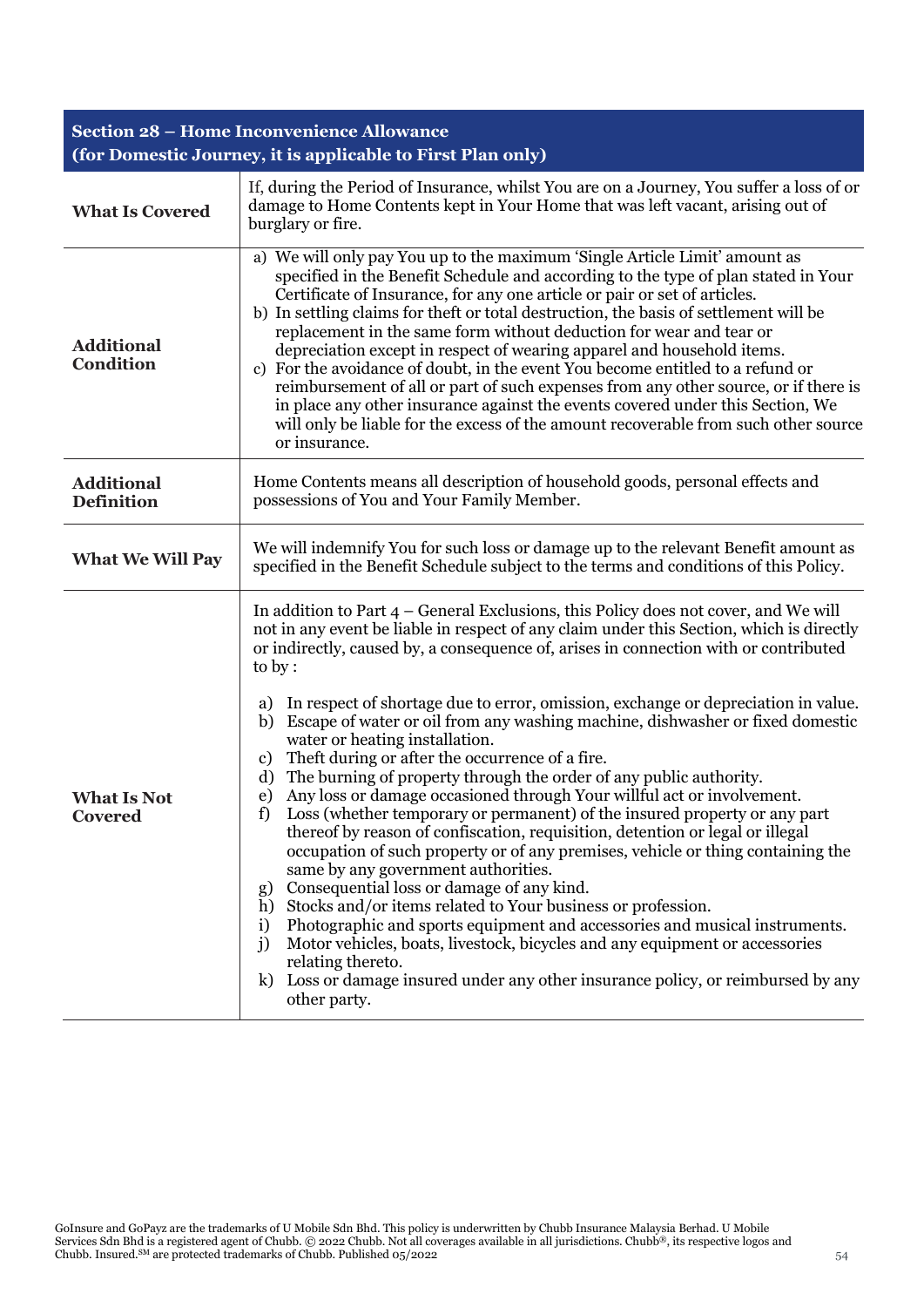| **Section 28 – Home Inconvenience Allowance (for Domestic Journey, it is applicable to First Plan only)** | |
|---|---|
| **What Is Covered** | If, during the Period of Insurance, whilst You are on a Journey, You suffer a loss of or damage to Home Contents kept in Your Home that was left vacant, arising out of burglary or fire. |
| **Additional Condition** | a) We will only pay You up to the maximum 'Single Article Limit' amount as specified in the Benefit Schedule and according to the type of plan stated in Your Certificate of Insurance, for any one article or pair or set of articles.<br>b) In settling claims for theft or total destruction, the basis of settlement will be replacement in the same form without deduction for wear and tear or depreciation except in respect of wearing apparel and household items.<br>c) For the avoidance of doubt, in the event You become entitled to a refund or reimbursement of all or part of such expenses from any other source, or if there is in place any other insurance against the events covered under this Section, We will only be liable for the excess of the amount recoverable from such other source or insurance. |
| **Additional Definition** | Home Contents means all description of household goods, personal effects and possessions of You and Your Family Member. |
| **What We Will Pay** | We will indemnify You for such loss or damage up to the relevant Benefit amount as specified in the Benefit Schedule subject to the terms and conditions of this Policy. |
| **What Is Not Covered** | In addition to Part 4 – General Exclusions, this Policy does not cover, and We will not in any event be liable in respect of any claim under this Section, which is directly or indirectly, caused by, a consequence of, arises in connection with or contributed to by :<br><br>a) In respect of shortage due to error, omission, exchange or depreciation in value.<br>b) Escape of water or oil from any washing machine, dishwasher or fixed domestic water or heating installation.<br>c) Theft during or after the occurrence of a fire.<br>d) The burning of property through the order of any public authority.<br>e) Any loss or damage occasioned through Your willful act or involvement.<br>f) Loss (whether temporary or permanent) of the insured property or any part thereof by reason of confiscation, requisition, detention or legal or illegal occupation of such property or of any premises, vehicle or thing containing the same by any government authorities.<br>g) Consequential loss or damage of any kind.<br>h) Stocks and/or items related to Your business or profession.<br>i) Photographic and sports equipment and accessories and musical instruments.<br>j) Motor vehicles, boats, livestock, bicycles and any equipment or accessories relating thereto.<br>k) Loss or damage insured under any other insurance policy, or reimbursed by any other party. |

GoInsure and GoPayz are the trademarks of U Mobile Sdn Bhd. This policy is underwritten by Chubb Insurance Malaysia Berhad. U Mobile Services Sdn Bhd is a registered agent of Chubb. © 2022 Chubb. Not all coverages available in all jurisdictions. Chubb®, its respective logos and Chubb. Insured.℠ are protected trademarks of Chubb. Published 05/2022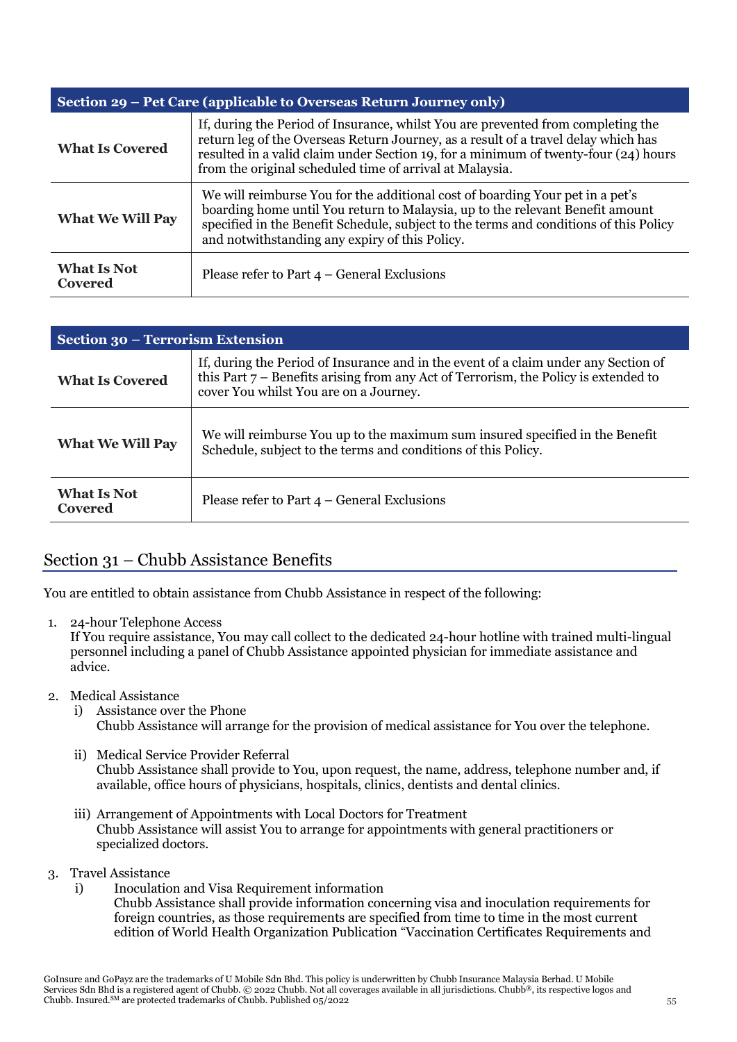| Section 29 – Pet Care (applicable to Overseas Return Journey only) | |
|---|---|
| **What Is Covered** | If, during the Period of Insurance, whilst You are prevented from completing the return leg of the Overseas Return Journey, as a result of a travel delay which has resulted in a valid claim under Section 19, for a minimum of twenty-four (24) hours from the original scheduled time of arrival at Malaysia. |
| **What We Will Pay** | We will reimburse You for the additional cost of boarding Your pet in a pet's boarding home until You return to Malaysia, up to the relevant Benefit amount specified in the Benefit Schedule, subject to the terms and conditions of this Policy and notwithstanding any expiry of this Policy. |
| **What Is Not Covered** | Please refer to Part 4 – General Exclusions |

| Section 30 – Terrorism Extension | |
|---|---|
| **What Is Covered** | If, during the Period of Insurance and in the event of a claim under any Section of this Part 7 – Benefits arising from any Act of Terrorism, the Policy is extended to cover You whilst You are on a Journey. |
| **What We Will Pay** | We will reimburse You up to the maximum sum insured specified in the Benefit Schedule, subject to the terms and conditions of this Policy. |
| **What Is Not Covered** | Please refer to Part 4 – General Exclusions |

## Section 31 – Chubb Assistance Benefits

You are entitled to obtain assistance from Chubb Assistance in respect of the following:

1. 24-hour Telephone Access
   If You require assistance, You may call collect to the dedicated 24-hour hotline with trained multi-lingual personnel including a panel of Chubb Assistance appointed physician for immediate assistance and advice.

2. Medical Assistance
   i) Assistance over the Phone
      Chubb Assistance will arrange for the provision of medical assistance for You over the telephone.

   ii) Medical Service Provider Referral
      Chubb Assistance shall provide to You, upon request, the name, address, telephone number and, if available, office hours of physicians, hospitals, clinics, dentists and dental clinics.

   iii) Arrangement of Appointments with Local Doctors for Treatment
      Chubb Assistance will assist You to arrange for appointments with general practitioners or specialized doctors.

3. Travel Assistance
   i) Inoculation and Visa Requirement information
      Chubb Assistance shall provide information concerning visa and inoculation requirements for foreign countries, as those requirements are specified from time to time in the most current edition of World Health Organization Publication "Vaccination Certificates Requirements and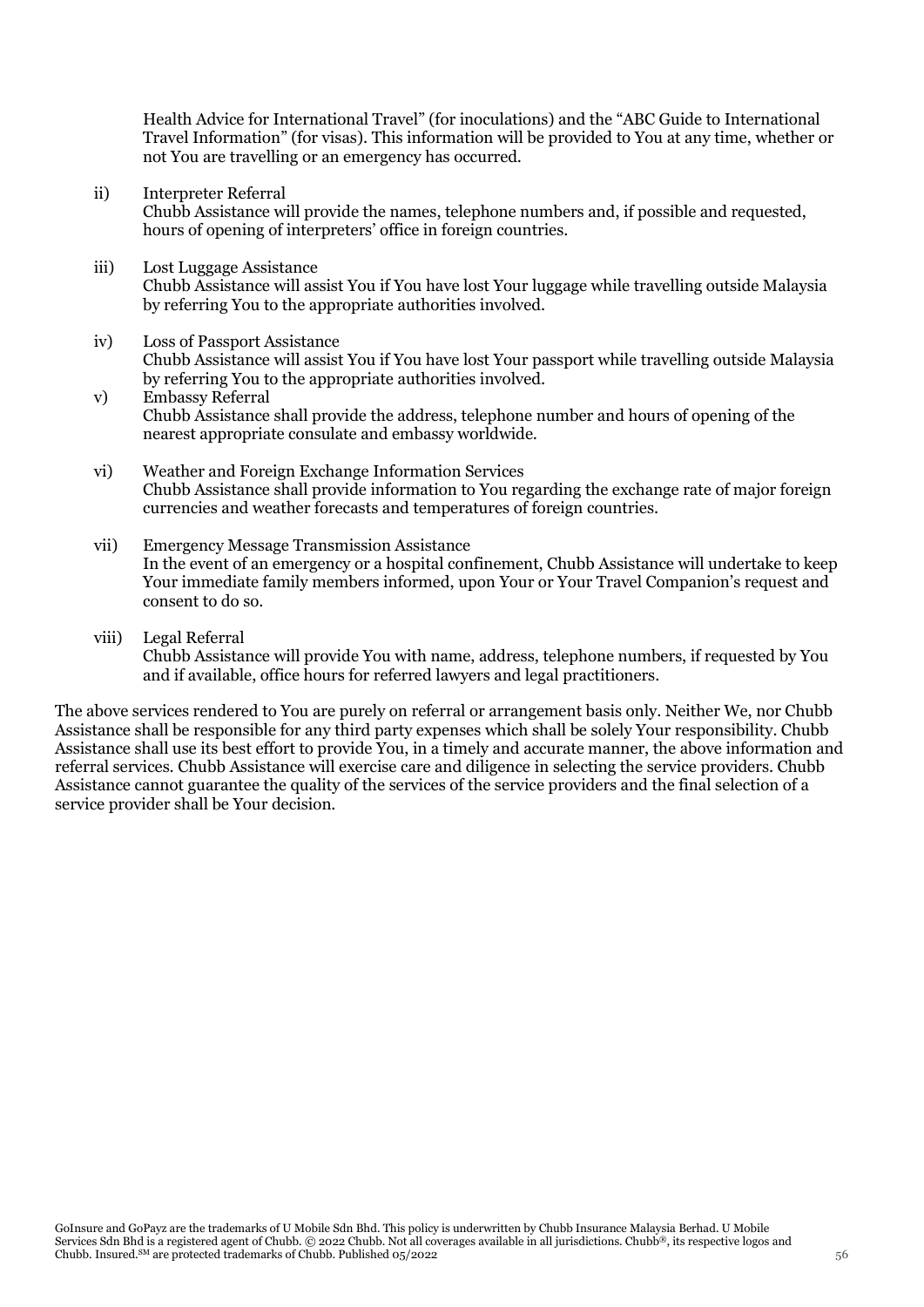Health Advice for International Travel" (for inoculations) and the "ABC Guide to International Travel Information" (for visas). This information will be provided to You at any time, whether or not You are travelling or an emergency has occurred.

ii) Interpreter Referral
Chubb Assistance will provide the names, telephone numbers and, if possible and requested, hours of opening of interpreters' office in foreign countries.

iii) Lost Luggage Assistance
Chubb Assistance will assist You if You have lost Your luggage while travelling outside Malaysia by referring You to the appropriate authorities involved.

iv) Loss of Passport Assistance
Chubb Assistance will assist You if You have lost Your passport while travelling outside Malaysia by referring You to the appropriate authorities involved.

v) Embassy Referral
Chubb Assistance shall provide the address, telephone number and hours of opening of the nearest appropriate consulate and embassy worldwide.

vi) Weather and Foreign Exchange Information Services
Chubb Assistance shall provide information to You regarding the exchange rate of major foreign currencies and weather forecasts and temperatures of foreign countries.

vii) Emergency Message Transmission Assistance
In the event of an emergency or a hospital confinement, Chubb Assistance will undertake to keep Your immediate family members informed, upon Your or Your Travel Companion's request and consent to do so.

viii) Legal Referral
Chubb Assistance will provide You with name, address, telephone numbers, if requested by You and if available, office hours for referred lawyers and legal practitioners.

The above services rendered to You are purely on referral or arrangement basis only. Neither We, nor Chubb Assistance shall be responsible for any third party expenses which shall be solely Your responsibility. Chubb Assistance shall use its best effort to provide You, in a timely and accurate manner, the above information and referral services. Chubb Assistance will exercise care and diligence in selecting the service providers. Chubb Assistance cannot guarantee the quality of the services of the service providers and the final selection of a service provider shall be Your decision.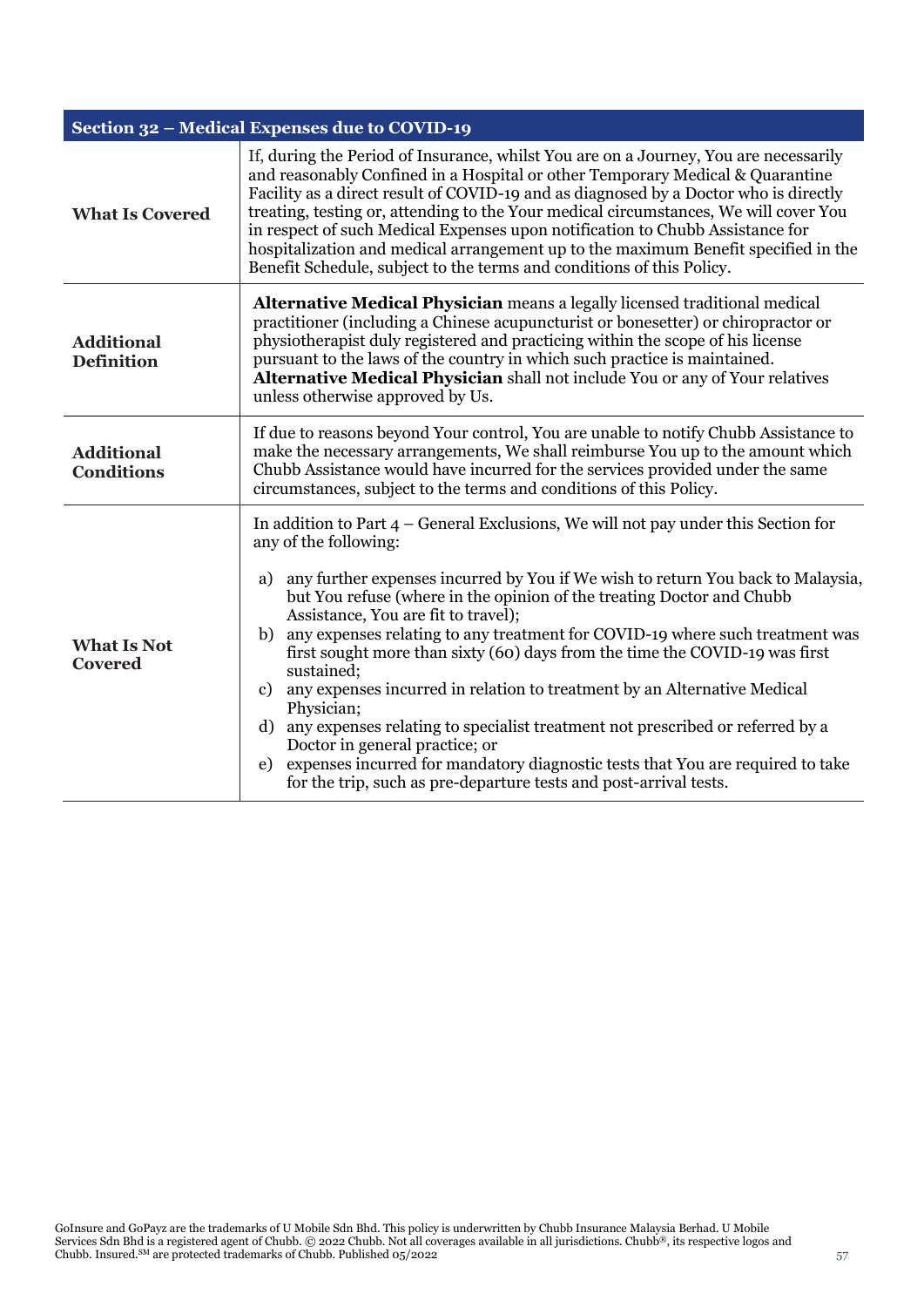| Section 32 – Medical Expenses due to COVID-19 | |
|---|---|
| **What Is Covered** | If, during the Period of Insurance, whilst You are on a Journey, You are necessarily and reasonably Confined in a Hospital or other Temporary Medical & Quarantine Facility as a direct result of COVID-19 and as diagnosed by a Doctor who is directly treating, testing or, attending to the Your medical circumstances, We will cover You in respect of such Medical Expenses upon notification to Chubb Assistance for hospitalization and medical arrangement up to the maximum Benefit specified in the Benefit Schedule, subject to the terms and conditions of this Policy. |
| **Additional Definition** | **Alternative Medical Physician** means a legally licensed traditional medical practitioner (including a Chinese acupuncturist or bonesetter) or chiropractor or physiotherapist duly registered and practicing within the scope of his license pursuant to the laws of the country in which such practice is maintained. **Alternative Medical Physician** shall not include You or any of Your relatives unless otherwise approved by Us. |
| **Additional Conditions** | If due to reasons beyond Your control, You are unable to notify Chubb Assistance to make the necessary arrangements, We shall reimburse You up to the amount which Chubb Assistance would have incurred for the services provided under the same circumstances, subject to the terms and conditions of this Policy. |
| **What Is Not Covered** | In addition to Part 4 – General Exclusions, We will not pay under this Section for any of the following:<br><br>a) any further expenses incurred by You if We wish to return You back to Malaysia, but You refuse (where in the opinion of the treating Doctor and Chubb Assistance, You are fit to travel);<br>b) any expenses relating to any treatment for COVID-19 where such treatment was first sought more than sixty (60) days from the time the COVID-19 was first sustained;<br>c) any expenses incurred in relation to treatment by an Alternative Medical Physician;<br>d) any expenses relating to specialist treatment not prescribed or referred by a Doctor in general practice; or<br>e) expenses incurred for mandatory diagnostic tests that You are required to take for the trip, such as pre-departure tests and post-arrival tests. |

GoInsure and GoPayz are the trademarks of U Mobile Sdn Bhd. This policy is underwritten by Chubb Insurance Malaysia Berhad. U Mobile Services Sdn Bhd is a registered agent of Chubb. © 2022 Chubb. Not all coverages available in all jurisdictions. Chubb®, its respective logos and Chubb. Insured.SM are protected trademarks of Chubb. Published 05/2022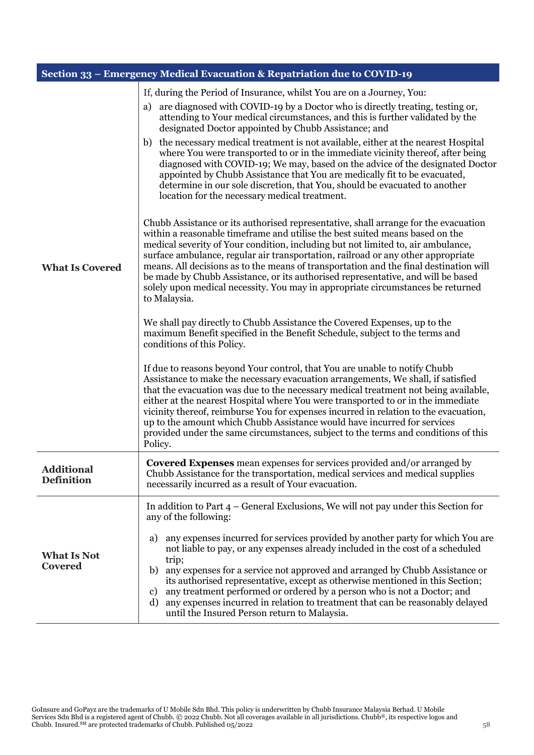## Section 33 – Emergency Medical Evacuation & Repatriation due to COVID-19

| | |
|---|---|
| **What Is Covered** | If, during the Period of Insurance, whilst You are on a Journey, You:<br><br>a) are diagnosed with COVID-19 by a Doctor who is directly treating, testing or, attending to Your medical circumstances, and this is further validated by the designated Doctor appointed by Chubb Assistance; and<br><br>b) the necessary medical treatment is not available, either at the nearest Hospital where You were transported to or in the immediate vicinity thereof, after being diagnosed with COVID-19; We may, based on the advice of the designated Doctor appointed by Chubb Assistance that You are medically fit to be evacuated, determine in our sole discretion, that You, should be evacuated to another location for the necessary medical treatment.<br><br>Chubb Assistance or its authorised representative, shall arrange for the evacuation within a reasonable timeframe and utilise the best suited means based on the medical severity of Your condition, including but not limited to, air ambulance, surface ambulance, regular air transportation, railroad or any other appropriate means. All decisions as to the means of transportation and the final destination will be made by Chubb Assistance, or its authorised representative, and will be based solely upon medical necessity. You may in appropriate circumstances be returned to Malaysia.<br><br>We shall pay directly to Chubb Assistance the Covered Expenses, up to the maximum Benefit specified in the Benefit Schedule, subject to the terms and conditions of this Policy.<br><br>If due to reasons beyond Your control, that You are unable to notify Chubb Assistance to make the necessary evacuation arrangements, We shall, if satisfied that the evacuation was due to the necessary medical treatment not being available, either at the nearest Hospital where You were transported to or in the immediate vicinity thereof, reimburse You for expenses incurred in relation to the evacuation, up to the amount which Chubb Assistance would have incurred for services provided under the same circumstances, subject to the terms and conditions of this Policy. |
| **Additional Definition** | **Covered Expenses** mean expenses for services provided and/or arranged by Chubb Assistance for the transportation, medical services and medical supplies necessarily incurred as a result of Your evacuation. |
| **What Is Not Covered** | In addition to Part 4 – General Exclusions, We will not pay under this Section for any of the following:<br><br>a) any expenses incurred for services provided by another party for which You are not liable to pay, or any expenses already included in the cost of a scheduled trip;<br>b) any expenses for a service not approved and arranged by Chubb Assistance or its authorised representative, except as otherwise mentioned in this Section;<br>c) any treatment performed or ordered by a person who is not a Doctor; and<br>d) any expenses incurred in relation to treatment that can be reasonably delayed until the Insured Person return to Malaysia. |

GoInsure and GoPayz are the trademarks of U Mobile Sdn Bhd. This policy is underwritten by Chubb Insurance Malaysia Berhad. U Mobile Services Sdn Bhd is a registered agent of Chubb. © 2022 Chubb. Not all coverages available in all jurisdictions. Chubb®, its respective logos and Chubb. Insured.℠ are protected trademarks of Chubb. Published 05/2022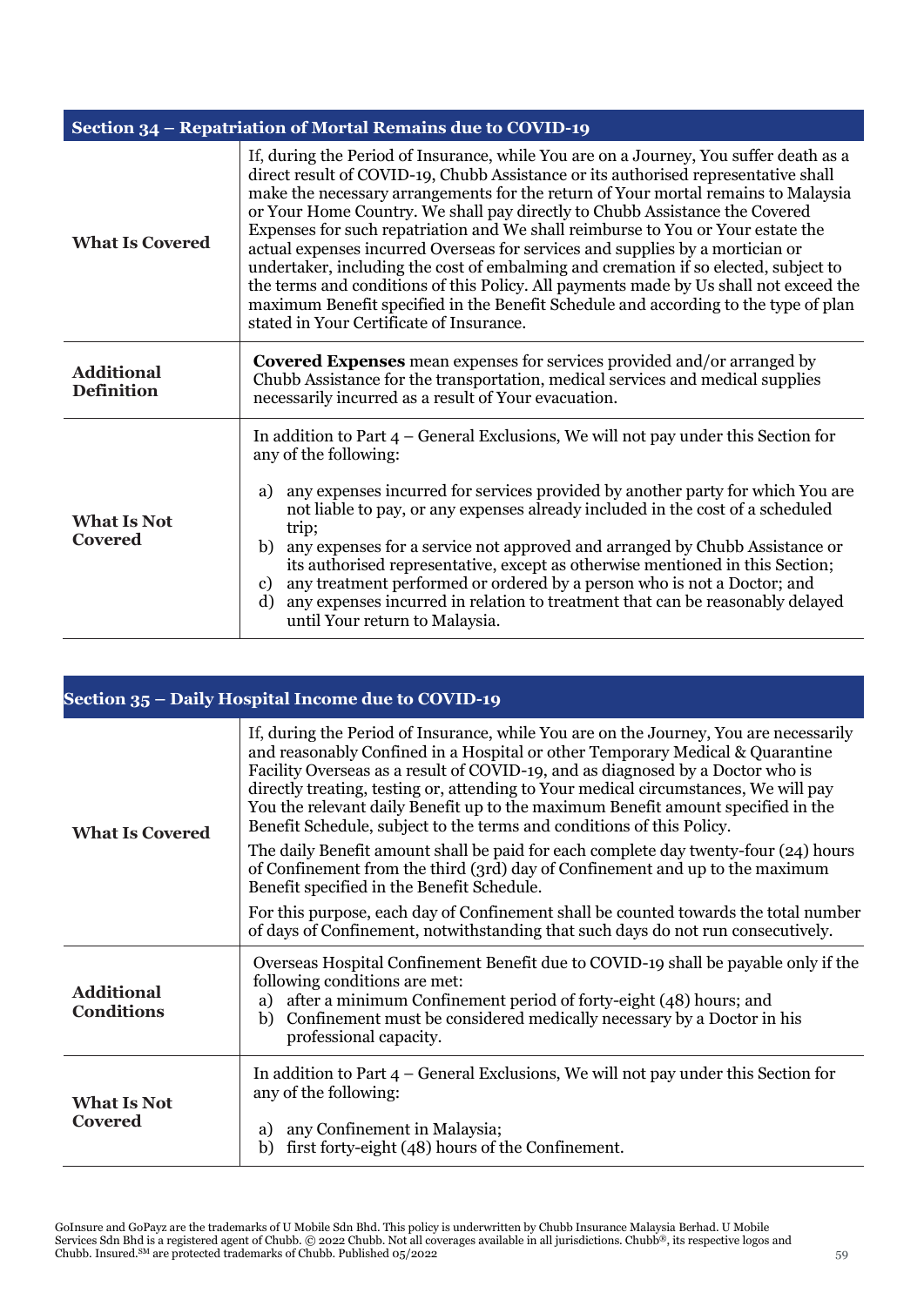| Section 34 – Repatriation of Mortal Remains due to COVID-19 | |
|---|---|
| **What Is Covered** | If, during the Period of Insurance, while You are on a Journey, You suffer death as a direct result of COVID-19, Chubb Assistance or its authorised representative shall make the necessary arrangements for the return of Your mortal remains to Malaysia or Your Home Country. We shall pay directly to Chubb Assistance the Covered Expenses for such repatriation and We shall reimburse to You or Your estate the actual expenses incurred Overseas for services and supplies by a mortician or undertaker, including the cost of embalming and cremation if so elected, subject to the terms and conditions of this Policy. All payments made by Us shall not exceed the maximum Benefit specified in the Benefit Schedule and according to the type of plan stated in Your Certificate of Insurance. |
| **Additional Definition** | **Covered Expenses** mean expenses for services provided and/or arranged by Chubb Assistance for the transportation, medical services and medical supplies necessarily incurred as a result of Your evacuation. |
| **What Is Not Covered** | In addition to Part 4 – General Exclusions, We will not pay under this Section for any of the following:<br><br>a) any expenses incurred for services provided by another party for which You are not liable to pay, or any expenses already included in the cost of a scheduled trip;<br>b) any expenses for a service not approved and arranged by Chubb Assistance or its authorised representative, except as otherwise mentioned in this Section;<br>c) any treatment performed or ordered by a person who is not a Doctor; and<br>d) any expenses incurred in relation to treatment that can be reasonably delayed until Your return to Malaysia. |

| Section 35 – Daily Hospital Income due to COVID-19 | |
|---|---|
| **What Is Covered** | If, during the Period of Insurance, while You are on the Journey, You are necessarily and reasonably Confined in a Hospital or other Temporary Medical & Quarantine Facility Overseas as a result of COVID-19, and as diagnosed by a Doctor who is directly treating, testing or, attending to Your medical circumstances, We will pay You the relevant daily Benefit up to the maximum Benefit amount specified in the Benefit Schedule, subject to the terms and conditions of this Policy.<br><br>The daily Benefit amount shall be paid for each complete day twenty-four (24) hours of Confinement from the third (3rd) day of Confinement and up to the maximum Benefit specified in the Benefit Schedule.<br><br>For this purpose, each day of Confinement shall be counted towards the total number of days of Confinement, notwithstanding that such days do not run consecutively. |
| **Additional Conditions** | Overseas Hospital Confinement Benefit due to COVID-19 shall be payable only if the following conditions are met:<br>a) after a minimum Confinement period of forty-eight (48) hours; and<br>b) Confinement must be considered medically necessary by a Doctor in his professional capacity. |
| **What Is Not Covered** | In addition to Part 4 – General Exclusions, We will not pay under this Section for any of the following:<br><br>a) any Confinement in Malaysia;<br>b) first forty-eight (48) hours of the Confinement. |

GoInsure and GoPayz are the trademarks of U Mobile Sdn Bhd. This policy is underwritten by Chubb Insurance Malaysia Berhad. U Mobile Services Sdn Bhd is a registered agent of Chubb. © 2022 Chubb. Not all coverages available in all jurisdictions. Chubb®, its respective logos and Chubb. Insured.SM are protected trademarks of Chubb. Published 05/2022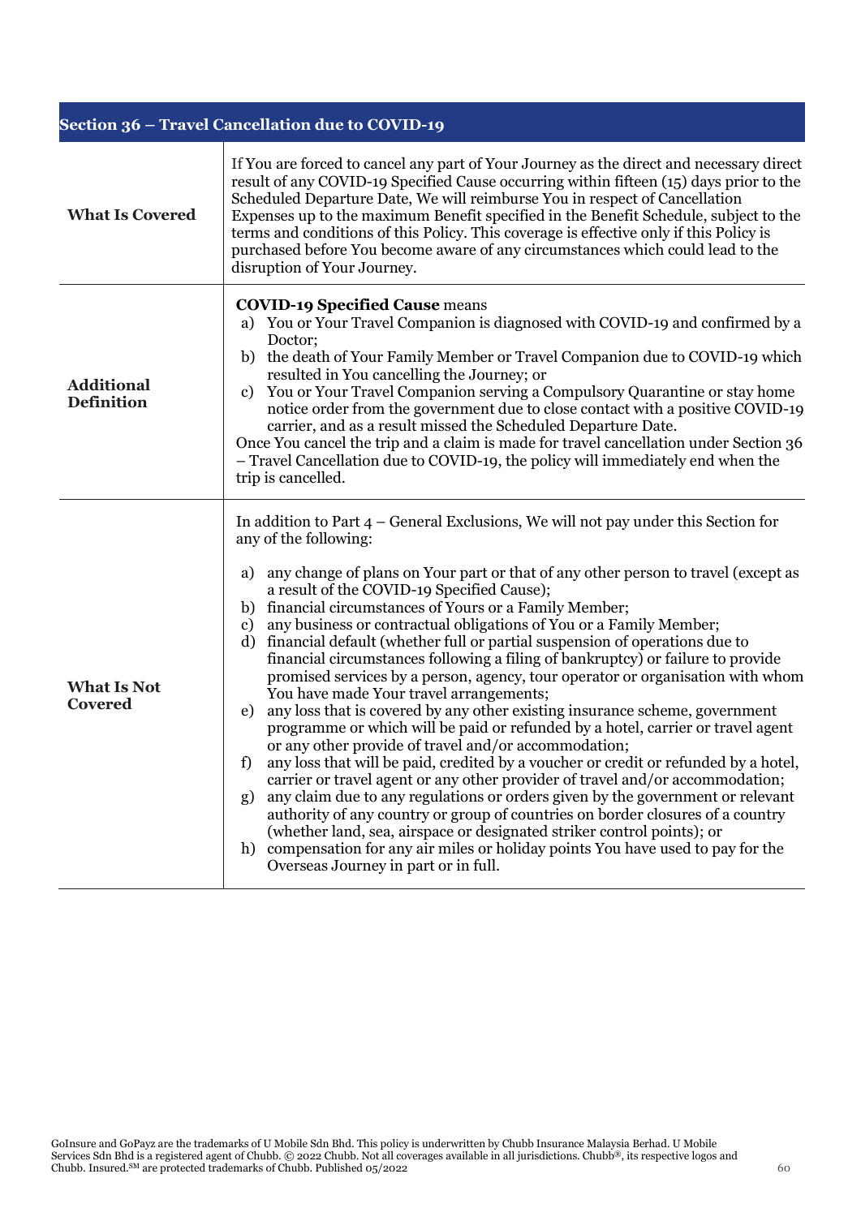## Section 36 – Travel Cancellation due to COVID-19

| | |
|---|---|
| **What Is Covered** | If You are forced to cancel any part of Your Journey as the direct and necessary direct result of any COVID-19 Specified Cause occurring within fifteen (15) days prior to the Scheduled Departure Date, We will reimburse You in respect of Cancellation Expenses up to the maximum Benefit specified in the Benefit Schedule, subject to the terms and conditions of this Policy. This coverage is effective only if this Policy is purchased before You become aware of any circumstances which could lead to the disruption of Your Journey. |
| **Additional Definition** | **COVID-19 Specified Cause** means<br>a) You or Your Travel Companion is diagnosed with COVID-19 and confirmed by a Doctor;<br>b) the death of Your Family Member or Travel Companion due to COVID-19 which resulted in You cancelling the Journey; or<br>c) You or Your Travel Companion serving a Compulsory Quarantine or stay home notice order from the government due to close contact with a positive COVID-19 carrier, and as a result missed the Scheduled Departure Date.<br>Once You cancel the trip and a claim is made for travel cancellation under Section 36 – Travel Cancellation due to COVID-19, the policy will immediately end when the trip is cancelled. |
| **What Is Not Covered** | In addition to Part 4 – General Exclusions, We will not pay under this Section for any of the following:<br><br>a) any change of plans on Your part or that of any other person to travel (except as a result of the COVID-19 Specified Cause);<br>b) financial circumstances of Yours or a Family Member;<br>c) any business or contractual obligations of You or a Family Member;<br>d) financial default (whether full or partial suspension of operations due to financial circumstances following a filing of bankruptcy) or failure to provide promised services by a person, agency, tour operator or organisation with whom You have made Your travel arrangements;<br>e) any loss that is covered by any other existing insurance scheme, government programme or which will be paid or refunded by a hotel, carrier or travel agent or any other provide of travel and/or accommodation;<br>f) any loss that will be paid, credited by a voucher or credit or refunded by a hotel, carrier or travel agent or any other provider of travel and/or accommodation;<br>g) any claim due to any regulations or orders given by the government or relevant authority of any country or group of countries on border closures of a country (whether land, sea, airspace or designated striker control points); or<br>h) compensation for any air miles or holiday points You have used to pay for the Overseas Journey in part or in full. |

GoInsure and GoPayz are the trademarks of U Mobile Sdn Bhd. This policy is underwritten by Chubb Insurance Malaysia Berhad. U Mobile Services Sdn Bhd is a registered agent of Chubb. © 2022 Chubb. Not all coverages available in all jurisdictions. Chubb®, its respective logos and Chubb. Insured.℠ are protected trademarks of Chubb. Published 05/2022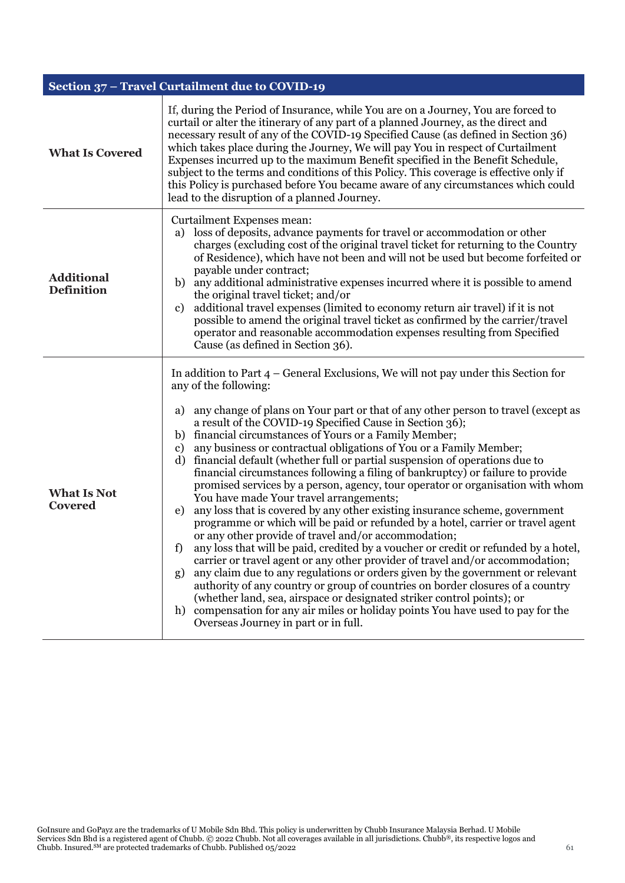## Section 37 – Travel Curtailment due to COVID-19

| | |
|---|---|
| **What Is Covered** | If, during the Period of Insurance, while You are on a Journey, You are forced to curtail or alter the itinerary of any part of a planned Journey, as the direct and necessary result of any of the COVID-19 Specified Cause (as defined in Section 36) which takes place during the Journey, We will pay You in respect of Curtailment Expenses incurred up to the maximum Benefit specified in the Benefit Schedule, subject to the terms and conditions of this Policy. This coverage is effective only if this Policy is purchased before You became aware of any circumstances which could lead to the disruption of a planned Journey. |
| **Additional Definition** | Curtailment Expenses mean:<br>a) loss of deposits, advance payments for travel or accommodation or other charges (excluding cost of the original travel ticket for returning to the Country of Residence), which have not been and will not be used but become forfeited or payable under contract;<br>b) any additional administrative expenses incurred where it is possible to amend the original travel ticket; and/or<br>c) additional travel expenses (limited to economy return air travel) if it is not possible to amend the original travel ticket as confirmed by the carrier/travel operator and reasonable accommodation expenses resulting from Specified Cause (as defined in Section 36). |
| **What Is Not Covered** | In addition to Part 4 – General Exclusions, We will not pay under this Section for any of the following:<br><br>a) any change of plans on Your part or that of any other person to travel (except as a result of the COVID-19 Specified Cause in Section 36);<br>b) financial circumstances of Yours or a Family Member;<br>c) any business or contractual obligations of You or a Family Member;<br>d) financial default (whether full or partial suspension of operations due to financial circumstances following a filing of bankruptcy) or failure to provide promised services by a person, agency, tour operator or organisation with whom You have made Your travel arrangements;<br>e) any loss that is covered by any other existing insurance scheme, government programme or which will be paid or refunded by a hotel, carrier or travel agent or any other provide of travel and/or accommodation;<br>f) any loss that will be paid, credited by a voucher or credit or refunded by a hotel, carrier or travel agent or any other provider of travel and/or accommodation;<br>g) any claim due to any regulations or orders given by the government or relevant authority of any country or group of countries on border closures of a country (whether land, sea, airspace or designated striker control points); or<br>h) compensation for any air miles or holiday points You have used to pay for the Overseas Journey in part or in full. |

GoInsure and GoPayz are the trademarks of U Mobile Sdn Bhd. This policy is underwritten by Chubb Insurance Malaysia Berhad. U Mobile Services Sdn Bhd is a registered agent of Chubb. © 2022 Chubb. Not all coverages available in all jurisdictions. Chubb®, its respective logos and Chubb. Insured.SM are protected trademarks of Chubb. Published 05/2022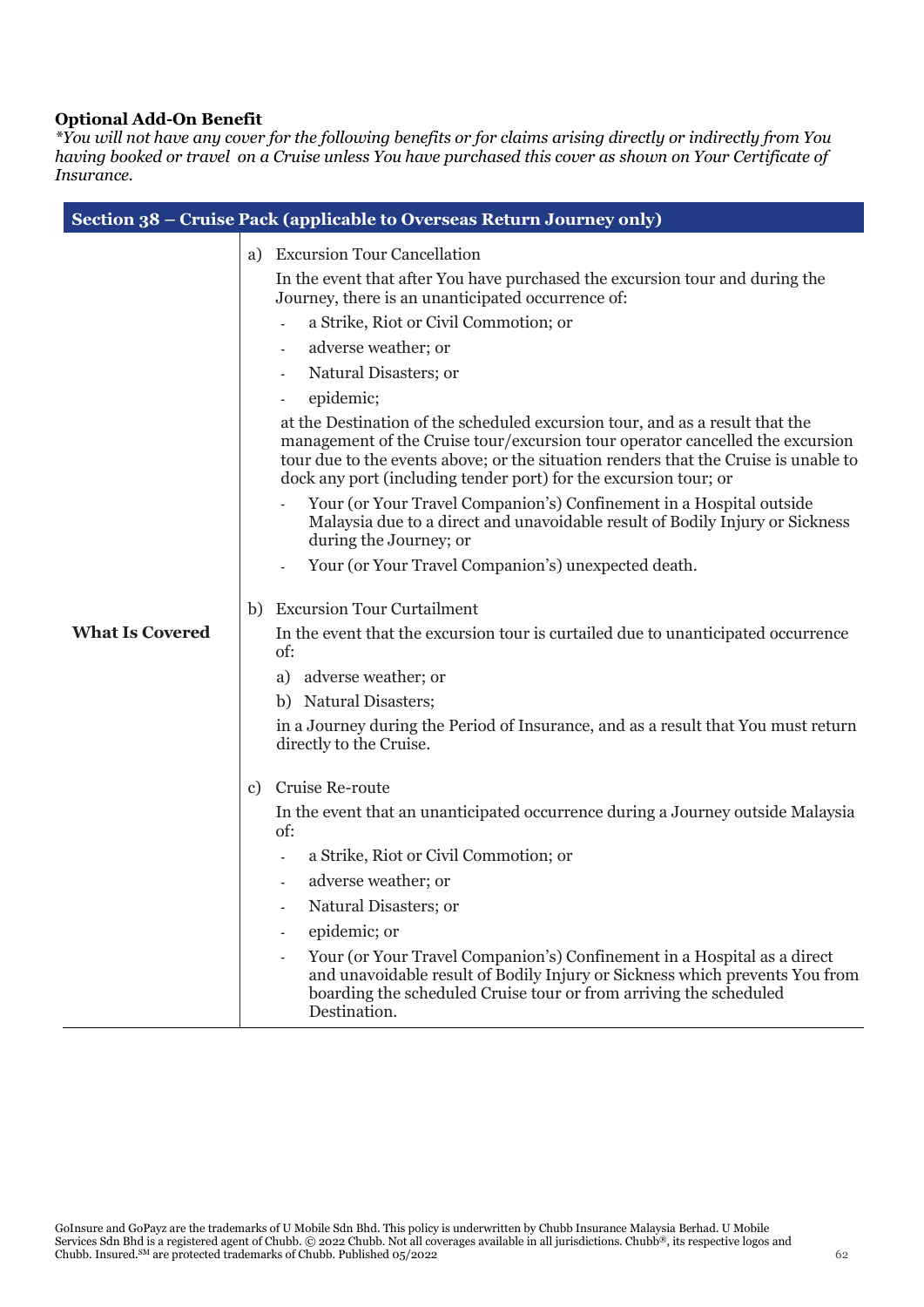**Optional Add-On Benefit**

*\*You will not have any cover for the following benefits or for claims arising directly or indirectly from You having booked or travel on a Cruise unless You have purchased this cover as shown on Your Certificate of Insurance.*

| Section 38 – Cruise Pack (applicable to Overseas Return Journey only) | |
|---|---|
| **What Is Covered** | a) Excursion Tour Cancellation<br>In the event that after You have purchased the excursion tour and during the Journey, there is an unanticipated occurrence of:<br>- a Strike, Riot or Civil Commotion; or<br>- adverse weather; or<br>- Natural Disasters; or<br>- epidemic;<br>at the Destination of the scheduled excursion tour, and as a result that the management of the Cruise tour/excursion tour operator cancelled the excursion tour due to the events above; or the situation renders that the Cruise is unable to dock any port (including tender port) for the excursion tour; or<br>- Your (or Your Travel Companion's) Confinement in a Hospital outside Malaysia due to a direct and unavoidable result of Bodily Injury or Sickness during the Journey; or<br>- Your (or Your Travel Companion's) unexpected death.<br><br>b) Excursion Tour Curtailment<br>In the event that the excursion tour is curtailed due to unanticipated occurrence of:<br>a) adverse weather; or<br>b) Natural Disasters;<br>in a Journey during the Period of Insurance, and as a result that You must return directly to the Cruise.<br><br>c) Cruise Re-route<br>In the event that an unanticipated occurrence during a Journey outside Malaysia of:<br>- a Strike, Riot or Civil Commotion; or<br>- adverse weather; or<br>- Natural Disasters; or<br>- epidemic; or<br>- Your (or Your Travel Companion's) Confinement in a Hospital as a direct and unavoidable result of Bodily Injury or Sickness which prevents You from boarding the scheduled Cruise tour or from arriving the scheduled Destination. |

GoInsure and GoPayz are the trademarks of U Mobile Sdn Bhd. This policy is underwritten by Chubb Insurance Malaysia Berhad. U Mobile Services Sdn Bhd is a registered agent of Chubb. © 2022 Chubb. Not all coverages available in all jurisdictions. Chubb®, its respective logos and Chubb. Insured.℠ are protected trademarks of Chubb. Published 05/2022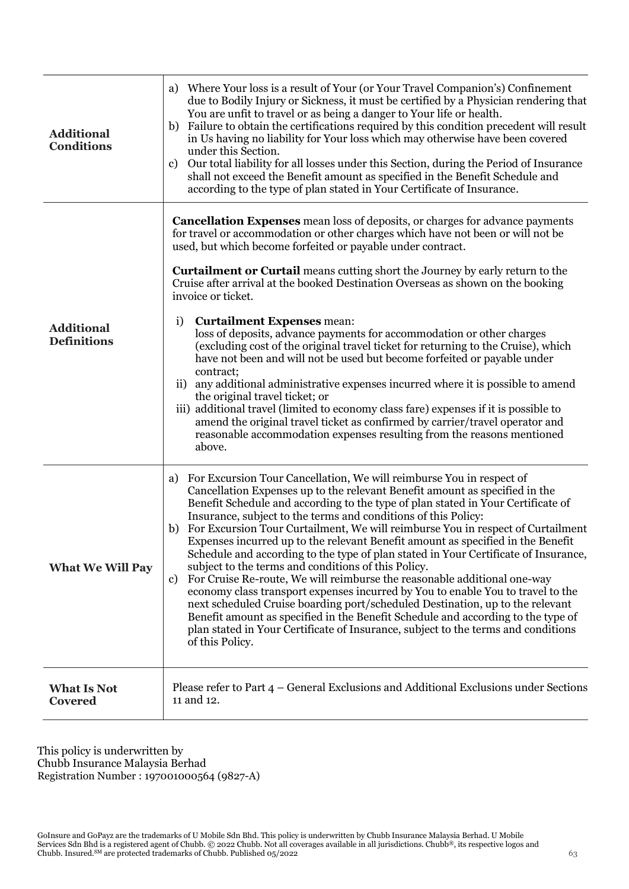| | |
|---|---|
| **Additional Conditions** | a) Where Your loss is a result of Your (or Your Travel Companion's) Confinement due to Bodily Injury or Sickness, it must be certified by a Physician rendering that You are unfit to travel or as being a danger to Your life or health.<br>b) Failure to obtain the certifications required by this condition precedent will result in Us having no liability for Your loss which may otherwise have been covered under this Section.<br>c) Our total liability for all losses under this Section, during the Period of Insurance shall not exceed the Benefit amount as specified in the Benefit Schedule and according to the type of plan stated in Your Certificate of Insurance. |
| **Additional Definitions** | **Cancellation Expenses** mean loss of deposits, or charges for advance payments for travel or accommodation or other charges which have not been or will not be used, but which become forfeited or payable under contract.<br><br>**Curtailment or Curtail** means cutting short the Journey by early return to the Cruise after arrival at the booked Destination Overseas as shown on the booking invoice or ticket.<br><br>i) **Curtailment Expenses** mean:<br>loss of deposits, advance payments for accommodation or other charges (excluding cost of the original travel ticket for returning to the Cruise), which have not been and will not be used but become forfeited or payable under contract;<br>ii) any additional administrative expenses incurred where it is possible to amend the original travel ticket; or<br>iii) additional travel (limited to economy class fare) expenses if it is possible to amend the original travel ticket as confirmed by carrier/travel operator and reasonable accommodation expenses resulting from the reasons mentioned above. |
| **What We Will Pay** | a) For Excursion Tour Cancellation, We will reimburse You in respect of Cancellation Expenses up to the relevant Benefit amount as specified in the Benefit Schedule and according to the type of plan stated in Your Certificate of Insurance, subject to the terms and conditions of this Policy:<br>b) For Excursion Tour Curtailment, We will reimburse You in respect of Curtailment Expenses incurred up to the relevant Benefit amount as specified in the Benefit Schedule and according to the type of plan stated in Your Certificate of Insurance, subject to the terms and conditions of this Policy.<br>c) For Cruise Re-route, We will reimburse the reasonable additional one-way economy class transport expenses incurred by You to enable You to travel to the next scheduled Cruise boarding port/scheduled Destination, up to the relevant Benefit amount as specified in the Benefit Schedule and according to the type of plan stated in Your Certificate of Insurance, subject to the terms and conditions of this Policy. |
| **What Is Not Covered** | Please refer to Part 4 – General Exclusions and Additional Exclusions under Sections 11 and 12. |

This policy is underwritten by
Chubb Insurance Malaysia Berhad
Registration Number : 197001000564 (9827-A)

GoInsure and GoPayz are the trademarks of U Mobile Sdn Bhd. This policy is underwritten by Chubb Insurance Malaysia Berhad. U Mobile Services Sdn Bhd is a registered agent of Chubb. © 2022 Chubb. Not all coverages available in all jurisdictions. Chubb®, its respective logos and Chubb. Insured.SM are protected trademarks of Chubb. Published 05/2022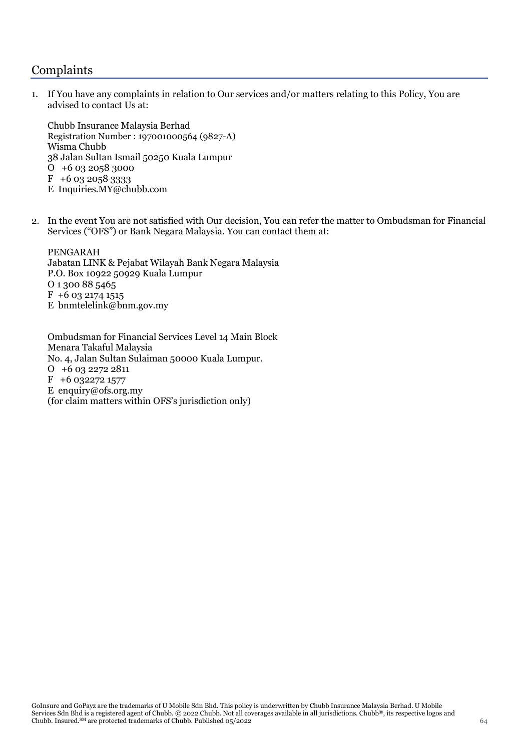## Complaints

1. If You have any complaints in relation to Our services and/or matters relating to this Policy, You are advised to contact Us at:

   Chubb Insurance Malaysia Berhad
   Registration Number : 197001000564 (9827-A)
   Wisma Chubb
   38 Jalan Sultan Ismail 50250 Kuala Lumpur
   O +6 03 2058 3000
   F +6 03 2058 3333
   E Inquiries.MY@chubb.com

2. In the event You are not satisfied with Our decision, You can refer the matter to Ombudsman for Financial Services ("OFS") or Bank Negara Malaysia. You can contact them at:

   PENGARAH
   Jabatan LINK & Pejabat Wilayah Bank Negara Malaysia
   P.O. Box 10922 50929 Kuala Lumpur
   O 1 300 88 5465
   F +6 03 2174 1515
   E bnmtelelink@bnm.gov.my

   Ombudsman for Financial Services Level 14 Main Block
   Menara Takaful Malaysia
   No. 4, Jalan Sultan Sulaiman 50000 Kuala Lumpur.
   O +6 03 2272 2811
   F +6 032272 1577
   E enquiry@ofs.org.my
   (for claim matters within OFS's jurisdiction only)

GoInsure and GoPayz are the trademarks of U Mobile Sdn Bhd. This policy is underwritten by Chubb Insurance Malaysia Berhad. U Mobile Services Sdn Bhd is a registered agent of Chubb. © 2022 Chubb. Not all coverages available in all jurisdictions. Chubb®, its respective logos and Chubb. Insured.℠ are protected trademarks of Chubb. Published 05/2022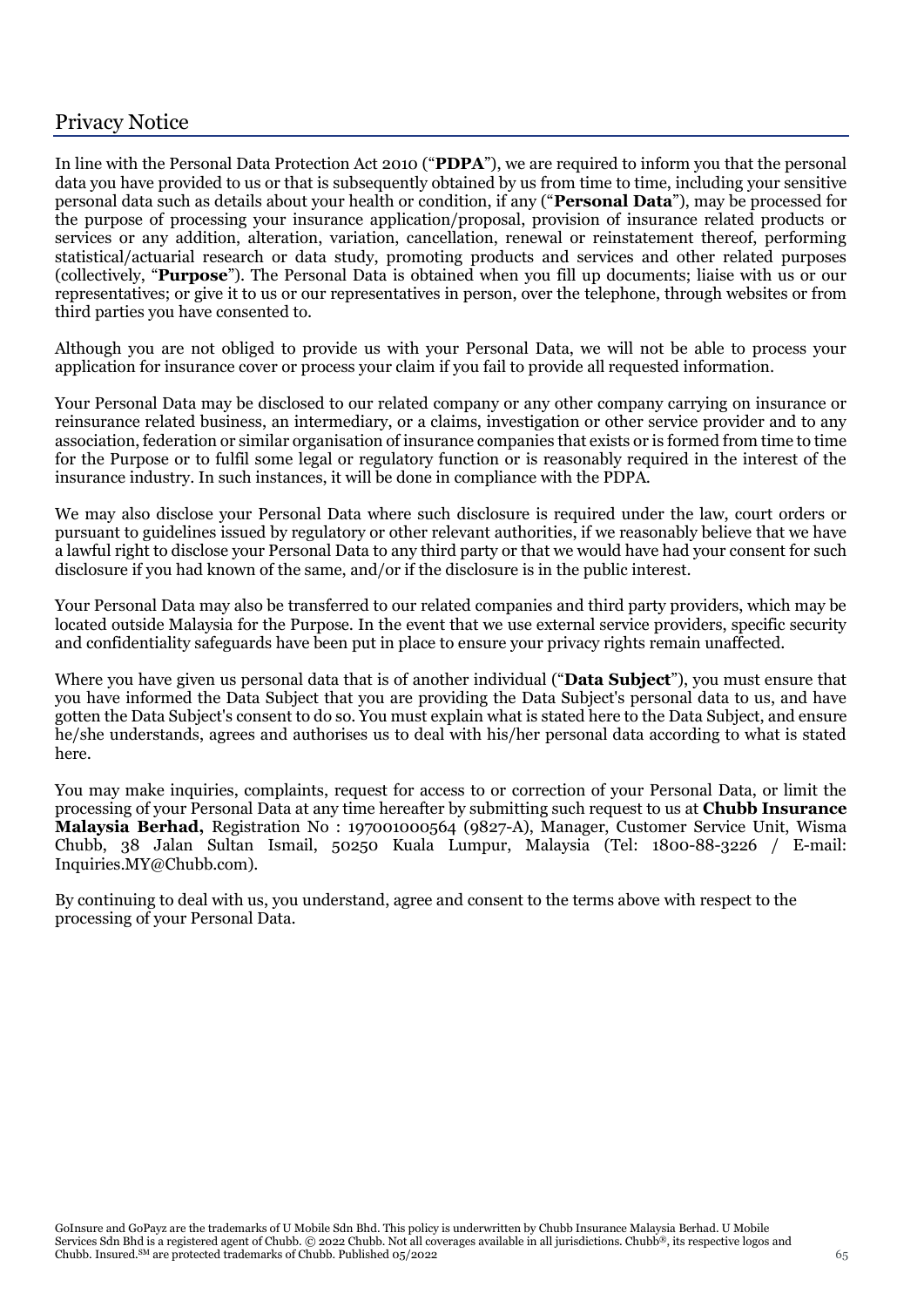# Privacy Notice

In line with the Personal Data Protection Act 2010 ("**PDPA**"), we are required to inform you that the personal data you have provided to us or that is subsequently obtained by us from time to time, including your sensitive personal data such as details about your health or condition, if any ("**Personal Data**"), may be processed for the purpose of processing your insurance application/proposal, provision of insurance related products or services or any addition, alteration, variation, cancellation, renewal or reinstatement thereof, performing statistical/actuarial research or data study, promoting products and services and other related purposes (collectively, "**Purpose**"). The Personal Data is obtained when you fill up documents; liaise with us or our representatives; or give it to us or our representatives in person, over the telephone, through websites or from third parties you have consented to.

Although you are not obliged to provide us with your Personal Data, we will not be able to process your application for insurance cover or process your claim if you fail to provide all requested information.

Your Personal Data may be disclosed to our related company or any other company carrying on insurance or reinsurance related business, an intermediary, or a claims, investigation or other service provider and to any association, federation or similar organisation of insurance companies that exists or is formed from time to time for the Purpose or to fulfil some legal or regulatory function or is reasonably required in the interest of the insurance industry. In such instances, it will be done in compliance with the PDPA.

We may also disclose your Personal Data where such disclosure is required under the law, court orders or pursuant to guidelines issued by regulatory or other relevant authorities, if we reasonably believe that we have a lawful right to disclose your Personal Data to any third party or that we would have had your consent for such disclosure if you had known of the same, and/or if the disclosure is in the public interest.

Your Personal Data may also be transferred to our related companies and third party providers, which may be located outside Malaysia for the Purpose. In the event that we use external service providers, specific security and confidentiality safeguards have been put in place to ensure your privacy rights remain unaffected.

Where you have given us personal data that is of another individual ("**Data Subject**"), you must ensure that you have informed the Data Subject that you are providing the Data Subject's personal data to us, and have gotten the Data Subject's consent to do so. You must explain what is stated here to the Data Subject, and ensure he/she understands, agrees and authorises us to deal with his/her personal data according to what is stated here.

You may make inquiries, complaints, request for access to or correction of your Personal Data, or limit the processing of your Personal Data at any time hereafter by submitting such request to us at **Chubb Insurance Malaysia Berhad,** Registration No : 197001000564 (9827-A), Manager, Customer Service Unit, Wisma Chubb, 38 Jalan Sultan Ismail, 50250 Kuala Lumpur, Malaysia (Tel: 1800-88-3226 / E-mail: Inquiries.MY@Chubb.com).

By continuing to deal with us, you understand, agree and consent to the terms above with respect to the processing of your Personal Data.

GoInsure and GoPayz are the trademarks of U Mobile Sdn Bhd. This policy is underwritten by Chubb Insurance Malaysia Berhad. U Mobile Services Sdn Bhd is a registered agent of Chubb. © 2022 Chubb. Not all coverages available in all jurisdictions. Chubb®, its respective logos and Chubb. Insured.℠ are protected trademarks of Chubb. Published 05/2022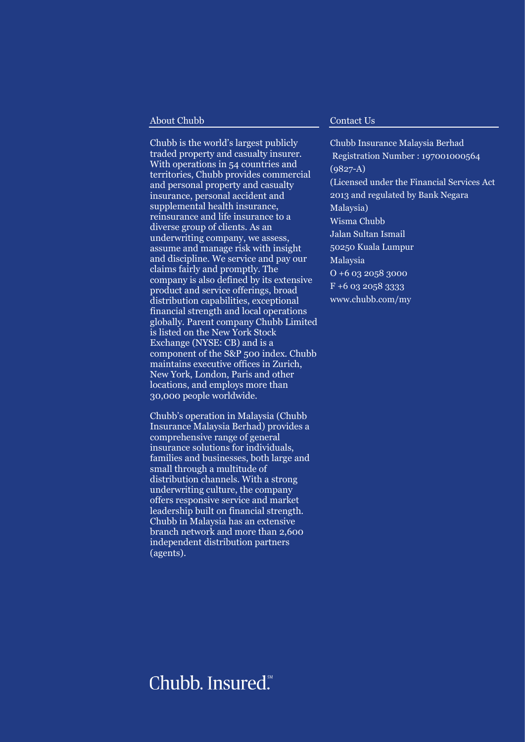## About Chubb

Chubb is the world's largest publicly traded property and casualty insurer. With operations in 54 countries and territories, Chubb provides commercial and personal property and casualty insurance, personal accident and supplemental health insurance, reinsurance and life insurance to a diverse group of clients. As an underwriting company, we assess, assume and manage risk with insight and discipline. We service and pay our claims fairly and promptly. The company is also defined by its extensive product and service offerings, broad distribution capabilities, exceptional financial strength and local operations globally. Parent company Chubb Limited is listed on the New York Stock Exchange (NYSE: CB) and is a component of the S&P 500 index. Chubb maintains executive offices in Zurich, New York, London, Paris and other locations, and employs more than 30,000 people worldwide.

Chubb's operation in Malaysia (Chubb Insurance Malaysia Berhad) provides a comprehensive range of general insurance solutions for individuals, families and businesses, both large and small through a multitude of distribution channels. With a strong underwriting culture, the company offers responsive service and market leadership built on financial strength. Chubb in Malaysia has an extensive branch network and more than 2,600 independent distribution partners (agents).

## Contact Us

Chubb Insurance Malaysia Berhad
Registration Number : 197001000564 (9827-A)
(Licensed under the Financial Services Act 2013 and regulated by Bank Negara Malaysia)
Wisma Chubb
Jalan Sultan Ismail
50250 Kuala Lumpur
Malaysia
O +6 03 2058 3000
F +6 03 2058 3333
www.chubb.com/my

Chubb. Insured.℠